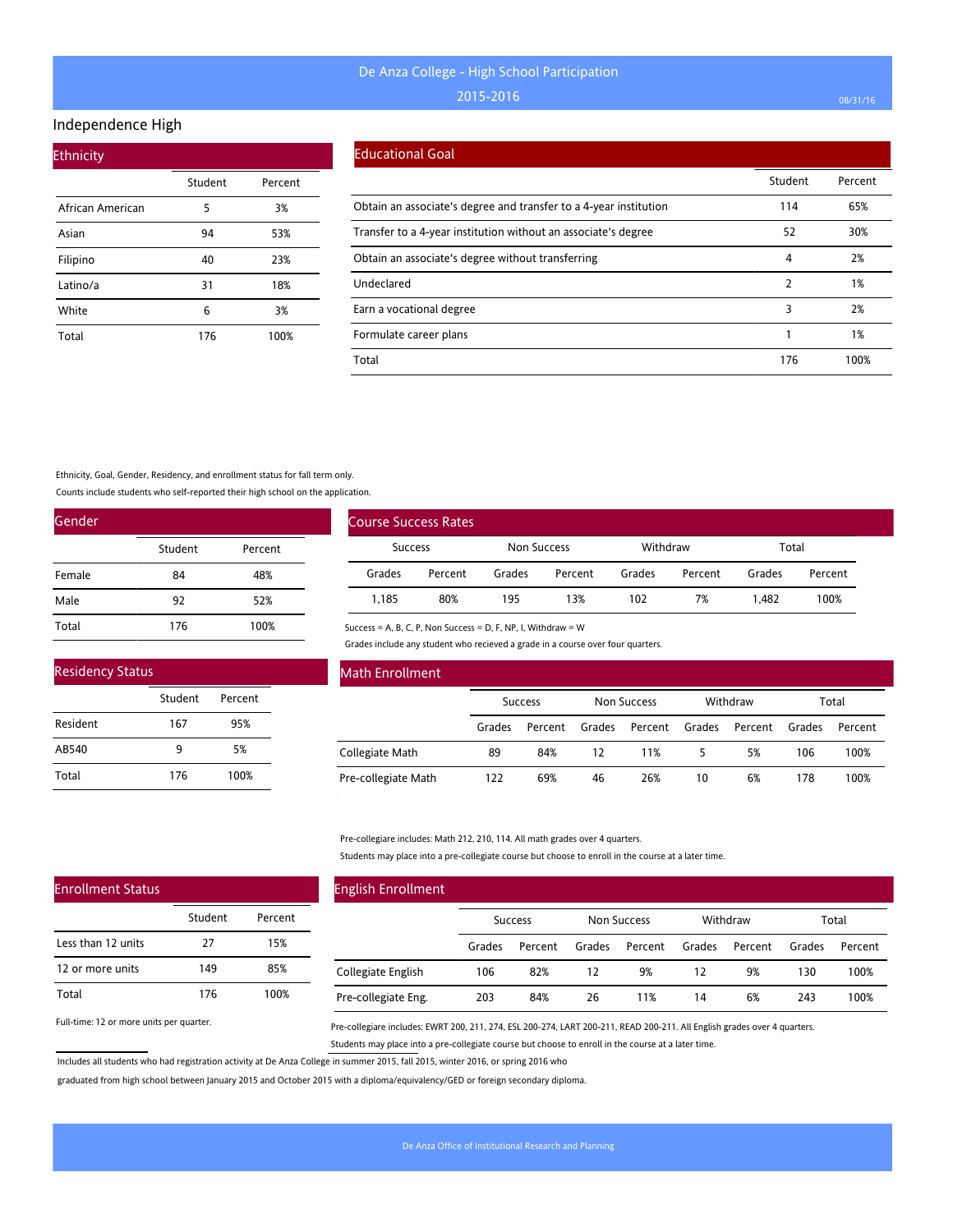# De Anza College - High School Participation

## 2015-2016

### Independence High

#### Ethnicity

| | Student | Percent |
|---|---|---|
| African American | 5 | 3% |
| Asian | 94 | 53% |
| Filipino | 40 | 23% |
| Latino/a | 31 | 18% |
| White | 6 | 3% |
| Total | 176 | 100% |

#### Educational Goal

| | Student | Percent |
|---|---|---|
| Obtain an associate's degree and transfer to a 4-year institution | 114 | 65% |
| Transfer to a 4-year institution without an associate's degree | 52 | 30% |
| Obtain an associate's degree without transferring | 4 | 2% |
| Undeclared | 2 | 1% |
| Earn a vocational degree | 3 | 2% |
| Formulate career plans | 1 | 1% |
| Total | 176 | 100% |

Ethnicity, Goal, Gender, Residency, and enrollment status for fall term only.

Counts include students who self-reported their high school on the application.

#### Gender

| | Student | Percent |
|---|---|---|
| Female | 84 | 48% |
| Male | 92 | 52% |
| Total | 176 | 100% |

#### Course Success Rates

| Success | | Non Success | | Withdraw | | Total | |
|---|---|---|---|---|---|---|---|
| Grades | Percent | Grades | Percent | Grades | Percent | Grades | Percent |
| 1,185 | 80% | 195 | 13% | 102 | 7% | 1,482 | 100% |

Success = A, B, C, P, Non Success = D, F, NP, I, Withdraw = W

Grades include any student who recieved a grade in a course over four quarters.

#### Residency Status

| | Student | Percent |
|---|---|---|
| Resident | 167 | 95% |
| AB540 | 9 | 5% |
| Total | 176 | 100% |

#### Math Enrollment

| | Success | | Non Success | | Withdraw | | Total | |
|---|---|---|---|---|---|---|---|---|
| | Grades | Percent | Grades | Percent | Grades | Percent | Grades | Percent |
| Collegiate Math | 89 | 84% | 12 | 11% | 5 | 5% | 106 | 100% |
| Pre-collegiate Math | 122 | 69% | 46 | 26% | 10 | 6% | 178 | 100% |

Pre-collegiare includes: Math 212, 210, 114. All math grades over 4 quarters.

Students may place into a pre-collegiate course but choose to enroll in the course at a later time.

#### Enrollment Status

| | Student | Percent |
|---|---|---|
| Less than 12 units | 27 | 15% |
| 12 or more units | 149 | 85% |
| Total | 176 | 100% |

Full-time: 12 or more units per quarter.

#### English Enrollment

| | Success | | Non Success | | Withdraw | | Total | |
|---|---|---|---|---|---|---|---|---|
| | Grades | Percent | Grades | Percent | Grades | Percent | Grades | Percent |
| Collegiate English | 106 | 82% | 12 | 9% | 12 | 9% | 130 | 100% |
| Pre-collegiate Eng. | 203 | 84% | 26 | 11% | 14 | 6% | 243 | 100% |

Pre-collegiare includes: EWRT 200, 211, 274, ESL 200-274, LART 200-211, READ 200-211. All English grades over 4 quarters.

Students may place into a pre-collegiate course but choose to enroll in the course at a later time.

Includes all students who had registration activity at De Anza College in summer 2015, fall 2015, winter 2016, or spring 2016 who graduated from high school between January 2015 and October 2015 with a diploma/equivalency/GED or foreign secondary diploma.

De Anza Office of Institutional Research and Planning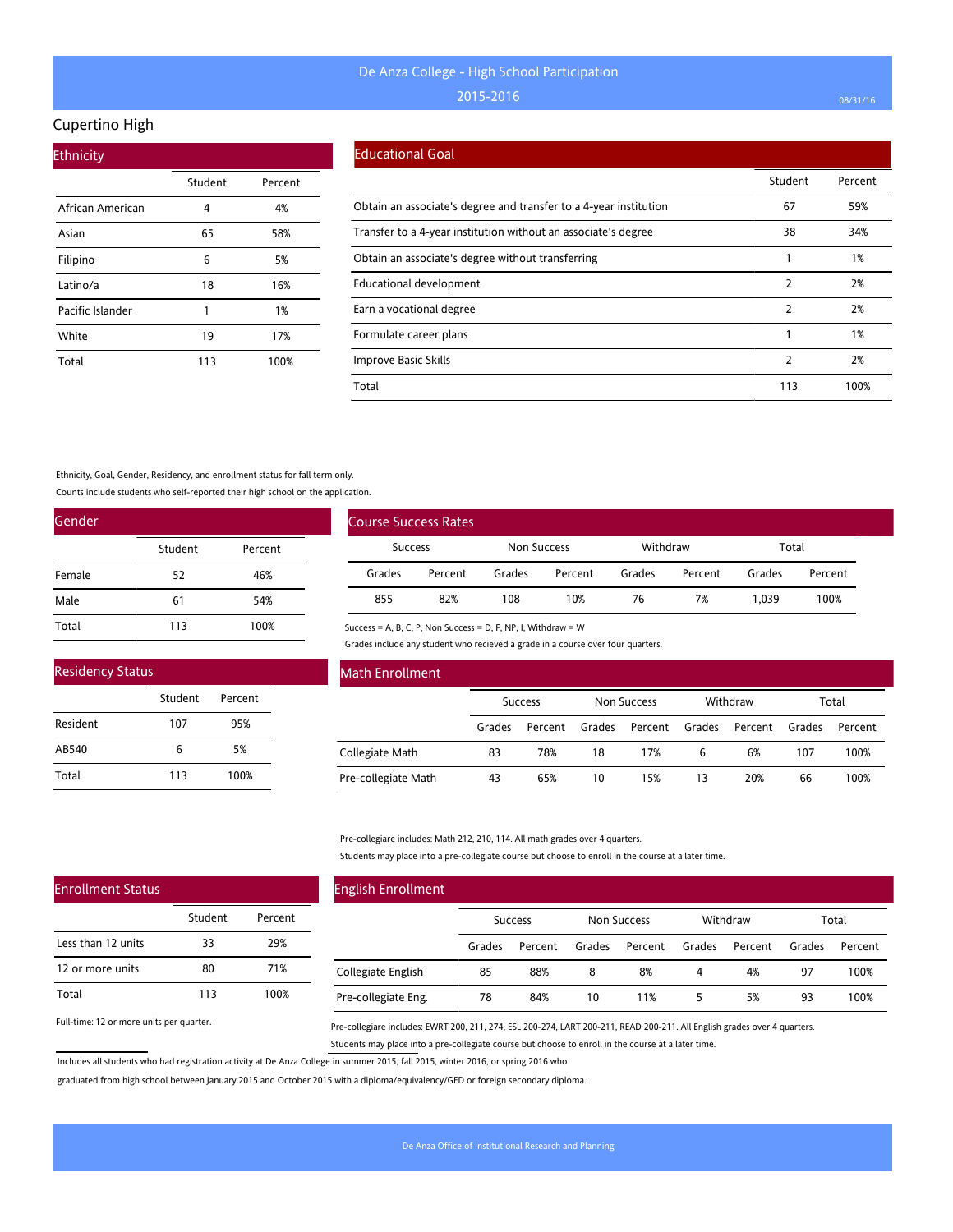# De Anza College - High School Participation

## 2015-2016

08/31/16

## Cupertino High

### Ethnicity

| | Student | Percent |
|---|---|---|
| African American | 4 | 4% |
| Asian | 65 | 58% |
| Filipino | 6 | 5% |
| Latino/a | 18 | 16% |
| Pacific Islander | 1 | 1% |
| White | 19 | 17% |
| Total | 113 | 100% |

### Educational Goal

| | Student | Percent |
|---|---|---|
| Obtain an associate's degree and transfer to a 4-year institution | 67 | 59% |
| Transfer to a 4-year institution without an associate's degree | 38 | 34% |
| Obtain an associate's degree without transferring | 1 | 1% |
| Educational development | 2 | 2% |
| Earn a vocational degree | 2 | 2% |
| Formulate career plans | 1 | 1% |
| Improve Basic Skills | 2 | 2% |
| Total | 113 | 100% |

Ethnicity, Goal, Gender, Residency, and enrollment status for fall term only.

Counts include students who self-reported their high school on the application.

### Gender

| | Student | Percent |
|---|---|---|
| Female | 52 | 46% |
| Male | 61 | 54% |
| Total | 113 | 100% |

### Course Success Rates

| Success | | Non Success | | Withdraw | | Total | |
|---|---|---|---|---|---|---|---|
| Grades | Percent | Grades | Percent | Grades | Percent | Grades | Percent |
| 855 | 82% | 108 | 10% | 76 | 7% | 1,039 | 100% |

Success = A, B, C, P, Non Success = D, F, NP, I, Withdraw = W

Grades include any student who recieved a grade in a course over four quarters.

### Residency Status

| | Student | Percent |
|---|---|---|
| Resident | 107 | 95% |
| AB540 | 6 | 5% |
| Total | 113 | 100% |

### Math Enrollment

| | Success | | Non Success | | Withdraw | | Total | |
|---|---|---|---|---|---|---|---|---|
| | Grades | Percent | Grades | Percent | Grades | Percent | Grades | Percent |
| Collegiate Math | 83 | 78% | 18 | 17% | 6 | 6% | 107 | 100% |
| Pre-collegiate Math | 43 | 65% | 10 | 15% | 13 | 20% | 66 | 100% |

Pre-collegiare includes: Math 212, 210, 114. All math grades over 4 quarters.

Students may place into a pre-collegiate course but choose to enroll in the course at a later time.

### Enrollment Status

| | Student | Percent |
|---|---|---|
| Less than 12 units | 33 | 29% |
| 12 or more units | 80 | 71% |
| Total | 113 | 100% |

Full-time: 12 or more units per quarter.

### English Enrollment

| | Success | | Non Success | | Withdraw | | Total | |
|---|---|---|---|---|---|---|---|---|
| | Grades | Percent | Grades | Percent | Grades | Percent | Grades | Percent |
| Collegiate English | 85 | 88% | 8 | 8% | 4 | 4% | 97 | 100% |
| Pre-collegiate Eng. | 78 | 84% | 10 | 11% | 5 | 5% | 93 | 100% |

Pre-collegiare includes: EWRT 200, 211, 274, ESL 200-274, LART 200-211, READ 200-211. All English grades over 4 quarters.

Students may place into a pre-collegiate course but choose to enroll in the course at a later time.

Includes all students who had registration activity at De Anza College in summer 2015, fall 2015, winter 2016, or spring 2016 who graduated from high school between January 2015 and October 2015 with a diploma/equivalency/GED or foreign secondary diploma.

De Anza Office of Institutional Research and Planning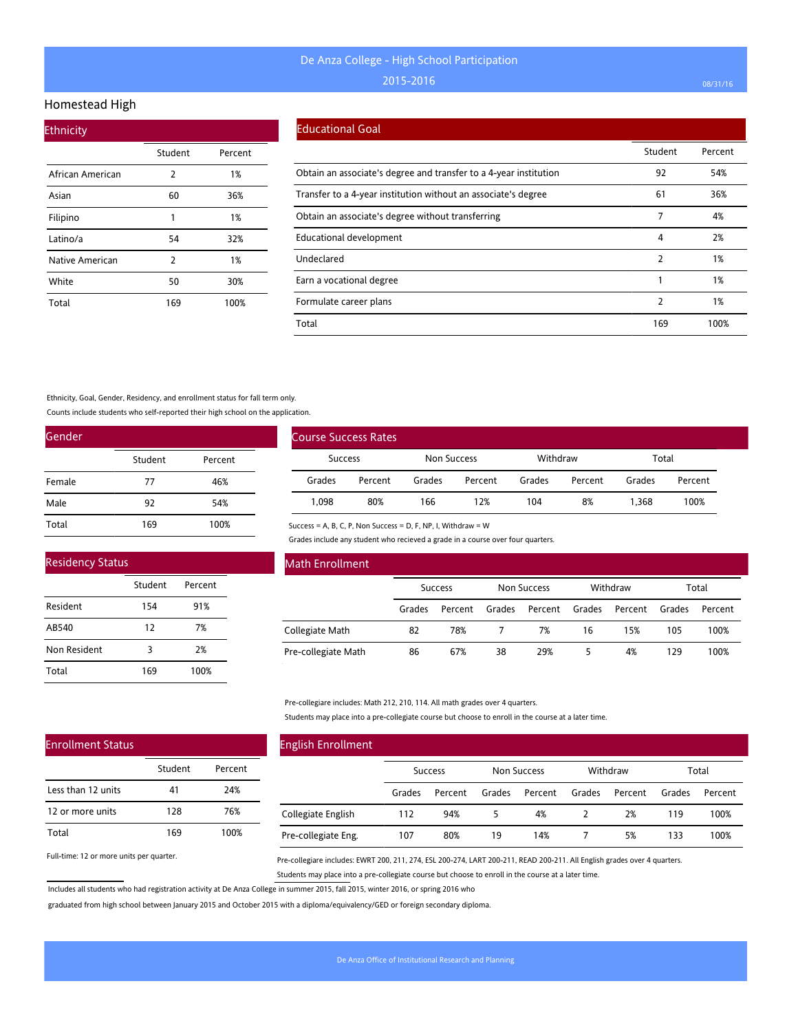# De Anza College - High School Participation

## 2015-2016

## Homestead High

### Ethnicity

| | Student | Percent |
|---|---|---|
| African American | 2 | 1% |
| Asian | 60 | 36% |
| Filipino | 1 | 1% |
| Latino/a | 54 | 32% |
| Native American | 2 | 1% |
| White | 50 | 30% |
| Total | 169 | 100% |

### Educational Goal

| | Student | Percent |
|---|---|---|
| Obtain an associate's degree and transfer to a 4-year institution | 92 | 54% |
| Transfer to a 4-year institution without an associate's degree | 61 | 36% |
| Obtain an associate's degree without transferring | 7 | 4% |
| Educational development | 4 | 2% |
| Undeclared | 2 | 1% |
| Earn a vocational degree | 1 | 1% |
| Formulate career plans | 2 | 1% |
| Total | 169 | 100% |

Ethnicity, Goal, Gender, Residency, and enrollment status for fall term only.

Counts include students who self-reported their high school on the application.

### Gender

| | Student | Percent |
|---|---|---|
| Female | 77 | 46% |
| Male | 92 | 54% |
| Total | 169 | 100% |

### Course Success Rates

| Success | | Non Success | | Withdraw | | Total | |
|---|---|---|---|---|---|---|---|
| Grades | Percent | Grades | Percent | Grades | Percent | Grades | Percent |
| 1,098 | 80% | 166 | 12% | 104 | 8% | 1,368 | 100% |

Success = A, B, C, P, Non Success = D, F, NP, I, Withdraw = W

Grades include any student who recieved a grade in a course over four quarters.

### Residency Status

| | Student | Percent |
|---|---|---|
| Resident | 154 | 91% |
| AB540 | 12 | 7% |
| Non Resident | 3 | 2% |
| Total | 169 | 100% |

### Math Enrollment

| | Success | | Non Success | | Withdraw | | Total | |
|---|---|---|---|---|---|---|---|---|
| | Grades | Percent | Grades | Percent | Grades | Percent | Grades | Percent |
| Collegiate Math | 82 | 78% | 7 | 7% | 16 | 15% | 105 | 100% |
| Pre-collegiate Math | 86 | 67% | 38 | 29% | 5 | 4% | 129 | 100% |

Pre-collegiare includes: Math 212, 210, 114. All math grades over 4 quarters.

Students may place into a pre-collegiate course but choose to enroll in the course at a later time.

### Enrollment Status

| | Student | Percent |
|---|---|---|
| Less than 12 units | 41 | 24% |
| 12 or more units | 128 | 76% |
| Total | 169 | 100% |

Full-time: 12 or more units per quarter.

### English Enrollment

| | Success | | Non Success | | Withdraw | | Total | |
|---|---|---|---|---|---|---|---|---|
| | Grades | Percent | Grades | Percent | Grades | Percent | Grades | Percent |
| Collegiate English | 112 | 94% | 5 | 4% | 2 | 2% | 119 | 100% |
| Pre-collegiate Eng. | 107 | 80% | 19 | 14% | 7 | 5% | 133 | 100% |

Pre-collegiare includes: EWRT 200, 211, 274, ESL 200-274, LART 200-211, READ 200-211. All English grades over 4 quarters.

Students may place into a pre-collegiate course but choose to enroll in the course at a later time.

Includes all students who had registration activity at De Anza College in summer 2015, fall 2015, winter 2016, or spring 2016 who graduated from high school between January 2015 and October 2015 with a diploma/equivalency/GED or foreign secondary diploma.

De Anza Office of Institutional Research and Planning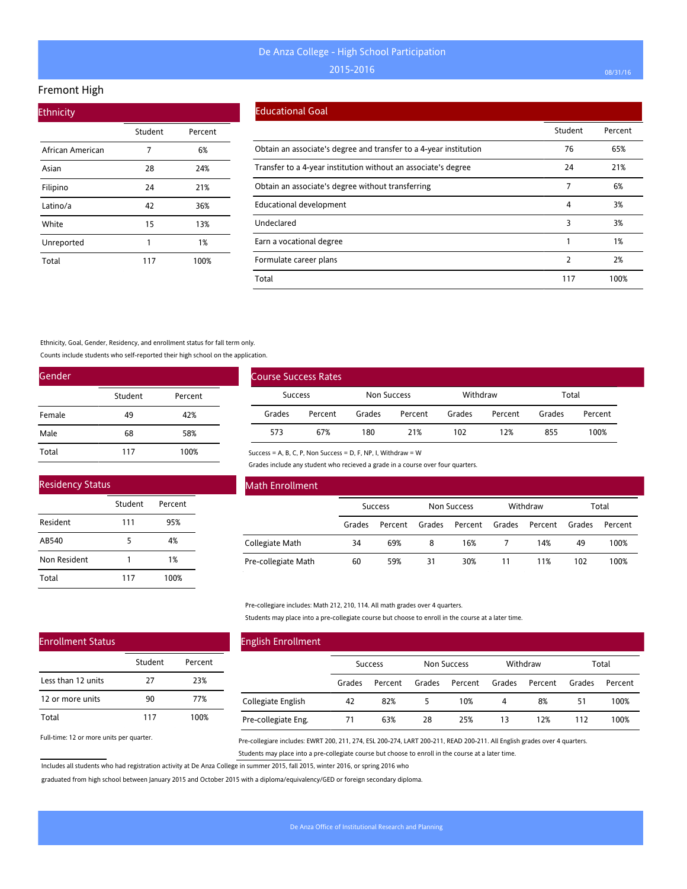# De Anza College - High School Participation

2015-2016

## Fremont High

### Ethnicity

| | Student | Percent |
|---|---|---|
| African American | 7 | 6% |
| Asian | 28 | 24% |
| Filipino | 24 | 21% |
| Latino/a | 42 | 36% |
| White | 15 | 13% |
| Unreported | 1 | 1% |
| Total | 117 | 100% |

### Educational Goal

| | Student | Percent |
|---|---|---|
| Obtain an associate's degree and transfer to a 4-year institution | 76 | 65% |
| Transfer to a 4-year institution without an associate's degree | 24 | 21% |
| Obtain an associate's degree without transferring | 7 | 6% |
| Educational development | 4 | 3% |
| Undeclared | 3 | 3% |
| Earn a vocational degree | 1 | 1% |
| Formulate career plans | 2 | 2% |
| Total | 117 | 100% |

Ethnicity, Goal, Gender, Residency, and enrollment status for fall term only.

Counts include students who self-reported their high school on the application.

### Gender

| | Student | Percent |
|---|---|---|
| Female | 49 | 42% |
| Male | 68 | 58% |
| Total | 117 | 100% |

### Course Success Rates

| Success | | Non Success | | Withdraw | | Total | |
|---|---|---|---|---|---|---|---|
| Grades | Percent | Grades | Percent | Grades | Percent | Grades | Percent |
| 573 | 67% | 180 | 21% | 102 | 12% | 855 | 100% |

Success = A, B, C, P, Non Success = D, F, NP, I, Withdraw = W

Grades include any student who recieved a grade in a course over four quarters.

### Residency Status

| | Student | Percent |
|---|---|---|
| Resident | 111 | 95% |
| AB540 | 5 | 4% |
| Non Resident | 1 | 1% |
| Total | 117 | 100% |

### Math Enrollment

| | Success | | Non Success | | Withdraw | | Total | |
|---|---|---|---|---|---|---|---|---|
| | Grades | Percent | Grades | Percent | Grades | Percent | Grades | Percent |
| Collegiate Math | 34 | 69% | 8 | 16% | 7 | 14% | 49 | 100% |
| Pre-collegiate Math | 60 | 59% | 31 | 30% | 11 | 11% | 102 | 100% |

Pre-collegiare includes: Math 212, 210, 114. All math grades over 4 quarters.

Students may place into a pre-collegiate course but choose to enroll in the course at a later time.

### Enrollment Status

| | Student | Percent |
|---|---|---|
| Less than 12 units | 27 | 23% |
| 12 or more units | 90 | 77% |
| Total | 117 | 100% |

Full-time: 12 or more units per quarter.

### English Enrollment

| | Success | | Non Success | | Withdraw | | Total | |
|---|---|---|---|---|---|---|---|---|
| | Grades | Percent | Grades | Percent | Grades | Percent | Grades | Percent |
| Collegiate English | 42 | 82% | 5 | 10% | 4 | 8% | 51 | 100% |
| Pre-collegiate Eng. | 71 | 63% | 28 | 25% | 13 | 12% | 112 | 100% |

Pre-collegiare includes: EWRT 200, 211, 274, ESL 200-274, LART 200-211, READ 200-211. All English grades over 4 quarters.

Students may place into a pre-collegiate course but choose to enroll in the course at a later time.

Includes all students who had registration activity at De Anza College in summer 2015, fall 2015, winter 2016, or spring 2016 who graduated from high school between January 2015 and October 2015 with a diploma/equivalency/GED or foreign secondary diploma.

De Anza Office of Institutional Research and Planning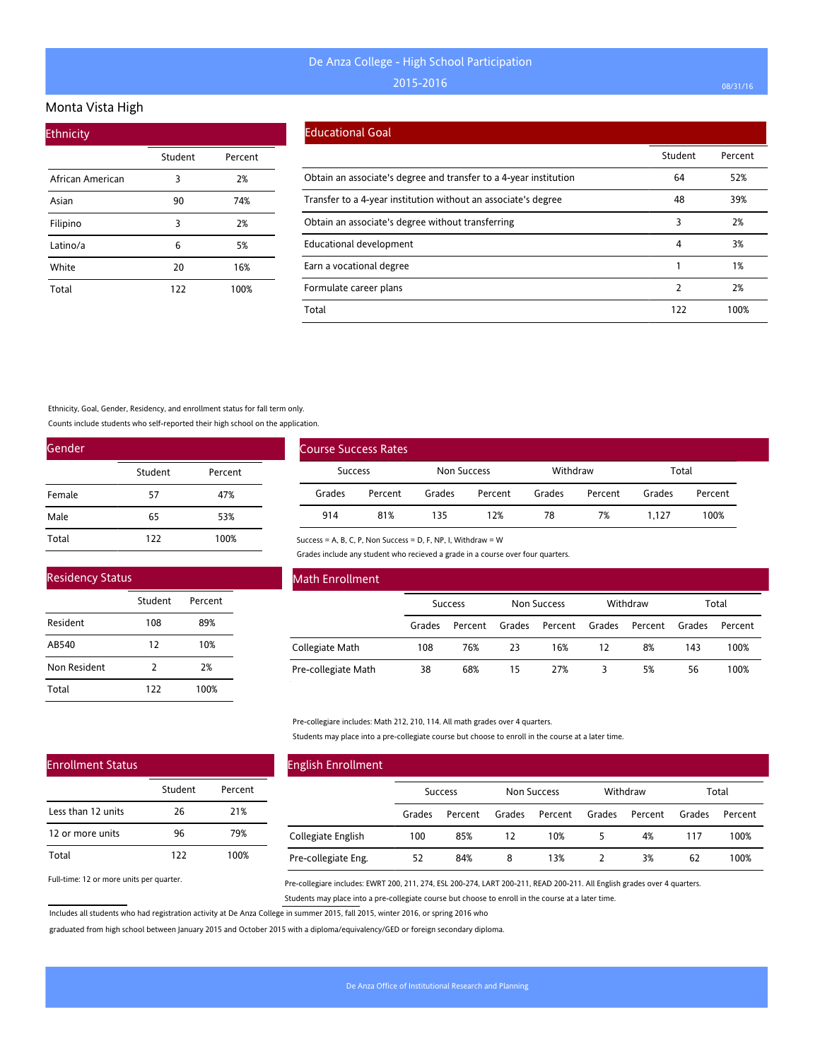# De Anza College - High School Participation

## 2015-2016

## Monta Vista High

### Ethnicity

| | Student | Percent |
|---|---|---|
| African American | 3 | 2% |
| Asian | 90 | 74% |
| Filipino | 3 | 2% |
| Latino/a | 6 | 5% |
| White | 20 | 16% |
| Total | 122 | 100% |

### Educational Goal

| | Student | Percent |
|---|---|---|
| Obtain an associate's degree and transfer to a 4-year institution | 64 | 52% |
| Transfer to a 4-year institution without an associate's degree | 48 | 39% |
| Obtain an associate's degree without transferring | 3 | 2% |
| Educational development | 4 | 3% |
| Earn a vocational degree | 1 | 1% |
| Formulate career plans | 2 | 2% |
| Total | 122 | 100% |

Ethnicity, Goal, Gender, Residency, and enrollment status for fall term only.

Counts include students who self-reported their high school on the application.

### Gender

| | Student | Percent |
|---|---|---|
| Female | 57 | 47% |
| Male | 65 | 53% |
| Total | 122 | 100% |

### Course Success Rates

| Success | | Non Success | | Withdraw | | Total | |
|---|---|---|---|---|---|---|---|
| Grades | Percent | Grades | Percent | Grades | Percent | Grades | Percent |
| 914 | 81% | 135 | 12% | 78 | 7% | 1,127 | 100% |

Success = A, B, C, P, Non Success = D, F, NP, I, Withdraw = W

Grades include any student who recieved a grade in a course over four quarters.

### Residency Status

| | Student | Percent |
|---|---|---|
| Resident | 108 | 89% |
| AB540 | 12 | 10% |
| Non Resident | 2 | 2% |
| Total | 122 | 100% |

### Math Enrollment

| | Success | | Non Success | | Withdraw | | Total | |
|---|---|---|---|---|---|---|---|---|
| | Grades | Percent | Grades | Percent | Grades | Percent | Grades | Percent |
| Collegiate Math | 108 | 76% | 23 | 16% | 12 | 8% | 143 | 100% |
| Pre-collegiate Math | 38 | 68% | 15 | 27% | 3 | 5% | 56 | 100% |

Pre-collegiare includes: Math 212, 210, 114. All math grades over 4 quarters.

Students may place into a pre-collegiate course but choose to enroll in the course at a later time.

### Enrollment Status

| | Student | Percent |
|---|---|---|
| Less than 12 units | 26 | 21% |
| 12 or more units | 96 | 79% |
| Total | 122 | 100% |

Full-time: 12 or more units per quarter.

### English Enrollment

| | Success | | Non Success | | Withdraw | | Total | |
|---|---|---|---|---|---|---|---|---|
| | Grades | Percent | Grades | Percent | Grades | Percent | Grades | Percent |
| Collegiate English | 100 | 85% | 12 | 10% | 5 | 4% | 117 | 100% |
| Pre-collegiate Eng. | 52 | 84% | 8 | 13% | 2 | 3% | 62 | 100% |

Pre-collegiare includes: EWRT 200, 211, 274, ESL 200-274, LART 200-211, READ 200-211. All English grades over 4 quarters.

Students may place into a pre-collegiate course but choose to enroll in the course at a later time.

Includes all students who had registration activity at De Anza College in summer 2015, fall 2015, winter 2016, or spring 2016 who graduated from high school between January 2015 and October 2015 with a diploma/equivalency/GED or foreign secondary diploma.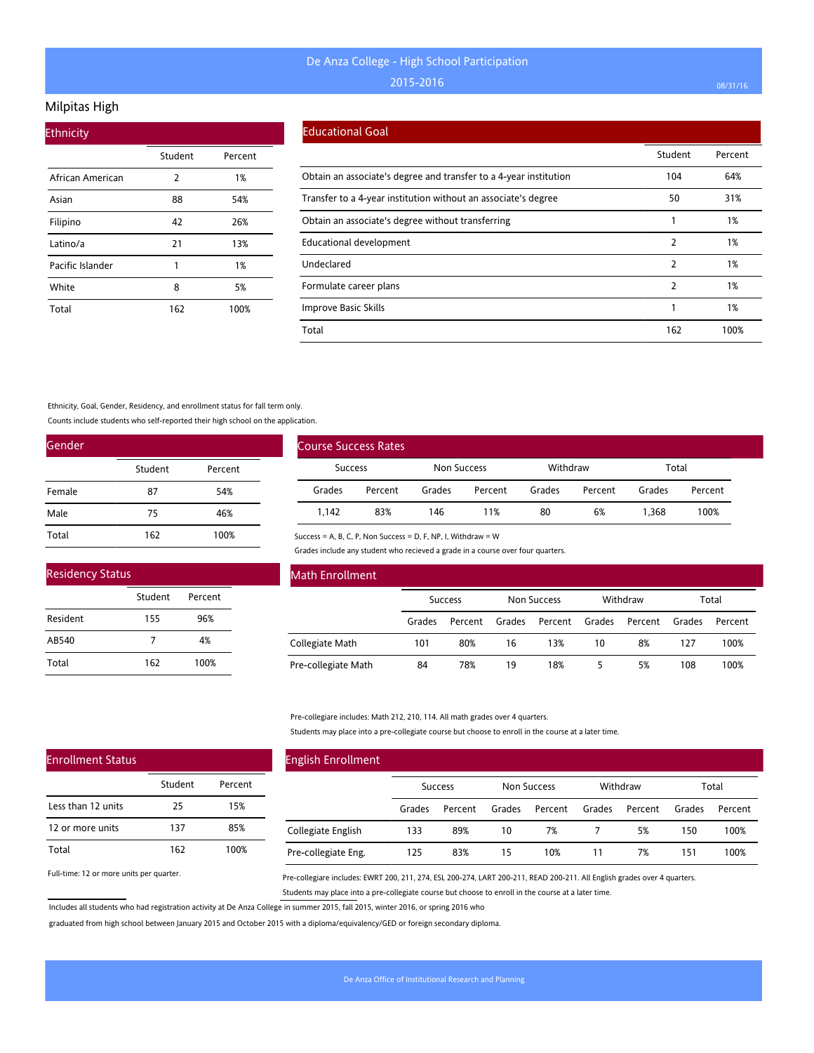# De Anza College - High School Participation 2015-2016

## Milpitas High

### Ethnicity

| | Student | Percent |
|---|---|---|
| African American | 2 | 1% |
| Asian | 88 | 54% |
| Filipino | 42 | 26% |
| Latino/a | 21 | 13% |
| Pacific Islander | 1 | 1% |
| White | 8 | 5% |
| Total | 162 | 100% |

### Educational Goal

| | Student | Percent |
|---|---|---|
| Obtain an associate's degree and transfer to a 4-year institution | 104 | 64% |
| Transfer to a 4-year institution without an associate's degree | 50 | 31% |
| Obtain an associate's degree without transferring | 1 | 1% |
| Educational development | 2 | 1% |
| Undeclared | 2 | 1% |
| Formulate career plans | 2 | 1% |
| Improve Basic Skills | 1 | 1% |
| Total | 162 | 100% |

Ethnicity, Goal, Gender, Residency, and enrollment status for fall term only.

Counts include students who self-reported their high school on the application.

### Gender

| | Student | Percent |
|---|---|---|
| Female | 87 | 54% |
| Male | 75 | 46% |
| Total | 162 | 100% |

### Course Success Rates

| Success | | Non Success | | Withdraw | | Total | |
|---|---|---|---|---|---|---|---|
| Grades | Percent | Grades | Percent | Grades | Percent | Grades | Percent |
| 1,142 | 83% | 146 | 11% | 80 | 6% | 1,368 | 100% |

Success = A, B, C, P, Non Success = D, F, NP, I, Withdraw = W

Grades include any student who recieved a grade in a course over four quarters.

### Residency Status

| | Student | Percent |
|---|---|---|
| Resident | 155 | 96% |
| AB540 | 7 | 4% |
| Total | 162 | 100% |

### Math Enrollment

| | Success | | Non Success | | Withdraw | | Total | |
|---|---|---|---|---|---|---|---|---|
| | Grades | Percent | Grades | Percent | Grades | Percent | Grades | Percent |
| Collegiate Math | 101 | 80% | 16 | 13% | 10 | 8% | 127 | 100% |
| Pre-collegiate Math | 84 | 78% | 19 | 18% | 5 | 5% | 108 | 100% |

Pre-collegiare includes: Math 212, 210, 114. All math grades over 4 quarters.

Students may place into a pre-collegiate course but choose to enroll in the course at a later time.

### Enrollment Status

| | Student | Percent |
|---|---|---|
| Less than 12 units | 25 | 15% |
| 12 or more units | 137 | 85% |
| Total | 162 | 100% |

Full-time: 12 or more units per quarter.

### English Enrollment

| | Success | | Non Success | | Withdraw | | Total | |
|---|---|---|---|---|---|---|---|---|
| | Grades | Percent | Grades | Percent | Grades | Percent | Grades | Percent |
| Collegiate English | 133 | 89% | 10 | 7% | 7 | 5% | 150 | 100% |
| Pre-collegiate Eng. | 125 | 83% | 15 | 10% | 11 | 7% | 151 | 100% |

Pre-collegiare includes: EWRT 200, 211, 274, ESL 200-274, LART 200-211, READ 200-211. All English grades over 4 quarters.

Students may place into a pre-collegiate course but choose to enroll in the course at a later time.

Includes all students who had registration activity at De Anza College in summer 2015, fall 2015, winter 2016, or spring 2016 who graduated from high school between January 2015 and October 2015 with a diploma/equivalency/GED or foreign secondary diploma.

De Anza Office of Institutional Research and Planning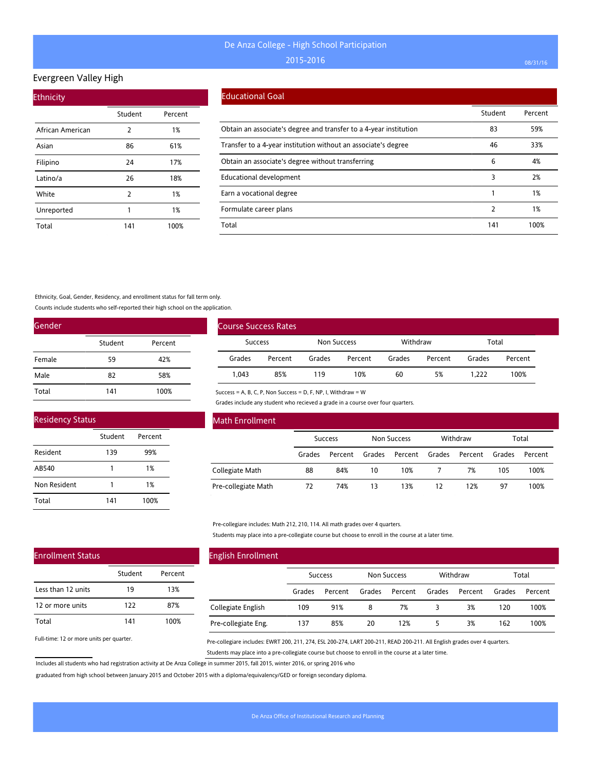# De Anza College - High School Participation

2015-2016

## Evergreen Valley High

### Ethnicity

| | Student | Percent |
|---|---|---|
| African American | 2 | 1% |
| Asian | 86 | 61% |
| Filipino | 24 | 17% |
| Latino/a | 26 | 18% |
| White | 2 | 1% |
| Unreported | 1 | 1% |
| Total | 141 | 100% |

### Educational Goal

| | Student | Percent |
|---|---|---|
| Obtain an associate's degree and transfer to a 4-year institution | 83 | 59% |
| Transfer to a 4-year institution without an associate's degree | 46 | 33% |
| Obtain an associate's degree without transferring | 6 | 4% |
| Educational development | 3 | 2% |
| Earn a vocational degree | 1 | 1% |
| Formulate career plans | 2 | 1% |
| Total | 141 | 100% |

Ethnicity, Goal, Gender, Residency, and enrollment status for fall term only.

Counts include students who self-reported their high school on the application.

### Gender

| | Student | Percent |
|---|---|---|
| Female | 59 | 42% |
| Male | 82 | 58% |
| Total | 141 | 100% |

### Course Success Rates

| Success | | Non Success | | Withdraw | | Total | |
|---|---|---|---|---|---|---|---|
| Grades | Percent | Grades | Percent | Grades | Percent | Grades | Percent |
| 1,043 | 85% | 119 | 10% | 60 | 5% | 1,222 | 100% |

Success = A, B, C, P, Non Success = D, F, NP, I, Withdraw = W

Grades include any student who recieved a grade in a course over four quarters.

### Residency Status

| | Student | Percent |
|---|---|---|
| Resident | 139 | 99% |
| AB540 | 1 | 1% |
| Non Resident | 1 | 1% |
| Total | 141 | 100% |

### Math Enrollment

| | Success | | Non Success | | Withdraw | | Total | |
|---|---|---|---|---|---|---|---|---|
| | Grades | Percent | Grades | Percent | Grades | Percent | Grades | Percent |
| Collegiate Math | 88 | 84% | 10 | 10% | 7 | 7% | 105 | 100% |
| Pre-collegiate Math | 72 | 74% | 13 | 13% | 12 | 12% | 97 | 100% |

Pre-collegiare includes: Math 212, 210, 114. All math grades over 4 quarters.

Students may place into a pre-collegiate course but choose to enroll in the course at a later time.

### Enrollment Status

| | Student | Percent |
|---|---|---|
| Less than 12 units | 19 | 13% |
| 12 or more units | 122 | 87% |
| Total | 141 | 100% |

Full-time: 12 or more units per quarter.

### English Enrollment

| | Success | | Non Success | | Withdraw | | Total | |
|---|---|---|---|---|---|---|---|---|
| | Grades | Percent | Grades | Percent | Grades | Percent | Grades | Percent |
| Collegiate English | 109 | 91% | 8 | 7% | 3 | 3% | 120 | 100% |
| Pre-collegiate Eng. | 137 | 85% | 20 | 12% | 5 | 3% | 162 | 100% |

Pre-collegiare includes: EWRT 200, 211, 274, ESL 200-274, LART 200-211, READ 200-211. All English grades over 4 quarters.

Students may place into a pre-collegiate course but choose to enroll in the course at a later time.

Includes all students who had registration activity at De Anza College in summer 2015, fall 2015, winter 2016, or spring 2016 who graduated from high school between January 2015 and October 2015 with a diploma/equivalency/GED or foreign secondary diploma.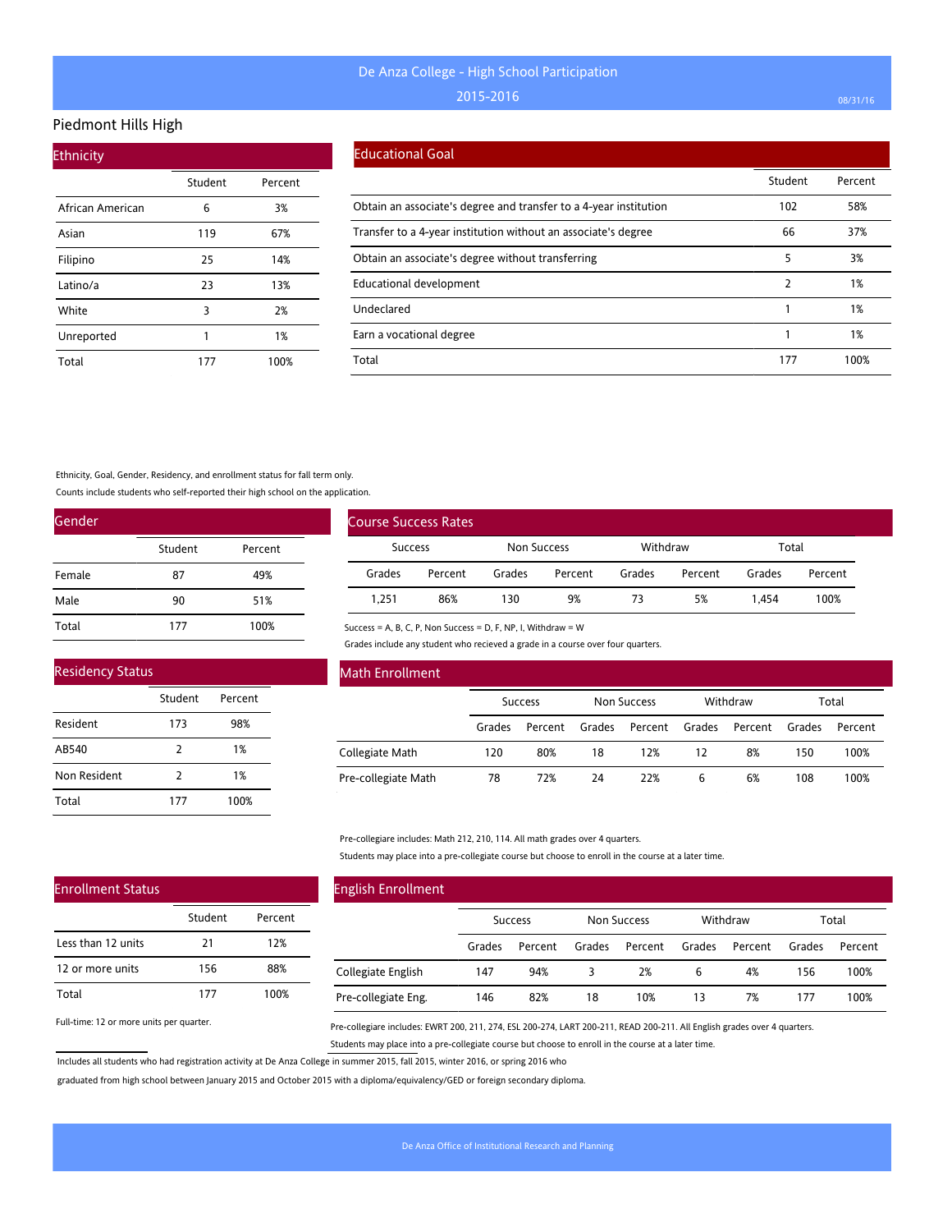# De Anza College - High School Participation

## 2015-2016

## Piedmont Hills High

### Ethnicity

| | Student | Percent |
|---|---|---|
| African American | 6 | 3% |
| Asian | 119 | 67% |
| Filipino | 25 | 14% |
| Latino/a | 23 | 13% |
| White | 3 | 2% |
| Unreported | 1 | 1% |
| Total | 177 | 100% |

### Educational Goal

| | Student | Percent |
|---|---|---|
| Obtain an associate's degree and transfer to a 4-year institution | 102 | 58% |
| Transfer to a 4-year institution without an associate's degree | 66 | 37% |
| Obtain an associate's degree without transferring | 5 | 3% |
| Educational development | 2 | 1% |
| Undeclared | 1 | 1% |
| Earn a vocational degree | 1 | 1% |
| Total | 177 | 100% |

Ethnicity, Goal, Gender, Residency, and enrollment status for fall term only.

Counts include students who self-reported their high school on the application.

### Gender

| | Student | Percent |
|---|---|---|
| Female | 87 | 49% |
| Male | 90 | 51% |
| Total | 177 | 100% |

### Course Success Rates

| Success | | Non Success | | Withdraw | | Total | |
|---|---|---|---|---|---|---|---|
| Grades | Percent | Grades | Percent | Grades | Percent | Grades | Percent |
| 1,251 | 86% | 130 | 9% | 73 | 5% | 1,454 | 100% |

Success = A, B, C, P, Non Success = D, F, NP, I, Withdraw = W

Grades include any student who recieved a grade in a course over four quarters.

### Residency Status

| | Student | Percent |
|---|---|---|
| Resident | 173 | 98% |
| AB540 | 2 | 1% |
| Non Resident | 2 | 1% |
| Total | 177 | 100% |

### Math Enrollment

| | Success | | Non Success | | Withdraw | | Total | |
|---|---|---|---|---|---|---|---|---|
| | Grades | Percent | Grades | Percent | Grades | Percent | Grades | Percent |
| Collegiate Math | 120 | 80% | 18 | 12% | 12 | 8% | 150 | 100% |
| Pre-collegiate Math | 78 | 72% | 24 | 22% | 6 | 6% | 108 | 100% |

Pre-collegiare includes: Math 212, 210, 114. All math grades over 4 quarters.

Students may place into a pre-collegiate course but choose to enroll in the course at a later time.

### Enrollment Status

| | Student | Percent |
|---|---|---|
| Less than 12 units | 21 | 12% |
| 12 or more units | 156 | 88% |
| Total | 177 | 100% |

Full-time: 12 or more units per quarter.

### English Enrollment

| | Success | | Non Success | | Withdraw | | Total | |
|---|---|---|---|---|---|---|---|---|
| | Grades | Percent | Grades | Percent | Grades | Percent | Grades | Percent |
| Collegiate English | 147 | 94% | 3 | 2% | 6 | 4% | 156 | 100% |
| Pre-collegiate Eng. | 146 | 82% | 18 | 10% | 13 | 7% | 177 | 100% |

Pre-collegiare includes: EWRT 200, 211, 274, ESL 200-274, LART 200-211, READ 200-211. All English grades over 4 quarters.

Students may place into a pre-collegiate course but choose to enroll in the course at a later time.

Includes all students who had registration activity at De Anza College in summer 2015, fall 2015, winter 2016, or spring 2016 who graduated from high school between January 2015 and October 2015 with a diploma/equivalency/GED or foreign secondary diploma.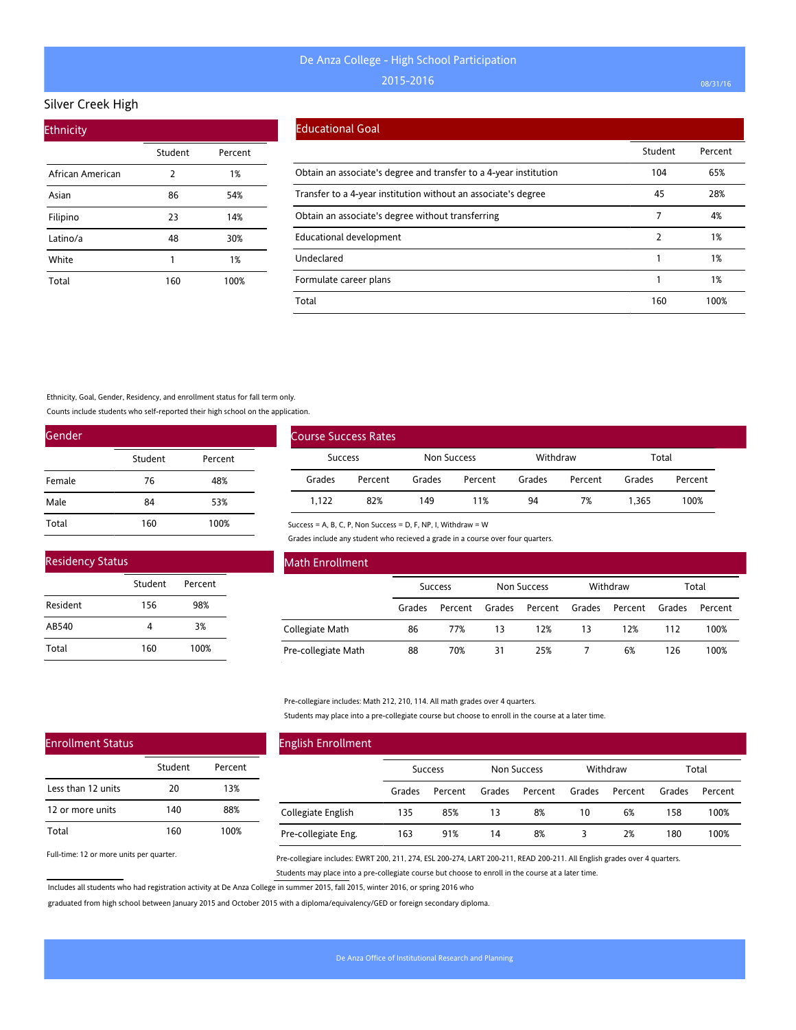# De Anza College - High School Participation

## 2015-2016

## Silver Creek High

### Ethnicity

| | Student | Percent |
|---|---|---|
| African American | 2 | 1% |
| Asian | 86 | 54% |
| Filipino | 23 | 14% |
| Latino/a | 48 | 30% |
| White | 1 | 1% |
| Total | 160 | 100% |

### Educational Goal

| | Student | Percent |
|---|---|---|
| Obtain an associate's degree and transfer to a 4-year institution | 104 | 65% |
| Transfer to a 4-year institution without an associate's degree | 45 | 28% |
| Obtain an associate's degree without transferring | 7 | 4% |
| Educational development | 2 | 1% |
| Undeclared | 1 | 1% |
| Formulate career plans | 1 | 1% |
| Total | 160 | 100% |

Ethnicity, Goal, Gender, Residency, and enrollment status for fall term only.

Counts include students who self-reported their high school on the application.

### Gender

| | Student | Percent |
|---|---|---|
| Female | 76 | 48% |
| Male | 84 | 53% |
| Total | 160 | 100% |

### Course Success Rates

| Success | | Non Success | | Withdraw | | Total | |
|---|---|---|---|---|---|---|---|
| Grades | Percent | Grades | Percent | Grades | Percent | Grades | Percent |
| 1,122 | 82% | 149 | 11% | 94 | 7% | 1,365 | 100% |

Success = A, B, C, P, Non Success = D, F, NP, I, Withdraw = W

Grades include any student who recieved a grade in a course over four quarters.

### Residency Status

| | Student | Percent |
|---|---|---|
| Resident | 156 | 98% |
| AB540 | 4 | 3% |
| Total | 160 | 100% |

### Math Enrollment

| | Success | | Non Success | | Withdraw | | Total | |
|---|---|---|---|---|---|---|---|---|
| | Grades | Percent | Grades | Percent | Grades | Percent | Grades | Percent |
| Collegiate Math | 86 | 77% | 13 | 12% | 13 | 12% | 112 | 100% |
| Pre-collegiate Math | 88 | 70% | 31 | 25% | 7 | 6% | 126 | 100% |

Pre-collegiare includes: Math 212, 210, 114. All math grades over 4 quarters.

Students may place into a pre-collegiate course but choose to enroll in the course at a later time.

### Enrollment Status

| | Student | Percent |
|---|---|---|
| Less than 12 units | 20 | 13% |
| 12 or more units | 140 | 88% |
| Total | 160 | 100% |

Full-time: 12 or more units per quarter.

### English Enrollment

| | Success | | Non Success | | Withdraw | | Total | |
|---|---|---|---|---|---|---|---|---|
| | Grades | Percent | Grades | Percent | Grades | Percent | Grades | Percent |
| Collegiate English | 135 | 85% | 13 | 8% | 10 | 6% | 158 | 100% |
| Pre-collegiate Eng. | 163 | 91% | 14 | 8% | 3 | 2% | 180 | 100% |

Pre-collegiare includes: EWRT 200, 211, 274, ESL 200-274, LART 200-211, READ 200-211. All English grades over 4 quarters.

Students may place into a pre-collegiate course but choose to enroll in the course at a later time.

Includes all students who had registration activity at De Anza College in summer 2015, fall 2015, winter 2016, or spring 2016 who graduated from high school between January 2015 and October 2015 with a diploma/equivalency/GED or foreign secondary diploma.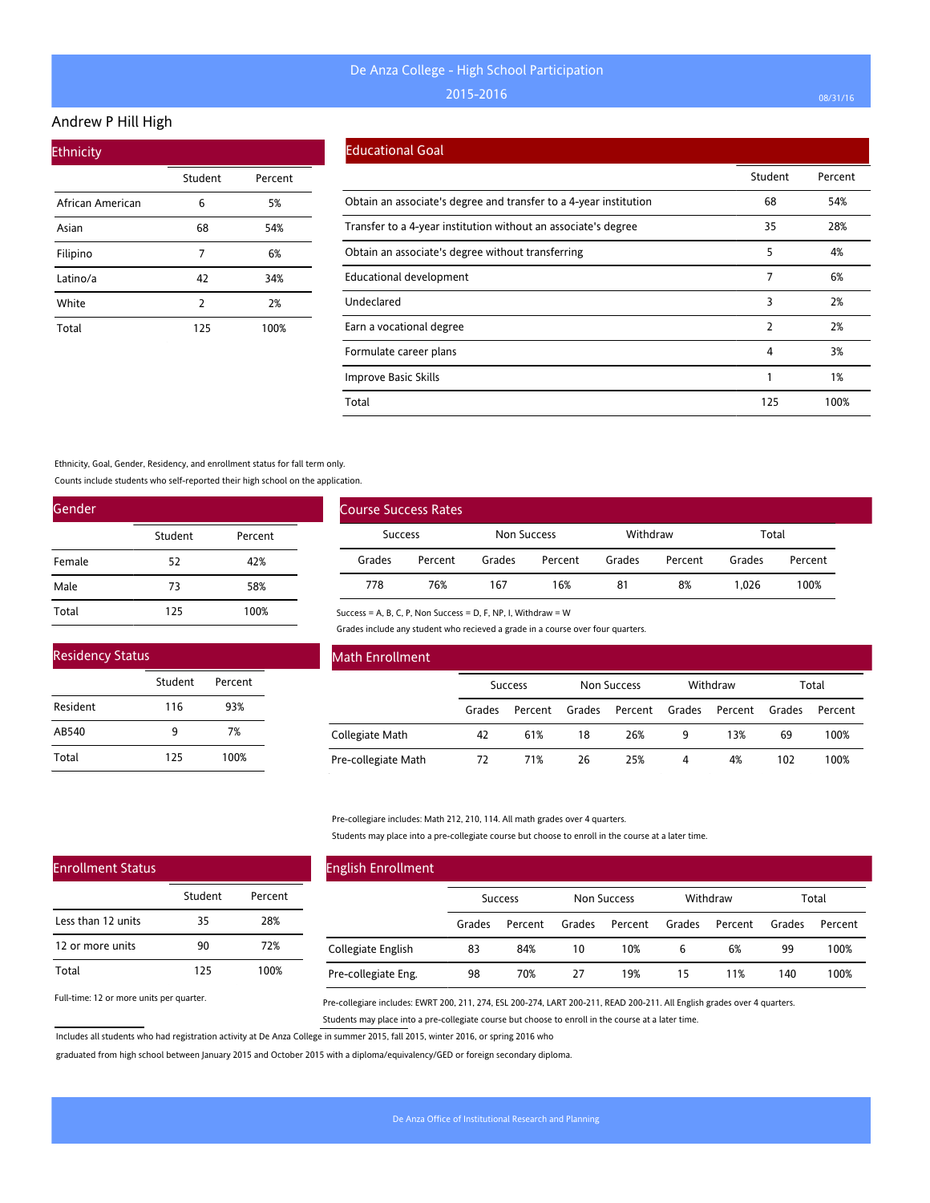# De Anza College - High School Participation

## 2015-2016

## Andrew P Hill High

### Ethnicity

| | Student | Percent |
|---|---|---|
| African American | 6 | 5% |
| Asian | 68 | 54% |
| Filipino | 7 | 6% |
| Latino/a | 42 | 34% |
| White | 2 | 2% |
| Total | 125 | 100% |

### Educational Goal

| | Student | Percent |
|---|---|---|
| Obtain an associate's degree and transfer to a 4-year institution | 68 | 54% |
| Transfer to a 4-year institution without an associate's degree | 35 | 28% |
| Obtain an associate's degree without transferring | 5 | 4% |
| Educational development | 7 | 6% |
| Undeclared | 3 | 2% |
| Earn a vocational degree | 2 | 2% |
| Formulate career plans | 4 | 3% |
| Improve Basic Skills | 1 | 1% |
| Total | 125 | 100% |

Ethnicity, Goal, Gender, Residency, and enrollment status for fall term only.

Counts include students who self-reported their high school on the application.

### Gender

| | Student | Percent |
|---|---|---|
| Female | 52 | 42% |
| Male | 73 | 58% |
| Total | 125 | 100% |

### Course Success Rates

| Success | | Non Success | | Withdraw | | Total | |
|---|---|---|---|---|---|---|---|
| Grades | Percent | Grades | Percent | Grades | Percent | Grades | Percent |
| 778 | 76% | 167 | 16% | 81 | 8% | 1,026 | 100% |

Success = A, B, C, P, Non Success = D, F, NP, I, Withdraw = W

Grades include any student who recieved a grade in a course over four quarters.

### Residency Status

| | Student | Percent |
|---|---|---|
| Resident | 116 | 93% |
| AB540 | 9 | 7% |
| Total | 125 | 100% |

### Math Enrollment

| | Success | | Non Success | | Withdraw | | Total | |
|---|---|---|---|---|---|---|---|---|
| | Grades | Percent | Grades | Percent | Grades | Percent | Grades | Percent |
| Collegiate Math | 42 | 61% | 18 | 26% | 9 | 13% | 69 | 100% |
| Pre-collegiate Math | 72 | 71% | 26 | 25% | 4 | 4% | 102 | 100% |

Pre-collegiare includes: Math 212, 210, 114. All math grades over 4 quarters.

Students may place into a pre-collegiate course but choose to enroll in the course at a later time.

### Enrollment Status

| | Student | Percent |
|---|---|---|
| Less than 12 units | 35 | 28% |
| 12 or more units | 90 | 72% |
| Total | 125 | 100% |

Full-time: 12 or more units per quarter.

### English Enrollment

| | Success | | Non Success | | Withdraw | | Total | |
|---|---|---|---|---|---|---|---|---|
| | Grades | Percent | Grades | Percent | Grades | Percent | Grades | Percent |
| Collegiate English | 83 | 84% | 10 | 10% | 6 | 6% | 99 | 100% |
| Pre-collegiate Eng. | 98 | 70% | 27 | 19% | 15 | 11% | 140 | 100% |

Pre-collegiare includes: EWRT 200, 211, 274, ESL 200-274, LART 200-211, READ 200-211. All English grades over 4 quarters.

Students may place into a pre-collegiate course but choose to enroll in the course at a later time.

Includes all students who had registration activity at De Anza College in summer 2015, fall 2015, winter 2016, or spring 2016 who graduated from high school between January 2015 and October 2015 with a diploma/equivalency/GED or foreign secondary diploma.

De Anza Office of Institutional Research and Planning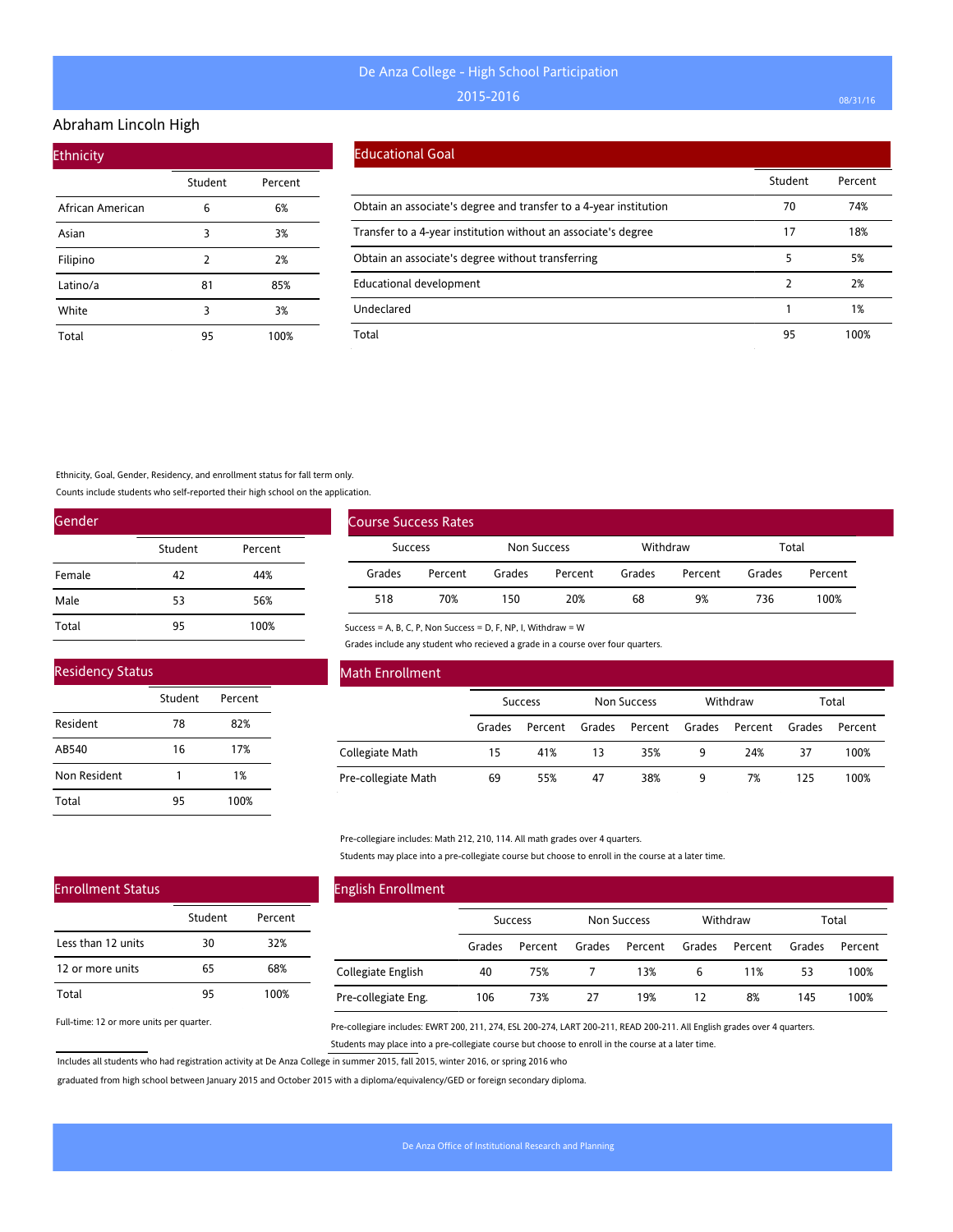# De Anza College - High School Participation

2015-2016

## Abraham Lincoln High

### Ethnicity

| | Student | Percent |
|---|---|---|
| African American | 6 | 6% |
| Asian | 3 | 3% |
| Filipino | 2 | 2% |
| Latino/a | 81 | 85% |
| White | 3 | 3% |
| Total | 95 | 100% |

### Educational Goal

| | Student | Percent |
|---|---|---|
| Obtain an associate's degree and transfer to a 4-year institution | 70 | 74% |
| Transfer to a 4-year institution without an associate's degree | 17 | 18% |
| Obtain an associate's degree without transferring | 5 | 5% |
| Educational development | 2 | 2% |
| Undeclared | 1 | 1% |
| Total | 95 | 100% |

Ethnicity, Goal, Gender, Residency, and enrollment status for fall term only.

Counts include students who self-reported their high school on the application.

### Gender

| | Student | Percent |
|---|---|---|
| Female | 42 | 44% |
| Male | 53 | 56% |
| Total | 95 | 100% |

### Course Success Rates

| Success | | Non Success | | Withdraw | | Total | |
|---|---|---|---|---|---|---|---|
| Grades | Percent | Grades | Percent | Grades | Percent | Grades | Percent |
| 518 | 70% | 150 | 20% | 68 | 9% | 736 | 100% |

Success = A, B, C, P, Non Success = D, F, NP, I, Withdraw = W

Grades include any student who recieved a grade in a course over four quarters.

### Residency Status

| | Student | Percent |
|---|---|---|
| Resident | 78 | 82% |
| AB540 | 16 | 17% |
| Non Resident | 1 | 1% |
| Total | 95 | 100% |

### Math Enrollment

| | Success | | Non Success | | Withdraw | | Total | |
|---|---|---|---|---|---|---|---|---|
| | Grades | Percent | Grades | Percent | Grades | Percent | Grades | Percent |
| Collegiate Math | 15 | 41% | 13 | 35% | 9 | 24% | 37 | 100% |
| Pre-collegiate Math | 69 | 55% | 47 | 38% | 9 | 7% | 125 | 100% |

Pre-collegiare includes: Math 212, 210, 114. All math grades over 4 quarters.

Students may place into a pre-collegiate course but choose to enroll in the course at a later time.

### Enrollment Status

| | Student | Percent |
|---|---|---|
| Less than 12 units | 30 | 32% |
| 12 or more units | 65 | 68% |
| Total | 95 | 100% |

Full-time: 12 or more units per quarter.

### English Enrollment

| | Success | | Non Success | | Withdraw | | Total | |
|---|---|---|---|---|---|---|---|---|
| | Grades | Percent | Grades | Percent | Grades | Percent | Grades | Percent |
| Collegiate English | 40 | 75% | 7 | 13% | 6 | 11% | 53 | 100% |
| Pre-collegiate Eng. | 106 | 73% | 27 | 19% | 12 | 8% | 145 | 100% |

Pre-collegiare includes: EWRT 200, 211, 274, ESL 200-274, LART 200-211, READ 200-211. All English grades over 4 quarters.

Students may place into a pre-collegiate course but choose to enroll in the course at a later time.

Includes all students who had registration activity at De Anza College in summer 2015, fall 2015, winter 2016, or spring 2016 who graduated from high school between January 2015 and October 2015 with a diploma/equivalency/GED or foreign secondary diploma.

De Anza Office of Institutional Research and Planning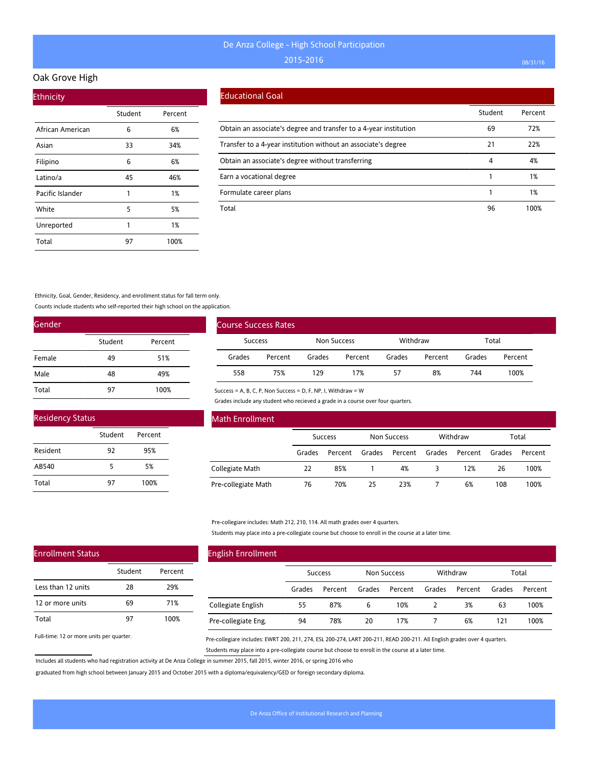# De Anza College - High School Participation

## 2015-2016

### Oak Grove High

#### Ethnicity

| | Student | Percent |
|---|---|---|
| African American | 6 | 6% |
| Asian | 33 | 34% |
| Filipino | 6 | 6% |
| Latino/a | 45 | 46% |
| Pacific Islander | 1 | 1% |
| White | 5 | 5% |
| Unreported | 1 | 1% |
| Total | 97 | 100% |

#### Educational Goal

| | Student | Percent |
|---|---|---|
| Obtain an associate's degree and transfer to a 4-year institution | 69 | 72% |
| Transfer to a 4-year institution without an associate's degree | 21 | 22% |
| Obtain an associate's degree without transferring | 4 | 4% |
| Earn a vocational degree | 1 | 1% |
| Formulate career plans | 1 | 1% |
| Total | 96 | 100% |

Ethnicity, Goal, Gender, Residency, and enrollment status for fall term only.

Counts include students who self-reported their high school on the application.

#### Gender

| | Student | Percent |
|---|---|---|
| Female | 49 | 51% |
| Male | 48 | 49% |
| Total | 97 | 100% |

#### Course Success Rates

| Success | | Non Success | | Withdraw | | Total | |
|---|---|---|---|---|---|---|---|
| Grades | Percent | Grades | Percent | Grades | Percent | Grades | Percent |
| 558 | 75% | 129 | 17% | 57 | 8% | 744 | 100% |

Success = A, B, C, P, Non Success = D, F, NP, I, Withdraw = W

Grades include any student who recieved a grade in a course over four quarters.

#### Residency Status

| | Student | Percent |
|---|---|---|
| Resident | 92 | 95% |
| AB540 | 5 | 5% |
| Total | 97 | 100% |

#### Math Enrollment

| | Success | | Non Success | | Withdraw | | Total | |
|---|---|---|---|---|---|---|---|---|
| | Grades | Percent | Grades | Percent | Grades | Percent | Grades | Percent |
| Collegiate Math | 22 | 85% | 1 | 4% | 3 | 12% | 26 | 100% |
| Pre-collegiate Math | 76 | 70% | 25 | 23% | 7 | 6% | 108 | 100% |

Pre-collegiare includes: Math 212, 210, 114. All math grades over 4 quarters.

Students may place into a pre-collegiate course but choose to enroll in the course at a later time.

#### Enrollment Status

| | Student | Percent |
|---|---|---|
| Less than 12 units | 28 | 29% |
| 12 or more units | 69 | 71% |
| Total | 97 | 100% |

Full-time: 12 or more units per quarter.

#### English Enrollment

| | Success | | Non Success | | Withdraw | | Total | |
|---|---|---|---|---|---|---|---|---|
| | Grades | Percent | Grades | Percent | Grades | Percent | Grades | Percent |
| Collegiate English | 55 | 87% | 6 | 10% | 2 | 3% | 63 | 100% |
| Pre-collegiate Eng. | 94 | 78% | 20 | 17% | 7 | 6% | 121 | 100% |

Pre-collegiare includes: EWRT 200, 211, 274, ESL 200-274, LART 200-211, READ 200-211. All English grades over 4 quarters.

Students may place into a pre-collegiate course but choose to enroll in the course at a later time.

Includes all students who had registration activity at De Anza College in summer 2015, fall 2015, winter 2016, or spring 2016 who graduated from high school between January 2015 and October 2015 with a diploma/equivalency/GED or foreign secondary diploma.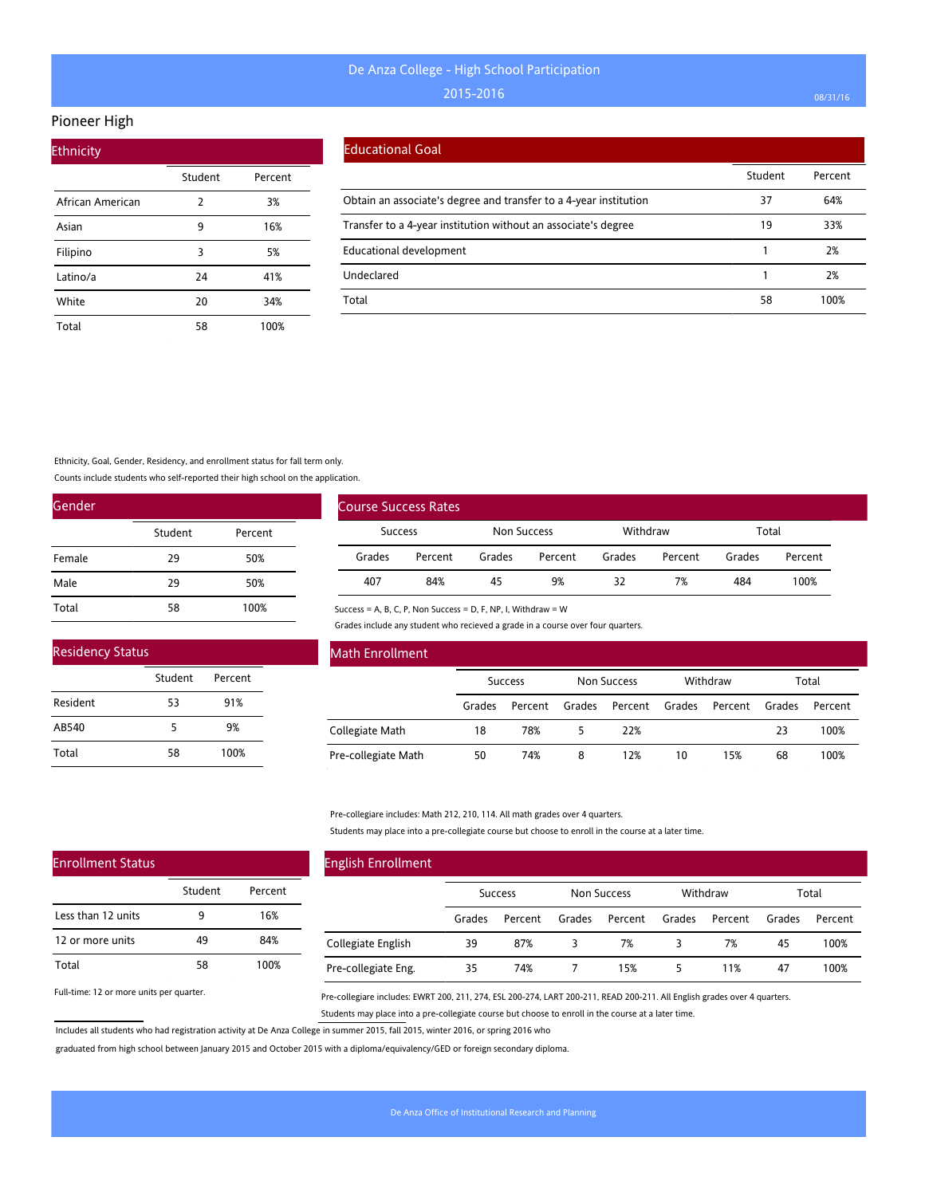# De Anza College - High School Participation

## 2015-2016

## Pioneer High

### Ethnicity

| | Student | Percent |
|---|---|---|
| African American | 2 | 3% |
| Asian | 9 | 16% |
| Filipino | 3 | 5% |
| Latino/a | 24 | 41% |
| White | 20 | 34% |
| Total | 58 | 100% |

### Educational Goal

| | Student | Percent |
|---|---|---|
| Obtain an associate's degree and transfer to a 4-year institution | 37 | 64% |
| Transfer to a 4-year institution without an associate's degree | 19 | 33% |
| Educational development | 1 | 2% |
| Undeclared | 1 | 2% |
| Total | 58 | 100% |

Ethnicity, Goal, Gender, Residency, and enrollment status for fall term only.

Counts include students who self-reported their high school on the application.

### Gender

| | Student | Percent |
|---|---|---|
| Female | 29 | 50% |
| Male | 29 | 50% |
| Total | 58 | 100% |

### Course Success Rates

| Success | | Non Success | | Withdraw | | Total | |
|---|---|---|---|---|---|---|---|
| Grades | Percent | Grades | Percent | Grades | Percent | Grades | Percent |
| 407 | 84% | 45 | 9% | 32 | 7% | 484 | 100% |

Success = A, B, C, P, Non Success = D, F, NP, I, Withdraw = W

Grades include any student who recieved a grade in a course over four quarters.

### Residency Status

| | Student | Percent |
|---|---|---|
| Resident | 53 | 91% |
| AB540 | 5 | 9% |
| Total | 58 | 100% |

### Math Enrollment

| | Success | | Non Success | | Withdraw | | Total | |
|---|---|---|---|---|---|---|---|---|
| | Grades | Percent | Grades | Percent | Grades | Percent | Grades | Percent |
| Collegiate Math | 18 | 78% | 5 | 22% | | | 23 | 100% |
| Pre-collegiate Math | 50 | 74% | 8 | 12% | 10 | 15% | 68 | 100% |

Pre-collegiare includes: Math 212, 210, 114. All math grades over 4 quarters.

Students may place into a pre-collegiate course but choose to enroll in the course at a later time.

### Enrollment Status

| | Student | Percent |
|---|---|---|
| Less than 12 units | 9 | 16% |
| 12 or more units | 49 | 84% |
| Total | 58 | 100% |

Full-time: 12 or more units per quarter.

### English Enrollment

| | Success | | Non Success | | Withdraw | | Total | |
|---|---|---|---|---|---|---|---|---|
| | Grades | Percent | Grades | Percent | Grades | Percent | Grades | Percent |
| Collegiate English | 39 | 87% | 3 | 7% | 3 | 7% | 45 | 100% |
| Pre-collegiate Eng. | 35 | 74% | 7 | 15% | 5 | 11% | 47 | 100% |

Pre-collegiare includes: EWRT 200, 211, 274, ESL 200-274, LART 200-211, READ 200-211. All English grades over 4 quarters.

Students may place into a pre-collegiate course but choose to enroll in the course at a later time.

Includes all students who had registration activity at De Anza College in summer 2015, fall 2015, winter 2016, or spring 2016 who graduated from high school between January 2015 and October 2015 with a diploma/equivalency/GED or foreign secondary diploma.

De Anza Office of Institutional Research and Planning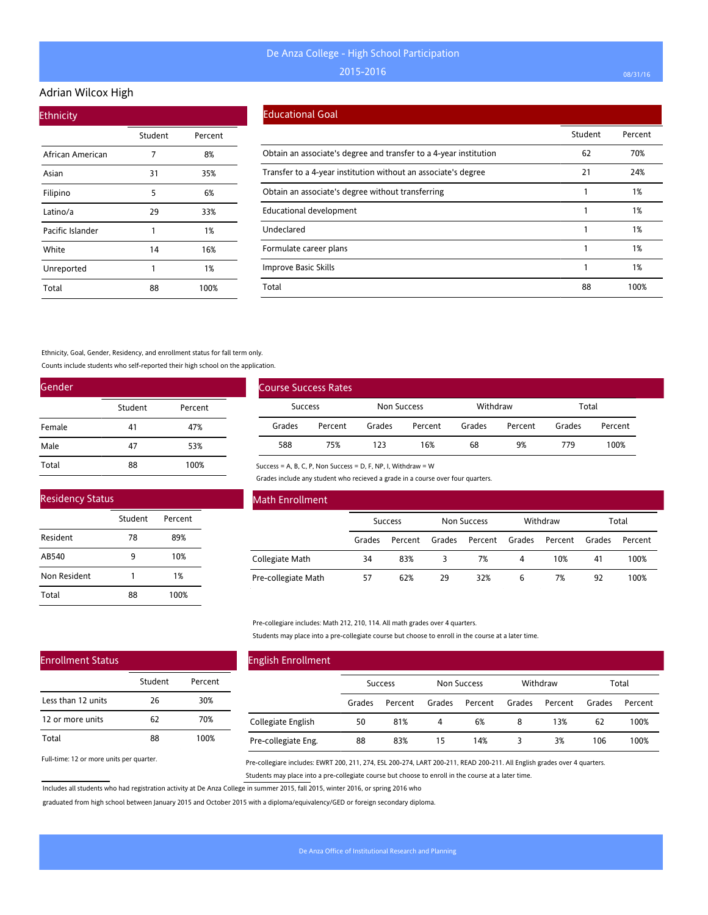# De Anza College - High School Participation

## 2015-2016

## Adrian Wilcox High

### Ethnicity

| | Student | Percent |
|---|---|---|
| African American | 7 | 8% |
| Asian | 31 | 35% |
| Filipino | 5 | 6% |
| Latino/a | 29 | 33% |
| Pacific Islander | 1 | 1% |
| White | 14 | 16% |
| Unreported | 1 | 1% |
| Total | 88 | 100% |

### Educational Goal

| | Student | Percent |
|---|---|---|
| Obtain an associate's degree and transfer to a 4-year institution | 62 | 70% |
| Transfer to a 4-year institution without an associate's degree | 21 | 24% |
| Obtain an associate's degree without transferring | 1 | 1% |
| Educational development | 1 | 1% |
| Undeclared | 1 | 1% |
| Formulate career plans | 1 | 1% |
| Improve Basic Skills | 1 | 1% |
| Total | 88 | 100% |

Ethnicity, Goal, Gender, Residency, and enrollment status for fall term only.

Counts include students who self-reported their high school on the application.

### Gender

| | Student | Percent |
|---|---|---|
| Female | 41 | 47% |
| Male | 47 | 53% |
| Total | 88 | 100% |

### Course Success Rates

| Success | | Non Success | | Withdraw | | Total | |
|---|---|---|---|---|---|---|---|
| Grades | Percent | Grades | Percent | Grades | Percent | Grades | Percent |
| 588 | 75% | 123 | 16% | 68 | 9% | 779 | 100% |

Success = A, B, C, P, Non Success = D, F, NP, I, Withdraw = W

Grades include any student who recieved a grade in a course over four quarters.

### Residency Status

| | Student | Percent |
|---|---|---|
| Resident | 78 | 89% |
| AB540 | 9 | 10% |
| Non Resident | 1 | 1% |
| Total | 88 | 100% |

### Math Enrollment

| | Success | | Non Success | | Withdraw | | Total | |
|---|---|---|---|---|---|---|---|---|
| | Grades | Percent | Grades | Percent | Grades | Percent | Grades | Percent |
| Collegiate Math | 34 | 83% | 3 | 7% | 4 | 10% | 41 | 100% |
| Pre-collegiate Math | 57 | 62% | 29 | 32% | 6 | 7% | 92 | 100% |

Pre-collegiare includes: Math 212, 210, 114. All math grades over 4 quarters.

Students may place into a pre-collegiate course but choose to enroll in the course at a later time.

### Enrollment Status

| | Student | Percent |
|---|---|---|
| Less than 12 units | 26 | 30% |
| 12 or more units | 62 | 70% |
| Total | 88 | 100% |

Full-time: 12 or more units per quarter.

### English Enrollment

| | Success | | Non Success | | Withdraw | | Total | |
|---|---|---|---|---|---|---|---|---|
| | Grades | Percent | Grades | Percent | Grades | Percent | Grades | Percent |
| Collegiate English | 50 | 81% | 4 | 6% | 8 | 13% | 62 | 100% |
| Pre-collegiate Eng. | 88 | 83% | 15 | 14% | 3 | 3% | 106 | 100% |

Pre-collegiare includes: EWRT 200, 211, 274, ESL 200-274, LART 200-211, READ 200-211. All English grades over 4 quarters.

Students may place into a pre-collegiate course but choose to enroll in the course at a later time.

Includes all students who had registration activity at De Anza College in summer 2015, fall 2015, winter 2016, or spring 2016 who graduated from high school between January 2015 and October 2015 with a diploma/equivalency/GED or foreign secondary diploma.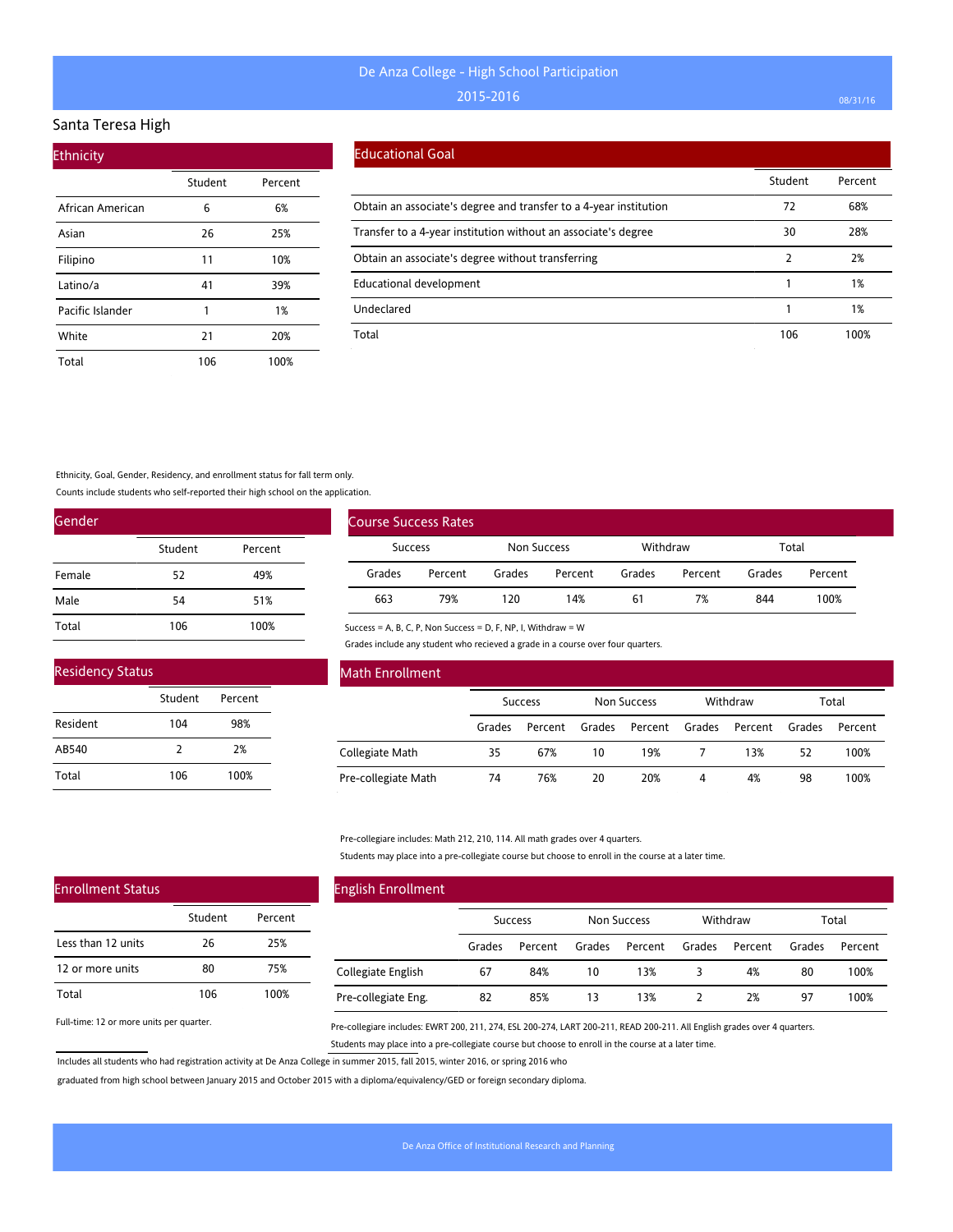# De Anza College - High School Participation

## 2015-2016

## Santa Teresa High

### Ethnicity

| | Student | Percent |
|---|---|---|
| African American | 6 | 6% |
| Asian | 26 | 25% |
| Filipino | 11 | 10% |
| Latino/a | 41 | 39% |
| Pacific Islander | 1 | 1% |
| White | 21 | 20% |
| Total | 106 | 100% |

### Educational Goal

| | Student | Percent |
|---|---|---|
| Obtain an associate's degree and transfer to a 4-year institution | 72 | 68% |
| Transfer to a 4-year institution without an associate's degree | 30 | 28% |
| Obtain an associate's degree without transferring | 2 | 2% |
| Educational development | 1 | 1% |
| Undeclared | 1 | 1% |
| Total | 106 | 100% |

Ethnicity, Goal, Gender, Residency, and enrollment status for fall term only.

Counts include students who self-reported their high school on the application.

### Gender

| | Student | Percent |
|---|---|---|
| Female | 52 | 49% |
| Male | 54 | 51% |
| Total | 106 | 100% |

### Course Success Rates

| Success | | Non Success | | Withdraw | | Total | |
|---|---|---|---|---|---|---|---|
| Grades | Percent | Grades | Percent | Grades | Percent | Grades | Percent |
| 663 | 79% | 120 | 14% | 61 | 7% | 844 | 100% |

Success = A, B, C, P, Non Success = D, F, NP, I, Withdraw = W

Grades include any student who recieved a grade in a course over four quarters.

### Residency Status

| | Student | Percent |
|---|---|---|
| Resident | 104 | 98% |
| AB540 | 2 | 2% |
| Total | 106 | 100% |

### Math Enrollment

| | Success | | Non Success | | Withdraw | | Total | |
|---|---|---|---|---|---|---|---|---|
| | Grades | Percent | Grades | Percent | Grades | Percent | Grades | Percent |
| Collegiate Math | 35 | 67% | 10 | 19% | 7 | 13% | 52 | 100% |
| Pre-collegiate Math | 74 | 76% | 20 | 20% | 4 | 4% | 98 | 100% |

Pre-collegiare includes: Math 212, 210, 114. All math grades over 4 quarters.

Students may place into a pre-collegiate course but choose to enroll in the course at a later time.

### Enrollment Status

| | Student | Percent |
|---|---|---|
| Less than 12 units | 26 | 25% |
| 12 or more units | 80 | 75% |
| Total | 106 | 100% |

Full-time: 12 or more units per quarter.

### English Enrollment

| | Success | | Non Success | | Withdraw | | Total | |
|---|---|---|---|---|---|---|---|---|
| | Grades | Percent | Grades | Percent | Grades | Percent | Grades | Percent |
| Collegiate English | 67 | 84% | 10 | 13% | 3 | 4% | 80 | 100% |
| Pre-collegiate Eng. | 82 | 85% | 13 | 13% | 2 | 2% | 97 | 100% |

Pre-collegiare includes: EWRT 200, 211, 274, ESL 200-274, LART 200-211, READ 200-211. All English grades over 4 quarters.

Students may place into a pre-collegiate course but choose to enroll in the course at a later time.

Includes all students who had registration activity at De Anza College in summer 2015, fall 2015, winter 2016, or spring 2016 who graduated from high school between January 2015 and October 2015 with a diploma/equivalency/GED or foreign secondary diploma.

De Anza Office of Institutional Research and Planning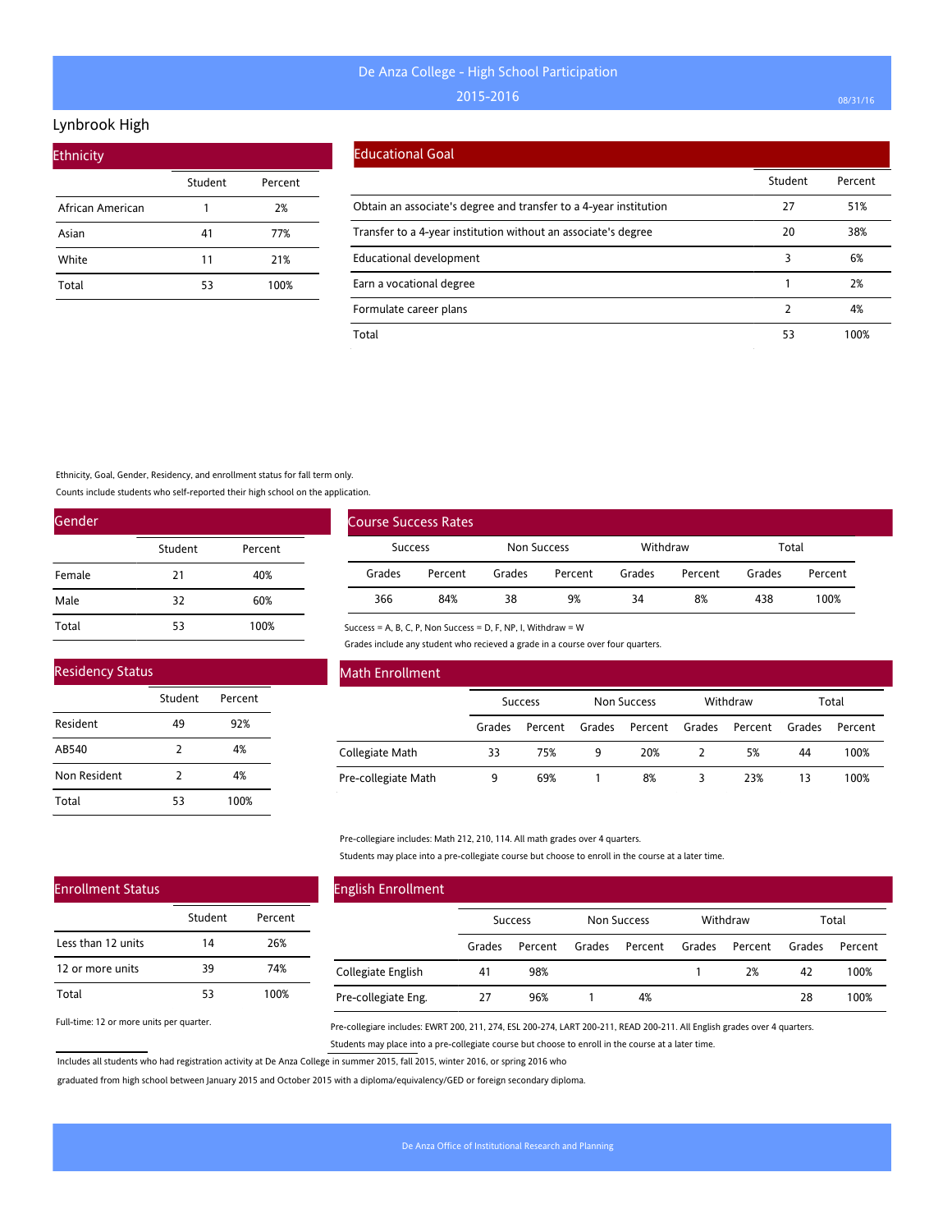# De Anza College - High School Participation

## 2015-2016

08/31/16

## Lynbrook High

### Ethnicity

| | Student | Percent |
|---|---|---|
| African American | 1 | 2% |
| Asian | 41 | 77% |
| White | 11 | 21% |
| Total | 53 | 100% |

### Educational Goal

| | Student | Percent |
|---|---|---|
| Obtain an associate's degree and transfer to a 4-year institution | 27 | 51% |
| Transfer to a 4-year institution without an associate's degree | 20 | 38% |
| Educational development | 3 | 6% |
| Earn a vocational degree | 1 | 2% |
| Formulate career plans | 2 | 4% |
| Total | 53 | 100% |

Ethnicity, Goal, Gender, Residency, and enrollment status for fall term only.

Counts include students who self-reported their high school on the application.

### Gender

| | Student | Percent |
|---|---|---|
| Female | 21 | 40% |
| Male | 32 | 60% |
| Total | 53 | 100% |

### Course Success Rates

| Success | | Non Success | | Withdraw | | Total | |
|---|---|---|---|---|---|---|---|
| Grades | Percent | Grades | Percent | Grades | Percent | Grades | Percent |
| 366 | 84% | 38 | 9% | 34 | 8% | 438 | 100% |

Success = A, B, C, P, Non Success = D, F, NP, I, Withdraw = W

Grades include any student who recieved a grade in a course over four quarters.

### Residency Status

| | Student | Percent |
|---|---|---|
| Resident | 49 | 92% |
| AB540 | 2 | 4% |
| Non Resident | 2 | 4% |
| Total | 53 | 100% |

### Math Enrollment

| | Success | | Non Success | | Withdraw | | Total | |
|---|---|---|---|---|---|---|---|---|
| | Grades | Percent | Grades | Percent | Grades | Percent | Grades | Percent |
| Collegiate Math | 33 | 75% | 9 | 20% | 2 | 5% | 44 | 100% |
| Pre-collegiate Math | 9 | 69% | 1 | 8% | 3 | 23% | 13 | 100% |

Pre-collegiare includes: Math 212, 210, 114. All math grades over 4 quarters.

Students may place into a pre-collegiate course but choose to enroll in the course at a later time.

### Enrollment Status

| | Student | Percent |
|---|---|---|
| Less than 12 units | 14 | 26% |
| 12 or more units | 39 | 74% |
| Total | 53 | 100% |

Full-time: 12 or more units per quarter.

### English Enrollment

| | Success | | Non Success | | Withdraw | | Total | |
|---|---|---|---|---|---|---|---|---|
| | Grades | Percent | Grades | Percent | Grades | Percent | Grades | Percent |
| Collegiate English | 41 | 98% | | | 1 | 2% | 42 | 100% |
| Pre-collegiate Eng. | 27 | 96% | 1 | 4% | | | 28 | 100% |

Pre-collegiare includes: EWRT 200, 211, 274, ESL 200-274, LART 200-211, READ 200-211. All English grades over 4 quarters.

Students may place into a pre-collegiate course but choose to enroll in the course at a later time.

Includes all students who had registration activity at De Anza College in summer 2015, fall 2015, winter 2016, or spring 2016 who graduated from high school between January 2015 and October 2015 with a diploma/equivalency/GED or foreign secondary diploma.

De Anza Office of Institutional Research and Planning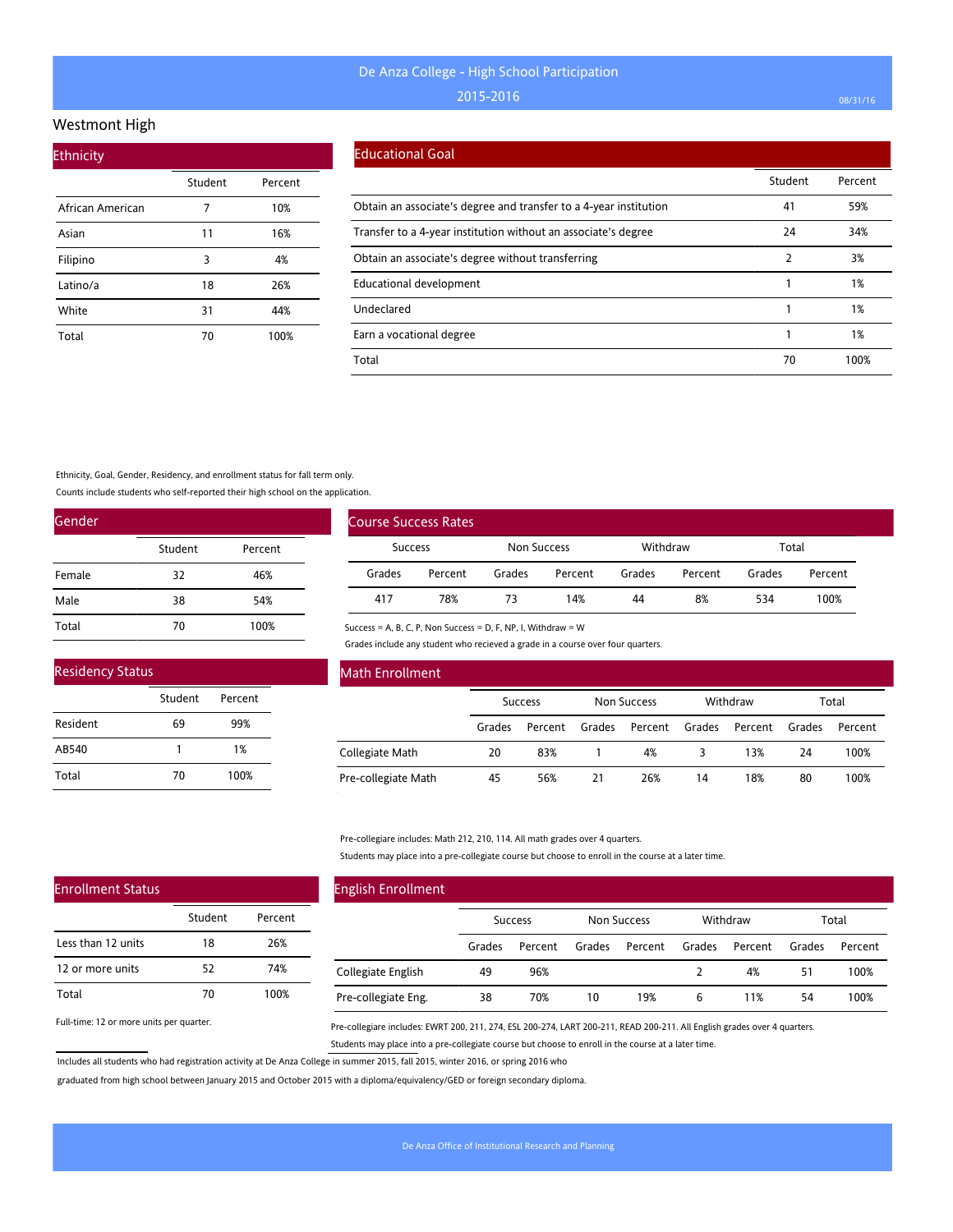# De Anza College - High School Participation

2015-2016

## Westmont High

### Ethnicity

| | Student | Percent |
|---|---|---|
| African American | 7 | 10% |
| Asian | 11 | 16% |
| Filipino | 3 | 4% |
| Latino/a | 18 | 26% |
| White | 31 | 44% |
| Total | 70 | 100% |

### Educational Goal

| | Student | Percent |
|---|---|---|
| Obtain an associate's degree and transfer to a 4-year institution | 41 | 59% |
| Transfer to a 4-year institution without an associate's degree | 24 | 34% |
| Obtain an associate's degree without transferring | 2 | 3% |
| Educational development | 1 | 1% |
| Undeclared | 1 | 1% |
| Earn a vocational degree | 1 | 1% |
| Total | 70 | 100% |

Ethnicity, Goal, Gender, Residency, and enrollment status for fall term only.

Counts include students who self-reported their high school on the application.

### Gender

| | Student | Percent |
|---|---|---|
| Female | 32 | 46% |
| Male | 38 | 54% |
| Total | 70 | 100% |

### Course Success Rates

| Success | | Non Success | | Withdraw | | Total | |
|---|---|---|---|---|---|---|---|
| Grades | Percent | Grades | Percent | Grades | Percent | Grades | Percent |
| 417 | 78% | 73 | 14% | 44 | 8% | 534 | 100% |

Success = A, B, C, P, Non Success = D, F, NP, I, Withdraw = W

Grades include any student who recieved a grade in a course over four quarters.

### Residency Status

| | Student | Percent |
|---|---|---|
| Resident | 69 | 99% |
| AB540 | 1 | 1% |
| Total | 70 | 100% |

### Math Enrollment

| | Success | | Non Success | | Withdraw | | Total | |
|---|---|---|---|---|---|---|---|---|
| | Grades | Percent | Grades | Percent | Grades | Percent | Grades | Percent |
| Collegiate Math | 20 | 83% | 1 | 4% | 3 | 13% | 24 | 100% |
| Pre-collegiate Math | 45 | 56% | 21 | 26% | 14 | 18% | 80 | 100% |

Pre-collegiare includes: Math 212, 210, 114. All math grades over 4 quarters.

Students may place into a pre-collegiate course but choose to enroll in the course at a later time.

### Enrollment Status

| | Student | Percent |
|---|---|---|
| Less than 12 units | 18 | 26% |
| 12 or more units | 52 | 74% |
| Total | 70 | 100% |

Full-time: 12 or more units per quarter.

### English Enrollment

| | Success | | Non Success | | Withdraw | | Total | |
|---|---|---|---|---|---|---|---|---|
| | Grades | Percent | Grades | Percent | Grades | Percent | Grades | Percent |
| Collegiate English | 49 | 96% | | | 2 | 4% | 51 | 100% |
| Pre-collegiate Eng. | 38 | 70% | 10 | 19% | 6 | 11% | 54 | 100% |

Pre-collegiare includes: EWRT 200, 211, 274, ESL 200-274, LART 200-211, READ 200-211. All English grades over 4 quarters.

Students may place into a pre-collegiate course but choose to enroll in the course at a later time.

Includes all students who had registration activity at De Anza College in summer 2015, fall 2015, winter 2016, or spring 2016 who graduated from high school between January 2015 and October 2015 with a diploma/equivalency/GED or foreign secondary diploma.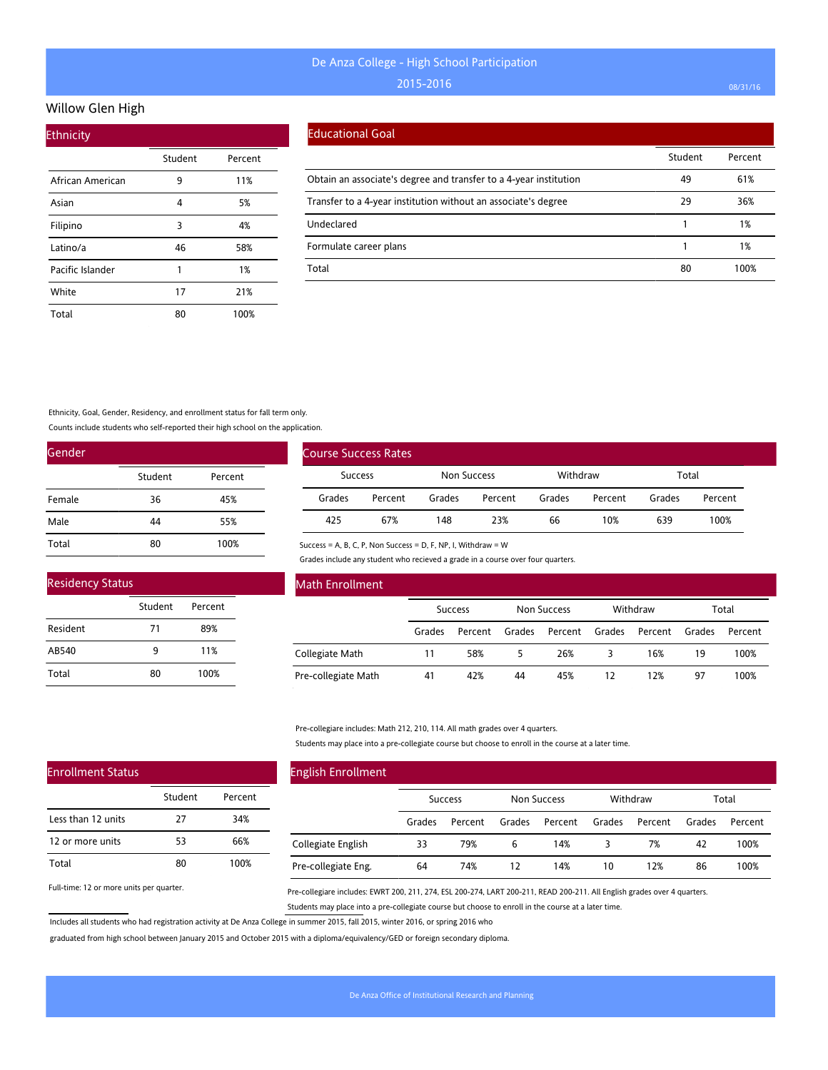# De Anza College - High School Participation

2015-2016

## Willow Glen High

### Ethnicity

| | Student | Percent |
|---|---|---|
| African American | 9 | 11% |
| Asian | 4 | 5% |
| Filipino | 3 | 4% |
| Latino/a | 46 | 58% |
| Pacific Islander | 1 | 1% |
| White | 17 | 21% |
| Total | 80 | 100% |

### Educational Goal

| | Student | Percent |
|---|---|---|
| Obtain an associate's degree and transfer to a 4-year institution | 49 | 61% |
| Transfer to a 4-year institution without an associate's degree | 29 | 36% |
| Undeclared | 1 | 1% |
| Formulate career plans | 1 | 1% |
| Total | 80 | 100% |

Ethnicity, Goal, Gender, Residency, and enrollment status for fall term only.

Counts include students who self-reported their high school on the application.

### Gender

| | Student | Percent |
|---|---|---|
| Female | 36 | 45% |
| Male | 44 | 55% |
| Total | 80 | 100% |

### Course Success Rates

| Success | | Non Success | | Withdraw | | Total | |
|---|---|---|---|---|---|---|---|
| Grades | Percent | Grades | Percent | Grades | Percent | Grades | Percent |
| 425 | 67% | 148 | 23% | 66 | 10% | 639 | 100% |

Success = A, B, C, P, Non Success = D, F, NP, I, Withdraw = W

Grades include any student who recieved a grade in a course over four quarters.

### Residency Status

| | Student | Percent |
|---|---|---|
| Resident | 71 | 89% |
| AB540 | 9 | 11% |
| Total | 80 | 100% |

### Math Enrollment

| | Success | | Non Success | | Withdraw | | Total | |
|---|---|---|---|---|---|---|---|---|
| | Grades | Percent | Grades | Percent | Grades | Percent | Grades | Percent |
| Collegiate Math | 11 | 58% | 5 | 26% | 3 | 16% | 19 | 100% |
| Pre-collegiate Math | 41 | 42% | 44 | 45% | 12 | 12% | 97 | 100% |

Pre-collegiare includes: Math 212, 210, 114. All math grades over 4 quarters.

Students may place into a pre-collegiate course but choose to enroll in the course at a later time.

### Enrollment Status

| | Student | Percent |
|---|---|---|
| Less than 12 units | 27 | 34% |
| 12 or more units | 53 | 66% |
| Total | 80 | 100% |

Full-time: 12 or more units per quarter.

### English Enrollment

| | Success | | Non Success | | Withdraw | | Total | |
|---|---|---|---|---|---|---|---|---|
| | Grades | Percent | Grades | Percent | Grades | Percent | Grades | Percent |
| Collegiate English | 33 | 79% | 6 | 14% | 3 | 7% | 42 | 100% |
| Pre-collegiate Eng. | 64 | 74% | 12 | 14% | 10 | 12% | 86 | 100% |

Pre-collegiare includes: EWRT 200, 211, 274, ESL 200-274, LART 200-211, READ 200-211. All English grades over 4 quarters.

Students may place into a pre-collegiate course but choose to enroll in the course at a later time.

Includes all students who had registration activity at De Anza College in summer 2015, fall 2015, winter 2016, or spring 2016 who graduated from high school between January 2015 and October 2015 with a diploma/equivalency/GED or foreign secondary diploma.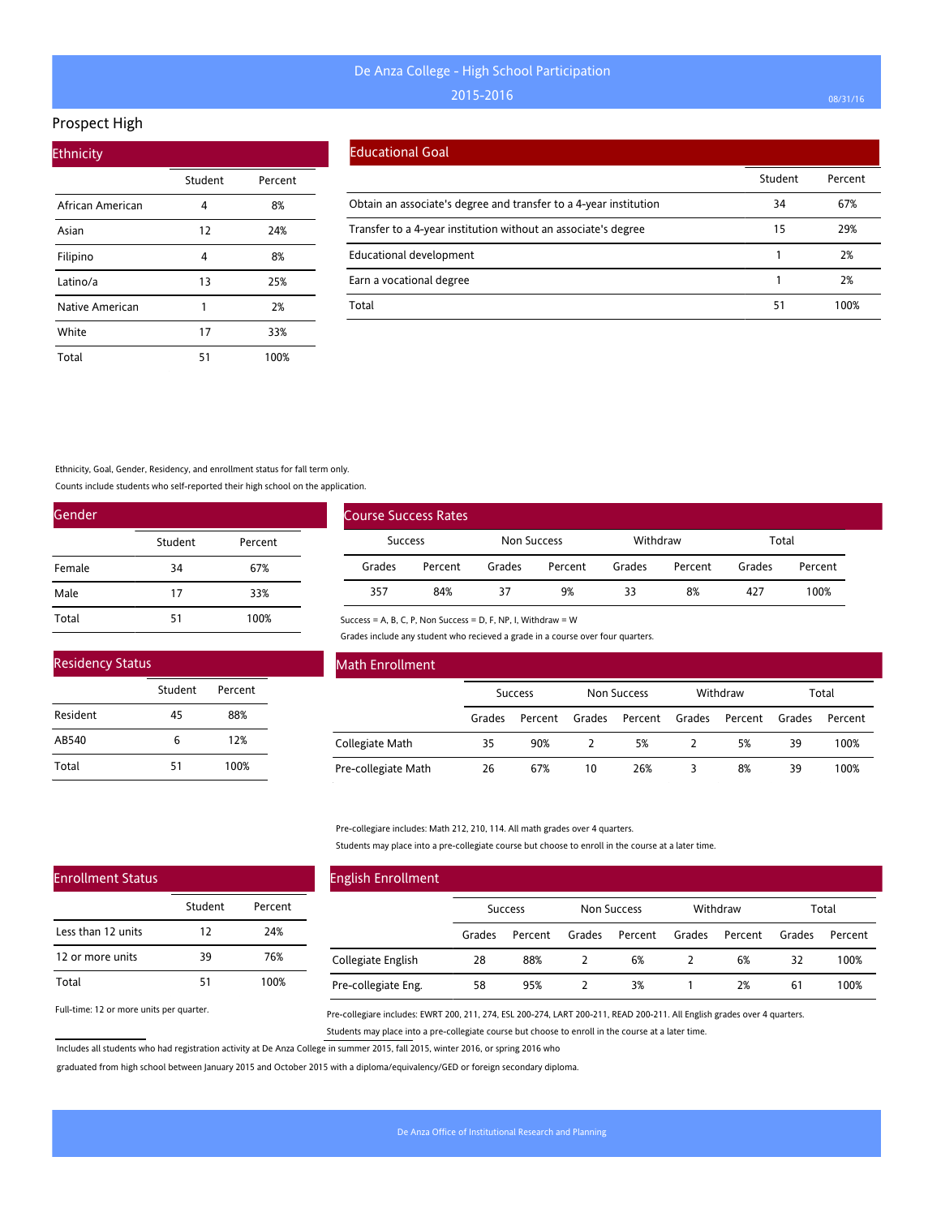# De Anza College - High School Participation

2015-2016

## Prospect High

### Ethnicity

| | Student | Percent |
|---|---|---|
| African American | 4 | 8% |
| Asian | 12 | 24% |
| Filipino | 4 | 8% |
| Latino/a | 13 | 25% |
| Native American | 1 | 2% |
| White | 17 | 33% |
| Total | 51 | 100% |

### Educational Goal

| | Student | Percent |
|---|---|---|
| Obtain an associate's degree and transfer to a 4-year institution | 34 | 67% |
| Transfer to a 4-year institution without an associate's degree | 15 | 29% |
| Educational development | 1 | 2% |
| Earn a vocational degree | 1 | 2% |
| Total | 51 | 100% |

Ethnicity, Goal, Gender, Residency, and enrollment status for fall term only.

Counts include students who self-reported their high school on the application.

### Gender

| | Student | Percent |
|---|---|---|
| Female | 34 | 67% |
| Male | 17 | 33% |
| Total | 51 | 100% |

### Course Success Rates

| Success | | Non Success | | Withdraw | | Total | |
|---|---|---|---|---|---|---|---|
| Grades | Percent | Grades | Percent | Grades | Percent | Grades | Percent |
| 357 | 84% | 37 | 9% | 33 | 8% | 427 | 100% |

Success = A, B, C, P, Non Success = D, F, NP, I, Withdraw = W

Grades include any student who recieved a grade in a course over four quarters.

### Residency Status

| | Student | Percent |
|---|---|---|
| Resident | 45 | 88% |
| AB540 | 6 | 12% |
| Total | 51 | 100% |

### Math Enrollment

| | Success | | Non Success | | Withdraw | | Total | |
|---|---|---|---|---|---|---|---|---|
| | Grades | Percent | Grades | Percent | Grades | Percent | Grades | Percent |
| Collegiate Math | 35 | 90% | 2 | 5% | 2 | 5% | 39 | 100% |
| Pre-collegiate Math | 26 | 67% | 10 | 26% | 3 | 8% | 39 | 100% |

Pre-collegiare includes: Math 212, 210, 114. All math grades over 4 quarters.

Students may place into a pre-collegiate course but choose to enroll in the course at a later time.

### Enrollment Status

| | Student | Percent |
|---|---|---|
| Less than 12 units | 12 | 24% |
| 12 or more units | 39 | 76% |
| Total | 51 | 100% |

Full-time: 12 or more units per quarter.

### English Enrollment

| | Success | | Non Success | | Withdraw | | Total | |
|---|---|---|---|---|---|---|---|---|
| | Grades | Percent | Grades | Percent | Grades | Percent | Grades | Percent |
| Collegiate English | 28 | 88% | 2 | 6% | 2 | 6% | 32 | 100% |
| Pre-collegiate Eng. | 58 | 95% | 2 | 3% | 1 | 2% | 61 | 100% |

Pre-collegiare includes: EWRT 200, 211, 274, ESL 200-274, LART 200-211, READ 200-211. All English grades over 4 quarters.

Students may place into a pre-collegiate course but choose to enroll in the course at a later time.

Includes all students who had registration activity at De Anza College in summer 2015, fall 2015, winter 2016, or spring 2016 who graduated from high school between January 2015 and October 2015 with a diploma/equivalency/GED or foreign secondary diploma.

De Anza Office of Institutional Research and Planning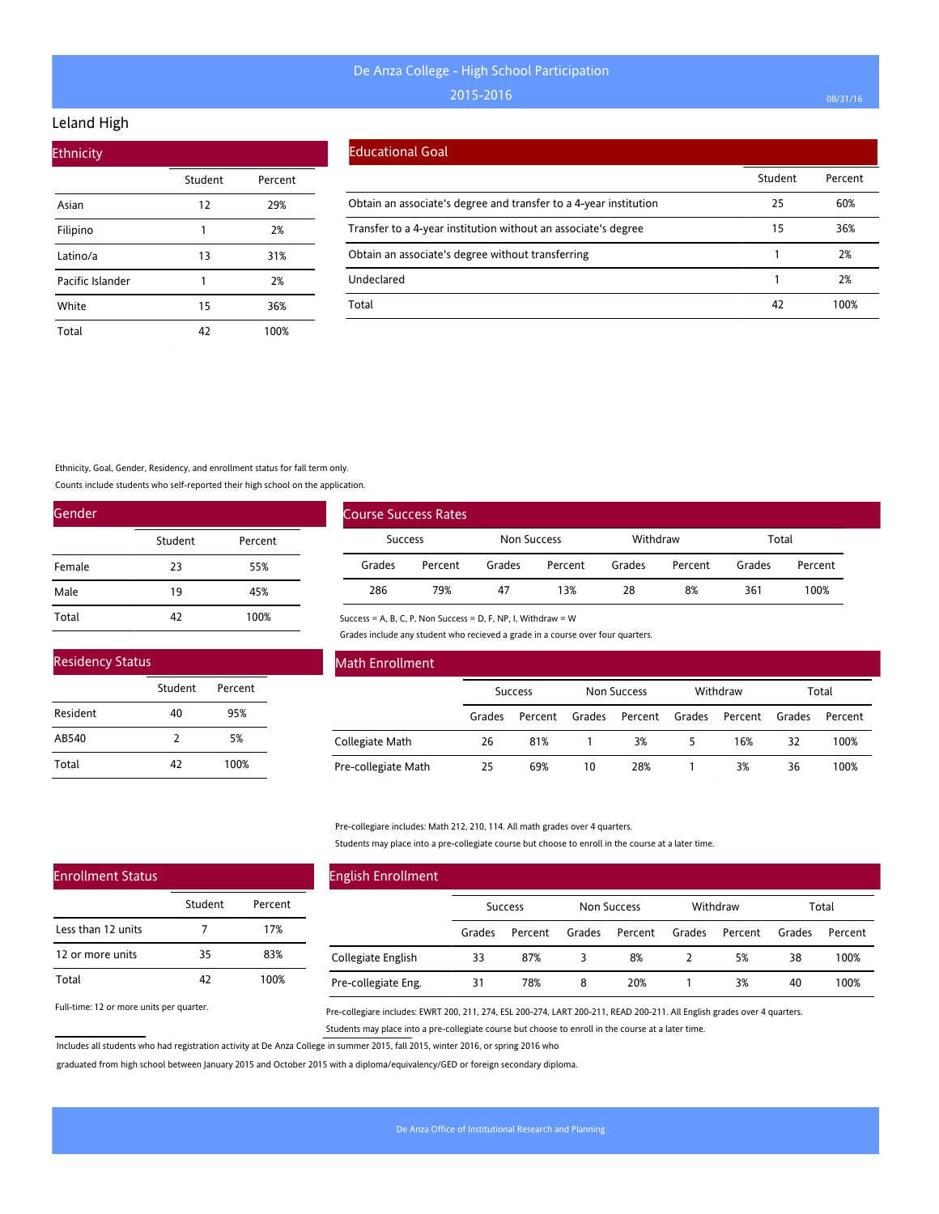# De Anza College - High School Participation

## 2015-2016

## Leland High

### Ethnicity

| | Student | Percent |
|---|---|---|
| Asian | 12 | 29% |
| Filipino | 1 | 2% |
| Latino/a | 13 | 31% |
| Pacific Islander | 1 | 2% |
| White | 15 | 36% |
| Total | 42 | 100% |

### Educational Goal

| | Student | Percent |
|---|---|---|
| Obtain an associate's degree and transfer to a 4-year institution | 25 | 60% |
| Transfer to a 4-year institution without an associate's degree | 15 | 36% |
| Obtain an associate's degree without transferring | 1 | 2% |
| Undeclared | 1 | 2% |
| Total | 42 | 100% |

Ethnicity, Goal, Gender, Residency, and enrollment status for fall term only.

Counts include students who self-reported their high school on the application.

### Gender

| | Student | Percent |
|---|---|---|
| Female | 23 | 55% |
| Male | 19 | 45% |
| Total | 42 | 100% |

### Course Success Rates

| Success | | Non Success | | Withdraw | | Total | |
|---|---|---|---|---|---|---|---|
| Grades | Percent | Grades | Percent | Grades | Percent | Grades | Percent |
| 286 | 79% | 47 | 13% | 28 | 8% | 361 | 100% |

Success = A, B, C, P, Non Success = D, F, NP, I, Withdraw = W

Grades include any student who recieved a grade in a course over four quarters.

### Residency Status

| | Student | Percent |
|---|---|---|
| Resident | 40 | 95% |
| AB540 | 2 | 5% |
| Total | 42 | 100% |

### Math Enrollment

| | Success | | Non Success | | Withdraw | | Total | |
|---|---|---|---|---|---|---|---|---|
| | Grades | Percent | Grades | Percent | Grades | Percent | Grades | Percent |
| Collegiate Math | 26 | 81% | 1 | 3% | 5 | 16% | 32 | 100% |
| Pre-collegiate Math | 25 | 69% | 10 | 28% | 1 | 3% | 36 | 100% |

Pre-collegiare includes: Math 212, 210, 114. All math grades over 4 quarters.

Students may place into a pre-collegiate course but choose to enroll in the course at a later time.

### Enrollment Status

| | Student | Percent |
|---|---|---|
| Less than 12 units | 7 | 17% |
| 12 or more units | 35 | 83% |
| Total | 42 | 100% |

Full-time: 12 or more units per quarter.

### English Enrollment

| | Success | | Non Success | | Withdraw | | Total | |
|---|---|---|---|---|---|---|---|---|
| | Grades | Percent | Grades | Percent | Grades | Percent | Grades | Percent |
| Collegiate English | 33 | 87% | 3 | 8% | 2 | 5% | 38 | 100% |
| Pre-collegiate Eng. | 31 | 78% | 8 | 20% | 1 | 3% | 40 | 100% |

Pre-collegiare includes: EWRT 200, 211, 274, ESL 200-274, LART 200-211, READ 200-211. All English grades over 4 quarters.

Students may place into a pre-collegiate course but choose to enroll in the course at a later time.

Includes all students who had registration activity at De Anza College in summer 2015, fall 2015, winter 2016, or spring 2016 who graduated from high school between January 2015 and October 2015 with a diploma/equivalency/GED or foreign secondary diploma.

De Anza Office of Institutional Research and Planning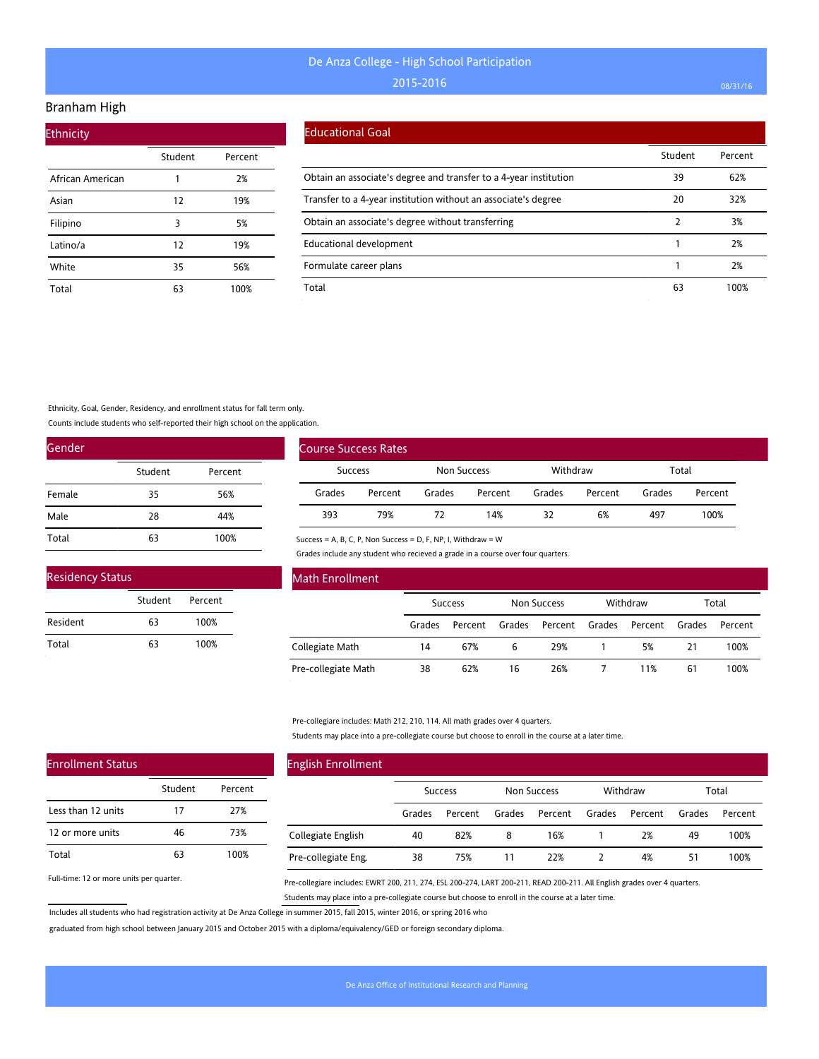# De Anza College - High School Participation

## 2015-2016

## Branham High

### Ethnicity

| | Student | Percent |
|---|---|---|
| African American | 1 | 2% |
| Asian | 12 | 19% |
| Filipino | 3 | 5% |
| Latino/a | 12 | 19% |
| White | 35 | 56% |
| Total | 63 | 100% |

### Educational Goal

| | Student | Percent |
|---|---|---|
| Obtain an associate's degree and transfer to a 4-year institution | 39 | 62% |
| Transfer to a 4-year institution without an associate's degree | 20 | 32% |
| Obtain an associate's degree without transferring | 2 | 3% |
| Educational development | 1 | 2% |
| Formulate career plans | 1 | 2% |
| Total | 63 | 100% |

Ethnicity, Goal, Gender, Residency, and enrollment status for fall term only.

Counts include students who self-reported their high school on the application.

### Gender

| | Student | Percent |
|---|---|---|
| Female | 35 | 56% |
| Male | 28 | 44% |
| Total | 63 | 100% |

### Course Success Rates

| Success | | Non Success | | Withdraw | | Total | |
|---|---|---|---|---|---|---|---|
| Grades | Percent | Grades | Percent | Grades | Percent | Grades | Percent |
| 393 | 79% | 72 | 14% | 32 | 6% | 497 | 100% |

Success = A, B, C, P, Non Success = D, F, NP, I, Withdraw = W

Grades include any student who recieved a grade in a course over four quarters.

### Residency Status

| | Student | Percent |
|---|---|---|
| Resident | 63 | 100% |
| Total | 63 | 100% |

### Math Enrollment

| | Success | | Non Success | | Withdraw | | Total | |
|---|---|---|---|---|---|---|---|---|
| | Grades | Percent | Grades | Percent | Grades | Percent | Grades | Percent |
| Collegiate Math | 14 | 67% | 6 | 29% | 1 | 5% | 21 | 100% |
| Pre-collegiate Math | 38 | 62% | 16 | 26% | 7 | 11% | 61 | 100% |

Pre-collegiare includes: Math 212, 210, 114. All math grades over 4 quarters.

Students may place into a pre-collegiate course but choose to enroll in the course at a later time.

### Enrollment Status

| | Student | Percent |
|---|---|---|
| Less than 12 units | 17 | 27% |
| 12 or more units | 46 | 73% |
| Total | 63 | 100% |

Full-time: 12 or more units per quarter.

### English Enrollment

| | Success | | Non Success | | Withdraw | | Total | |
|---|---|---|---|---|---|---|---|---|
| | Grades | Percent | Grades | Percent | Grades | Percent | Grades | Percent |
| Collegiate English | 40 | 82% | 8 | 16% | 1 | 2% | 49 | 100% |
| Pre-collegiate Eng. | 38 | 75% | 11 | 22% | 2 | 4% | 51 | 100% |

Pre-collegiare includes: EWRT 200, 211, 274, ESL 200-274, LART 200-211, READ 200-211. All English grades over 4 quarters.

Students may place into a pre-collegiate course but choose to enroll in the course at a later time.

Includes all students who had registration activity at De Anza College in summer 2015, fall 2015, winter 2016, or spring 2016 who graduated from high school between January 2015 and October 2015 with a diploma/equivalency/GED or foreign secondary diploma.

De Anza Office of Institutional Research and Planning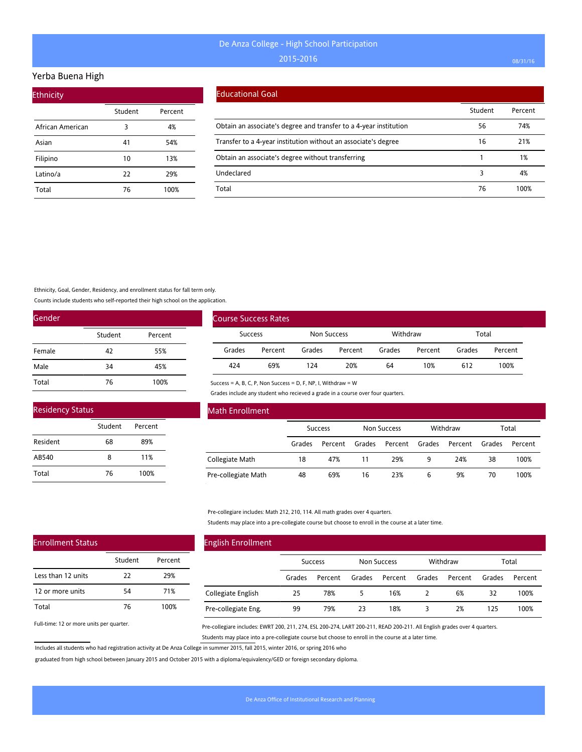# De Anza College - High School Participation

2015-2016

08/31/16

## Yerba Buena High

### Ethnicity

| | Student | Percent |
|---|---|---|
| African American | 3 | 4% |
| Asian | 41 | 54% |
| Filipino | 10 | 13% |
| Latino/a | 22 | 29% |
| Total | 76 | 100% |

### Educational Goal

| | Student | Percent |
|---|---|---|
| Obtain an associate's degree and transfer to a 4-year institution | 56 | 74% |
| Transfer to a 4-year institution without an associate's degree | 16 | 21% |
| Obtain an associate's degree without transferring | 1 | 1% |
| Undeclared | 3 | 4% |
| Total | 76 | 100% |

Ethnicity, Goal, Gender, Residency, and enrollment status for fall term only.

Counts include students who self-reported their high school on the application.

### Gender

| | Student | Percent |
|---|---|---|
| Female | 42 | 55% |
| Male | 34 | 45% |
| Total | 76 | 100% |

### Course Success Rates

| Success | | Non Success | | Withdraw | | Total | |
|---|---|---|---|---|---|---|---|
| Grades | Percent | Grades | Percent | Grades | Percent | Grades | Percent |
| 424 | 69% | 124 | 20% | 64 | 10% | 612 | 100% |

Success = A, B, C, P, Non Success = D, F, NP, I, Withdraw = W

Grades include any student who recieved a grade in a course over four quarters.

### Residency Status

| | Student | Percent |
|---|---|---|
| Resident | 68 | 89% |
| AB540 | 8 | 11% |
| Total | 76 | 100% |

### Math Enrollment

| | Success | | Non Success | | Withdraw | | Total | |
|---|---|---|---|---|---|---|---|---|
| | Grades | Percent | Grades | Percent | Grades | Percent | Grades | Percent |
| Collegiate Math | 18 | 47% | 11 | 29% | 9 | 24% | 38 | 100% |
| Pre-collegiate Math | 48 | 69% | 16 | 23% | 6 | 9% | 70 | 100% |

Pre-collegiare includes: Math 212, 210, 114. All math grades over 4 quarters.

Students may place into a pre-collegiate course but choose to enroll in the course at a later time.

### Enrollment Status

| | Student | Percent |
|---|---|---|
| Less than 12 units | 22 | 29% |
| 12 or more units | 54 | 71% |
| Total | 76 | 100% |

Full-time: 12 or more units per quarter.

### English Enrollment

| | Success | | Non Success | | Withdraw | | Total | |
|---|---|---|---|---|---|---|---|---|
| | Grades | Percent | Grades | Percent | Grades | Percent | Grades | Percent |
| Collegiate English | 25 | 78% | 5 | 16% | 2 | 6% | 32 | 100% |
| Pre-collegiate Eng. | 99 | 79% | 23 | 18% | 3 | 2% | 125 | 100% |

Pre-collegiare includes: EWRT 200, 211, 274, ESL 200-274, LART 200-211, READ 200-211. All English grades over 4 quarters.

Students may place into a pre-collegiate course but choose to enroll in the course at a later time.

Includes all students who had registration activity at De Anza College in summer 2015, fall 2015, winter 2016, or spring 2016 who graduated from high school between January 2015 and October 2015 with a diploma/equivalency/GED or foreign secondary diploma.

De Anza Office of Institutional Research and Planning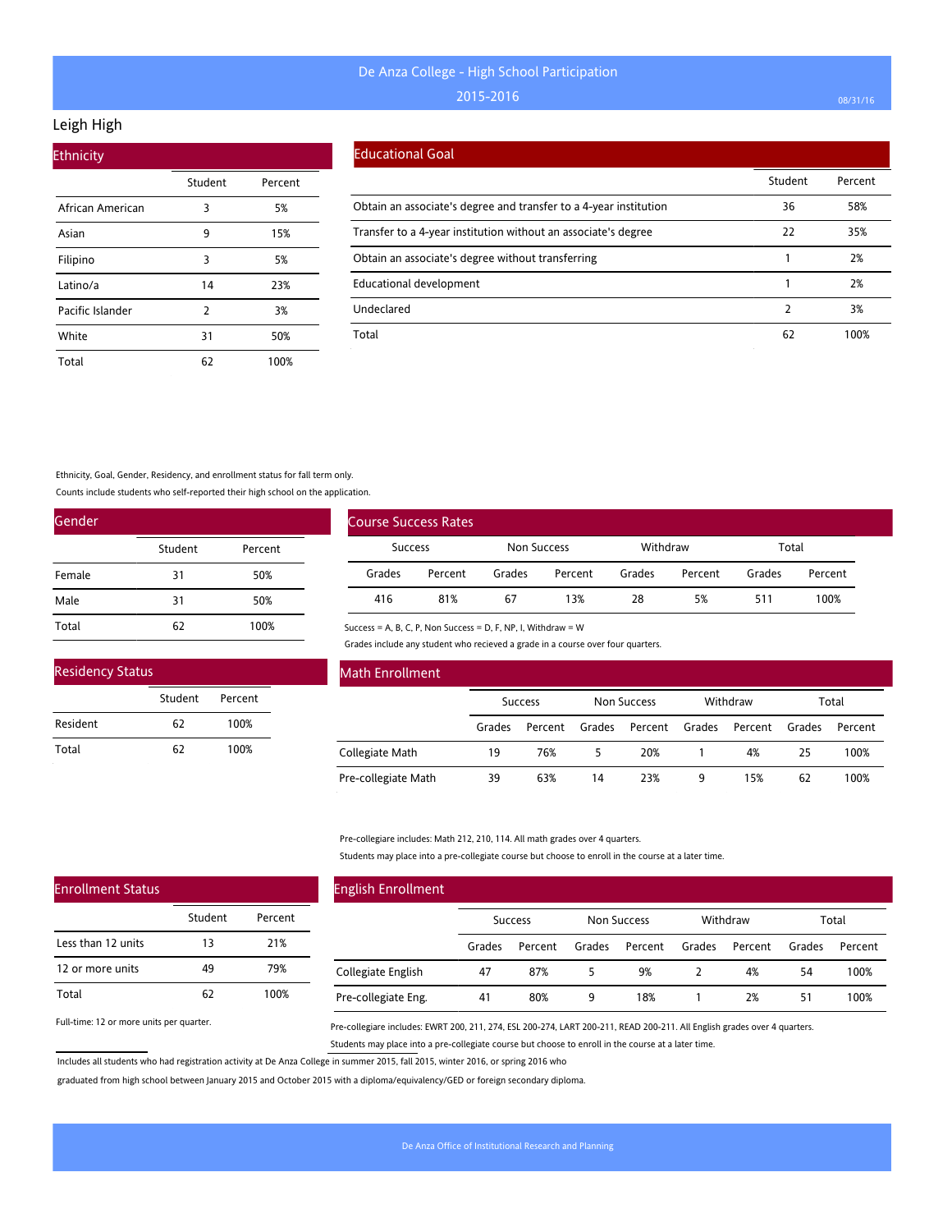# De Anza College - High School Participation

## 2015-2016

## Leigh High

### Ethnicity

| | Student | Percent |
|---|---|---|
| African American | 3 | 5% |
| Asian | 9 | 15% |
| Filipino | 3 | 5% |
| Latino/a | 14 | 23% |
| Pacific Islander | 2 | 3% |
| White | 31 | 50% |
| Total | 62 | 100% |

### Educational Goal

| | Student | Percent |
|---|---|---|
| Obtain an associate's degree and transfer to a 4-year institution | 36 | 58% |
| Transfer to a 4-year institution without an associate's degree | 22 | 35% |
| Obtain an associate's degree without transferring | 1 | 2% |
| Educational development | 1 | 2% |
| Undeclared | 2 | 3% |
| Total | 62 | 100% |

Ethnicity, Goal, Gender, Residency, and enrollment status for fall term only.

Counts include students who self-reported their high school on the application.

### Gender

| | Student | Percent |
|---|---|---|
| Female | 31 | 50% |
| Male | 31 | 50% |
| Total | 62 | 100% |

### Course Success Rates

| Success | | Non Success | | Withdraw | | Total | |
|---|---|---|---|---|---|---|---|
| Grades | Percent | Grades | Percent | Grades | Percent | Grades | Percent |
| 416 | 81% | 67 | 13% | 28 | 5% | 511 | 100% |

Success = A, B, C, P, Non Success = D, F, NP, I, Withdraw = W

Grades include any student who recieved a grade in a course over four quarters.

### Residency Status

| | Student | Percent |
|---|---|---|
| Resident | 62 | 100% |
| Total | 62 | 100% |

### Math Enrollment

| | Success | | Non Success | | Withdraw | | Total | |
|---|---|---|---|---|---|---|---|---|
| | Grades | Percent | Grades | Percent | Grades | Percent | Grades | Percent |
| Collegiate Math | 19 | 76% | 5 | 20% | 1 | 4% | 25 | 100% |
| Pre-collegiate Math | 39 | 63% | 14 | 23% | 9 | 15% | 62 | 100% |

Pre-collegiare includes: Math 212, 210, 114. All math grades over 4 quarters.

Students may place into a pre-collegiate course but choose to enroll in the course at a later time.

### Enrollment Status

| | Student | Percent |
|---|---|---|
| Less than 12 units | 13 | 21% |
| 12 or more units | 49 | 79% |
| Total | 62 | 100% |

Full-time: 12 or more units per quarter.

### English Enrollment

| | Success | | Non Success | | Withdraw | | Total | |
|---|---|---|---|---|---|---|---|---|
| | Grades | Percent | Grades | Percent | Grades | Percent | Grades | Percent |
| Collegiate English | 47 | 87% | 5 | 9% | 2 | 4% | 54 | 100% |
| Pre-collegiate Eng. | 41 | 80% | 9 | 18% | 1 | 2% | 51 | 100% |

Pre-collegiare includes: EWRT 200, 211, 274, ESL 200-274, LART 200-211, READ 200-211. All English grades over 4 quarters.

Students may place into a pre-collegiate course but choose to enroll in the course at a later time.

Includes all students who had registration activity at De Anza College in summer 2015, fall 2015, winter 2016, or spring 2016 who graduated from high school between January 2015 and October 2015 with a diploma/equivalency/GED or foreign secondary diploma.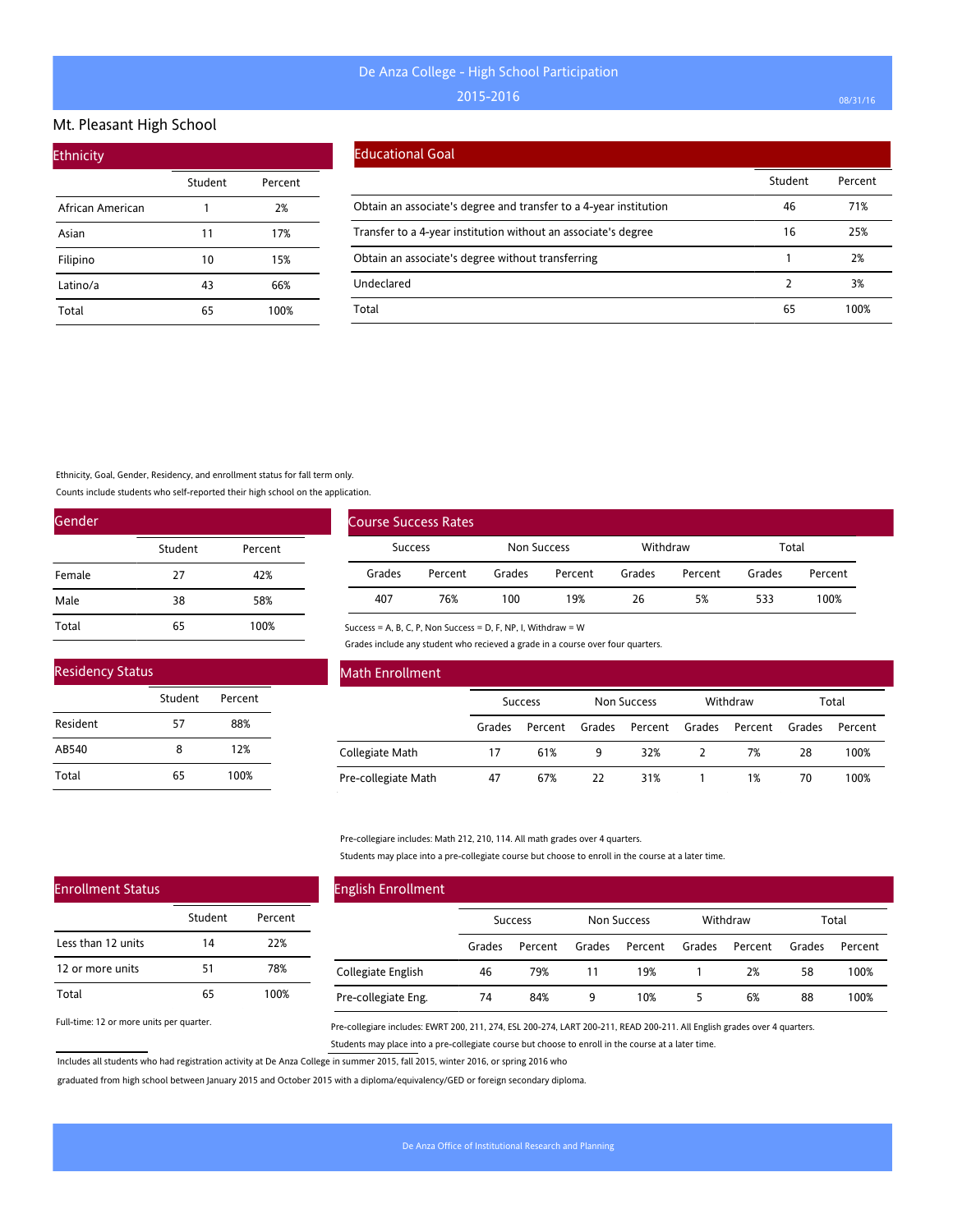# De Anza College - High School Participation

2015-2016

## Mt. Pleasant High School

### Ethnicity

| | Student | Percent |
|---|---|---|
| African American | 1 | 2% |
| Asian | 11 | 17% |
| Filipino | 10 | 15% |
| Latino/a | 43 | 66% |
| Total | 65 | 100% |

### Educational Goal

| | Student | Percent |
|---|---|---|
| Obtain an associate's degree and transfer to a 4-year institution | 46 | 71% |
| Transfer to a 4-year institution without an associate's degree | 16 | 25% |
| Obtain an associate's degree without transferring | 1 | 2% |
| Undeclared | 2 | 3% |
| Total | 65 | 100% |

Ethnicity, Goal, Gender, Residency, and enrollment status for fall term only.

Counts include students who self-reported their high school on the application.

### Gender

| | Student | Percent |
|---|---|---|
| Female | 27 | 42% |
| Male | 38 | 58% |
| Total | 65 | 100% |

### Course Success Rates

| Success | | Non Success | | Withdraw | | Total | |
|---|---|---|---|---|---|---|---|
| Grades | Percent | Grades | Percent | Grades | Percent | Grades | Percent |
| 407 | 76% | 100 | 19% | 26 | 5% | 533 | 100% |

Success = A, B, C, P, Non Success = D, F, NP, I, Withdraw = W

Grades include any student who recieved a grade in a course over four quarters.

### Residency Status

| | Student | Percent |
|---|---|---|
| Resident | 57 | 88% |
| AB540 | 8 | 12% |
| Total | 65 | 100% |

### Math Enrollment

| | Success | | Non Success | | Withdraw | | Total | |
|---|---|---|---|---|---|---|---|---|
| | Grades | Percent | Grades | Percent | Grades | Percent | Grades | Percent |
| Collegiate Math | 17 | 61% | 9 | 32% | 2 | 7% | 28 | 100% |
| Pre-collegiate Math | 47 | 67% | 22 | 31% | 1 | 1% | 70 | 100% |

Pre-collegiare includes: Math 212, 210, 114. All math grades over 4 quarters.

Students may place into a pre-collegiate course but choose to enroll in the course at a later time.

### Enrollment Status

| | Student | Percent |
|---|---|---|
| Less than 12 units | 14 | 22% |
| 12 or more units | 51 | 78% |
| Total | 65 | 100% |

Full-time: 12 or more units per quarter.

### English Enrollment

| | Success | | Non Success | | Withdraw | | Total | |
|---|---|---|---|---|---|---|---|---|
| | Grades | Percent | Grades | Percent | Grades | Percent | Grades | Percent |
| Collegiate English | 46 | 79% | 11 | 19% | 1 | 2% | 58 | 100% |
| Pre-collegiate Eng. | 74 | 84% | 9 | 10% | 5 | 6% | 88 | 100% |

Pre-collegiare includes: EWRT 200, 211, 274, ESL 200-274, LART 200-211, READ 200-211. All English grades over 4 quarters.

Students may place into a pre-collegiate course but choose to enroll in the course at a later time.

Includes all students who had registration activity at De Anza College in summer 2015, fall 2015, winter 2016, or spring 2016 who graduated from high school between January 2015 and October 2015 with a diploma/equivalency/GED or foreign secondary diploma.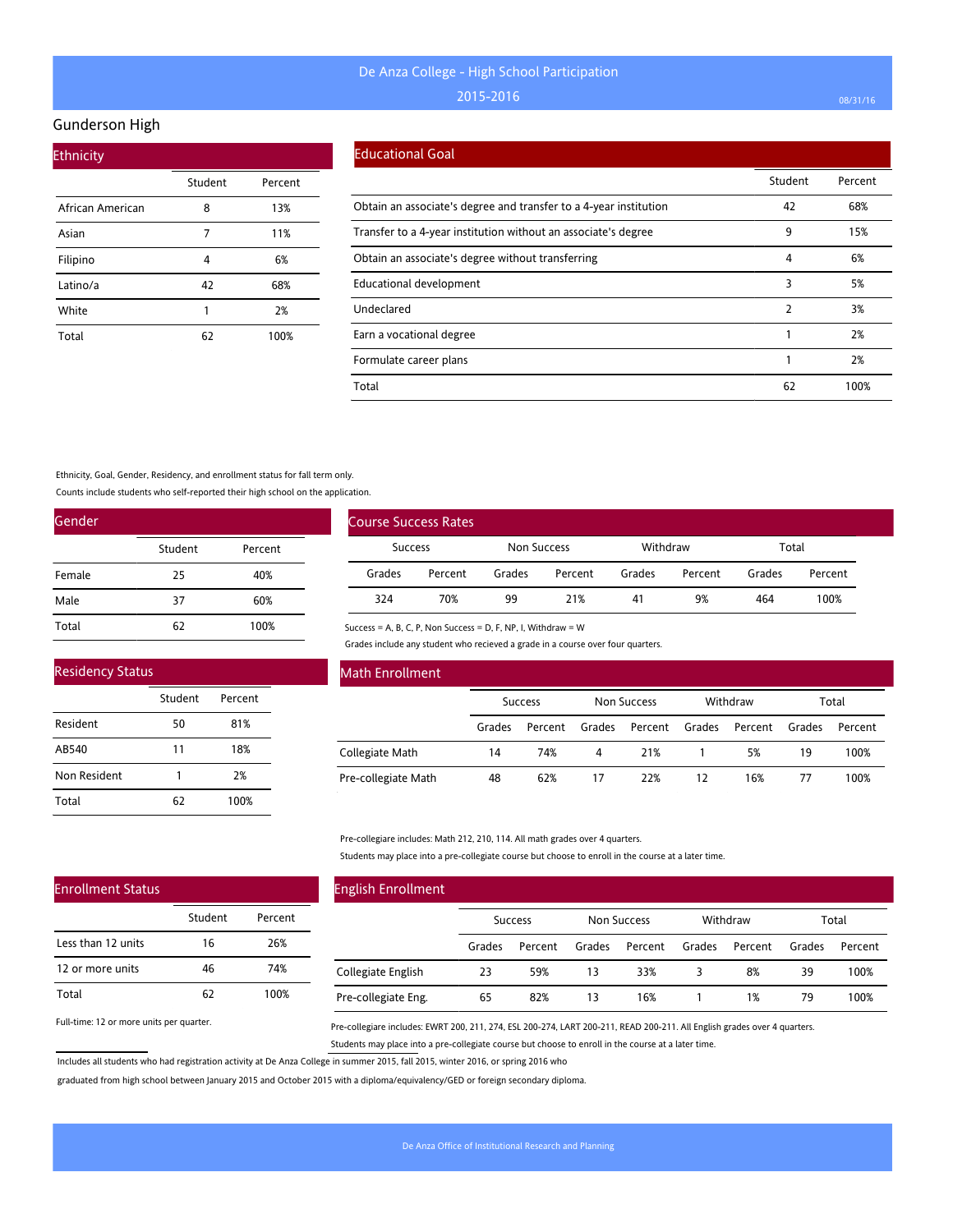# De Anza College - High School Participation

## 2015-2016

08/31/16

## Gunderson High

### Ethnicity

| | Student | Percent |
|---|---|---|
| African American | 8 | 13% |
| Asian | 7 | 11% |
| Filipino | 4 | 6% |
| Latino/a | 42 | 68% |
| White | 1 | 2% |
| Total | 62 | 100% |

### Educational Goal

| | Student | Percent |
|---|---|---|
| Obtain an associate's degree and transfer to a 4-year institution | 42 | 68% |
| Transfer to a 4-year institution without an associate's degree | 9 | 15% |
| Obtain an associate's degree without transferring | 4 | 6% |
| Educational development | 3 | 5% |
| Undeclared | 2 | 3% |
| Earn a vocational degree | 1 | 2% |
| Formulate career plans | 1 | 2% |
| Total | 62 | 100% |

Ethnicity, Goal, Gender, Residency, and enrollment status for fall term only.

Counts include students who self-reported their high school on the application.

### Gender

| | Student | Percent |
|---|---|---|
| Female | 25 | 40% |
| Male | 37 | 60% |
| Total | 62 | 100% |

### Course Success Rates

| Success | | Non Success | | Withdraw | | Total | |
|---|---|---|---|---|---|---|---|
| Grades | Percent | Grades | Percent | Grades | Percent | Grades | Percent |
| 324 | 70% | 99 | 21% | 41 | 9% | 464 | 100% |

Success = A, B, C, P, Non Success = D, F, NP, I, Withdraw = W

Grades include any student who recieved a grade in a course over four quarters.

### Residency Status

| | Student | Percent |
|---|---|---|
| Resident | 50 | 81% |
| AB540 | 11 | 18% |
| Non Resident | 1 | 2% |
| Total | 62 | 100% |

### Math Enrollment

| | Success | | Non Success | | Withdraw | | Total | |
|---|---|---|---|---|---|---|---|---|
| | Grades | Percent | Grades | Percent | Grades | Percent | Grades | Percent |
| Collegiate Math | 14 | 74% | 4 | 21% | 1 | 5% | 19 | 100% |
| Pre-collegiate Math | 48 | 62% | 17 | 22% | 12 | 16% | 77 | 100% |

Pre-collegiare includes: Math 212, 210, 114. All math grades over 4 quarters.

Students may place into a pre-collegiate course but choose to enroll in the course at a later time.

### Enrollment Status

| | Student | Percent |
|---|---|---|
| Less than 12 units | 16 | 26% |
| 12 or more units | 46 | 74% |
| Total | 62 | 100% |

Full-time: 12 or more units per quarter.

### English Enrollment

| | Success | | Non Success | | Withdraw | | Total | |
|---|---|---|---|---|---|---|---|---|
| | Grades | Percent | Grades | Percent | Grades | Percent | Grades | Percent |
| Collegiate English | 23 | 59% | 13 | 33% | 3 | 8% | 39 | 100% |
| Pre-collegiate Eng. | 65 | 82% | 13 | 16% | 1 | 1% | 79 | 100% |

Pre-collegiare includes: EWRT 200, 211, 274, ESL 200-274, LART 200-211, READ 200-211. All English grades over 4 quarters.

Students may place into a pre-collegiate course but choose to enroll in the course at a later time.

Includes all students who had registration activity at De Anza College in summer 2015, fall 2015, winter 2016, or spring 2016 who graduated from high school between January 2015 and October 2015 with a diploma/equivalency/GED or foreign secondary diploma.

De Anza Office of Institutional Research and Planning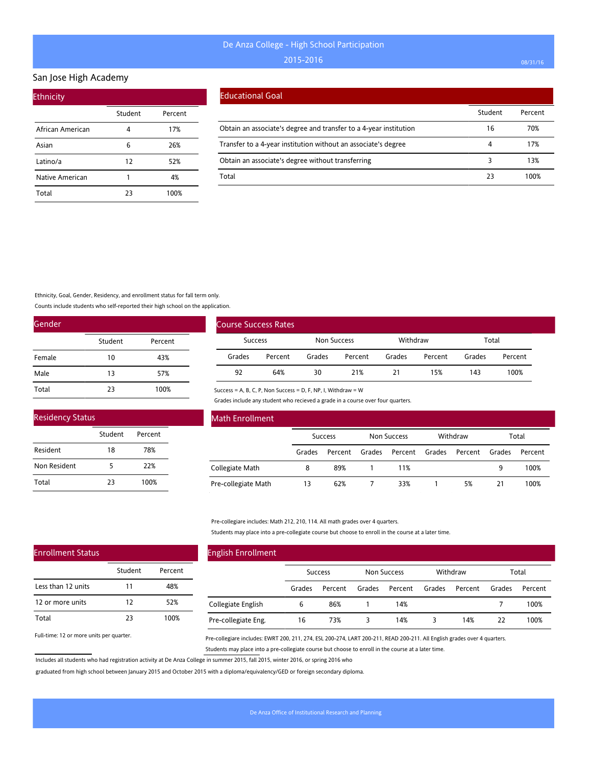# De Anza College - High School Participation

2015-2016

## San Jose High Academy

### Ethnicity

| | Student | Percent |
|---|---|---|
| African American | 4 | 17% |
| Asian | 6 | 26% |
| Latino/a | 12 | 52% |
| Native American | 1 | 4% |
| Total | 23 | 100% |

### Educational Goal

| | Student | Percent |
|---|---|---|
| Obtain an associate's degree and transfer to a 4-year institution | 16 | 70% |
| Transfer to a 4-year institution without an associate's degree | 4 | 17% |
| Obtain an associate's degree without transferring | 3 | 13% |
| Total | 23 | 100% |

Ethnicity, Goal, Gender, Residency, and enrollment status for fall term only.

Counts include students who self-reported their high school on the application.

### Gender

| | Student | Percent |
|---|---|---|
| Female | 10 | 43% |
| Male | 13 | 57% |
| Total | 23 | 100% |

### Course Success Rates

| Success | | Non Success | | Withdraw | | Total | |
|---|---|---|---|---|---|---|---|
| Grades | Percent | Grades | Percent | Grades | Percent | Grades | Percent |
| 92 | 64% | 30 | 21% | 21 | 15% | 143 | 100% |

Success = A, B, C, P, Non Success = D, F, NP, I, Withdraw = W

Grades include any student who recieved a grade in a course over four quarters.

### Residency Status

| | Student | Percent |
|---|---|---|
| Resident | 18 | 78% |
| Non Resident | 5 | 22% |
| Total | 23 | 100% |

### Math Enrollment

| | Success | | Non Success | | Withdraw | | Total | |
|---|---|---|---|---|---|---|---|---|
| | Grades | Percent | Grades | Percent | Grades | Percent | Grades | Percent |
| Collegiate Math | 8 | 89% | 1 | 11% | | | 9 | 100% |
| Pre-collegiate Math | 13 | 62% | 7 | 33% | 1 | 5% | 21 | 100% |

Pre-collegiare includes: Math 212, 210, 114. All math grades over 4 quarters.

Students may place into a pre-collegiate course but choose to enroll in the course at a later time.

### Enrollment Status

| | Student | Percent |
|---|---|---|
| Less than 12 units | 11 | 48% |
| 12 or more units | 12 | 52% |
| Total | 23 | 100% |

Full-time: 12 or more units per quarter.

### English Enrollment

| | Success | | Non Success | | Withdraw | | Total | |
|---|---|---|---|---|---|---|---|---|
| | Grades | Percent | Grades | Percent | Grades | Percent | Grades | Percent |
| Collegiate English | 6 | 86% | 1 | 14% | | | 7 | 100% |
| Pre-collegiate Eng. | 16 | 73% | 3 | 14% | 3 | 14% | 22 | 100% |

Pre-collegiare includes: EWRT 200, 211, 274, ESL 200-274, LART 200-211, READ 200-211. All English grades over 4 quarters.

Students may place into a pre-collegiate course but choose to enroll in the course at a later time.

Includes all students who had registration activity at De Anza College in summer 2015, fall 2015, winter 2016, or spring 2016 who graduated from high school between January 2015 and October 2015 with a diploma/equivalency/GED or foreign secondary diploma.

De Anza Office of Institutional Research and Planning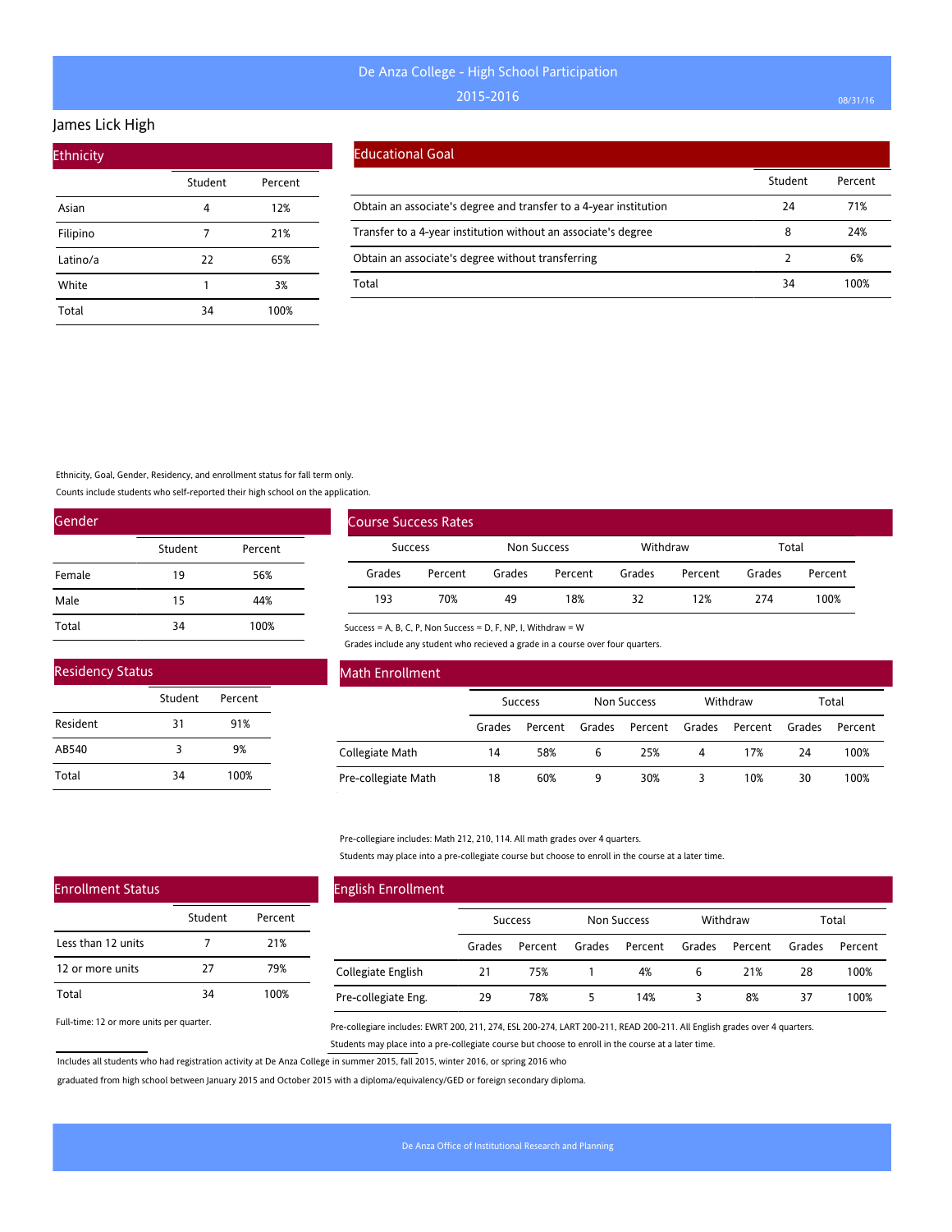# De Anza College - High School Participation

## 2015-2016

### James Lick High

## Ethnicity

| | Student | Percent |
|---|---|---|
| Asian | 4 | 12% |
| Filipino | 7 | 21% |
| Latino/a | 22 | 65% |
| White | 1 | 3% |
| Total | 34 | 100% |

## Educational Goal

| | Student | Percent |
|---|---|---|
| Obtain an associate's degree and transfer to a 4-year institution | 24 | 71% |
| Transfer to a 4-year institution without an associate's degree | 8 | 24% |
| Obtain an associate's degree without transferring | 2 | 6% |
| Total | 34 | 100% |

Ethnicity, Goal, Gender, Residency, and enrollment status for fall term only.

Counts include students who self-reported their high school on the application.

## Gender

| | Student | Percent |
|---|---|---|
| Female | 19 | 56% |
| Male | 15 | 44% |
| Total | 34 | 100% |

## Course Success Rates

| Success | | Non Success | | Withdraw | | Total | |
|---|---|---|---|---|---|---|---|
| Grades | Percent | Grades | Percent | Grades | Percent | Grades | Percent |
| 193 | 70% | 49 | 18% | 32 | 12% | 274 | 100% |

Success = A, B, C, P, Non Success = D, F, NP, I, Withdraw = W

Grades include any student who recieved a grade in a course over four quarters.

## Residency Status

| | Student | Percent |
|---|---|---|
| Resident | 31 | 91% |
| AB540 | 3 | 9% |
| Total | 34 | 100% |

## Math Enrollment

| | Success | | Non Success | | Withdraw | | Total | |
|---|---|---|---|---|---|---|---|---|
| | Grades | Percent | Grades | Percent | Grades | Percent | Grades | Percent |
| Collegiate Math | 14 | 58% | 6 | 25% | 4 | 17% | 24 | 100% |
| Pre-collegiate Math | 18 | 60% | 9 | 30% | 3 | 10% | 30 | 100% |

Pre-collegiare includes: Math 212, 210, 114. All math grades over 4 quarters.

Students may place into a pre-collegiate course but choose to enroll in the course at a later time.

## Enrollment Status

| | Student | Percent |
|---|---|---|
| Less than 12 units | 7 | 21% |
| 12 or more units | 27 | 79% |
| Total | 34 | 100% |

Full-time: 12 or more units per quarter.

## English Enrollment

| | Success | | Non Success | | Withdraw | | Total | |
|---|---|---|---|---|---|---|---|---|
| | Grades | Percent | Grades | Percent | Grades | Percent | Grades | Percent |
| Collegiate English | 21 | 75% | 1 | 4% | 6 | 21% | 28 | 100% |
| Pre-collegiate Eng. | 29 | 78% | 5 | 14% | 3 | 8% | 37 | 100% |

Pre-collegiare includes: EWRT 200, 211, 274, ESL 200-274, LART 200-211, READ 200-211. All English grades over 4 quarters.

Students may place into a pre-collegiate course but choose to enroll in the course at a later time.

Includes all students who had registration activity at De Anza College in summer 2015, fall 2015, winter 2016, or spring 2016 who graduated from high school between January 2015 and October 2015 with a diploma/equivalency/GED or foreign secondary diploma.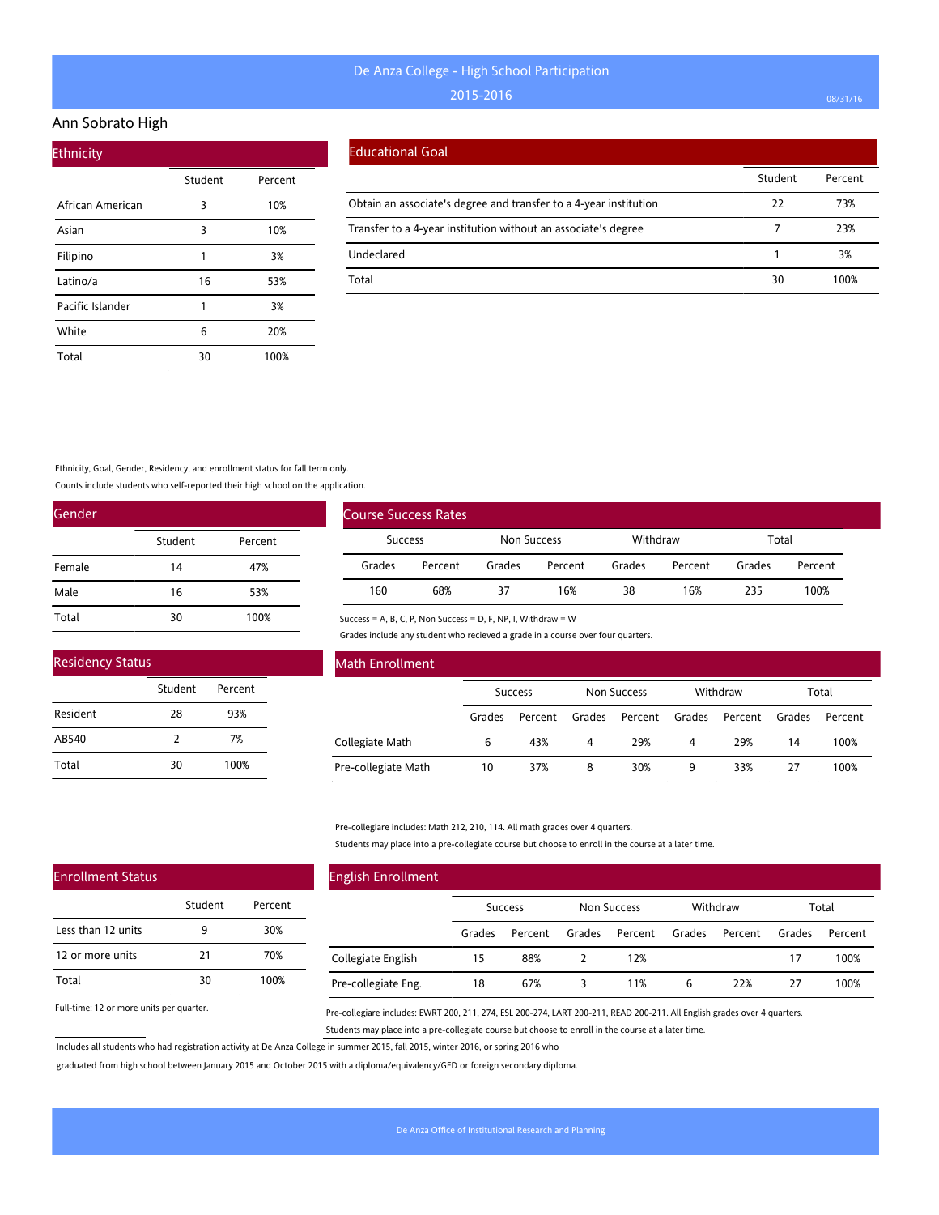# De Anza College - High School Participation

2015-2016

## Ann Sobrato High

### Ethnicity

| | Student | Percent |
|---|---|---|
| African American | 3 | 10% |
| Asian | 3 | 10% |
| Filipino | 1 | 3% |
| Latino/a | 16 | 53% |
| Pacific Islander | 1 | 3% |
| White | 6 | 20% |
| Total | 30 | 100% |

### Educational Goal

| | Student | Percent |
|---|---|---|
| Obtain an associate's degree and transfer to a 4-year institution | 22 | 73% |
| Transfer to a 4-year institution without an associate's degree | 7 | 23% |
| Undeclared | 1 | 3% |
| Total | 30 | 100% |

Ethnicity, Goal, Gender, Residency, and enrollment status for fall term only.

Counts include students who self-reported their high school on the application.

### Gender

| | Student | Percent |
|---|---|---|
| Female | 14 | 47% |
| Male | 16 | 53% |
| Total | 30 | 100% |

### Course Success Rates

| Success | | Non Success | | Withdraw | | Total | |
|---|---|---|---|---|---|---|---|
| Grades | Percent | Grades | Percent | Grades | Percent | Grades | Percent |
| 160 | 68% | 37 | 16% | 38 | 16% | 235 | 100% |

Success = A, B, C, P, Non Success = D, F, NP, I, Withdraw = W

Grades include any student who recieved a grade in a course over four quarters.

### Residency Status

| | Student | Percent |
|---|---|---|
| Resident | 28 | 93% |
| AB540 | 2 | 7% |
| Total | 30 | 100% |

### Math Enrollment

| | Success | | Non Success | | Withdraw | | Total | |
|---|---|---|---|---|---|---|---|---|
| | Grades | Percent | Grades | Percent | Grades | Percent | Grades | Percent |
| Collegiate Math | 6 | 43% | 4 | 29% | 4 | 29% | 14 | 100% |
| Pre-collegiate Math | 10 | 37% | 8 | 30% | 9 | 33% | 27 | 100% |

Pre-collegiare includes: Math 212, 210, 114. All math grades over 4 quarters.

Students may place into a pre-collegiate course but choose to enroll in the course at a later time.

### Enrollment Status

| | Student | Percent |
|---|---|---|
| Less than 12 units | 9 | 30% |
| 12 or more units | 21 | 70% |
| Total | 30 | 100% |

Full-time: 12 or more units per quarter.

### English Enrollment

| | Success | | Non Success | | Withdraw | | Total | |
|---|---|---|---|---|---|---|---|---|
| | Grades | Percent | Grades | Percent | Grades | Percent | Grades | Percent |
| Collegiate English | 15 | 88% | 2 | 12% | | | 17 | 100% |
| Pre-collegiate Eng. | 18 | 67% | 3 | 11% | 6 | 22% | 27 | 100% |

Pre-collegiare includes: EWRT 200, 211, 274, ESL 200-274, LART 200-211, READ 200-211. All English grades over 4 quarters.

Students may place into a pre-collegiate course but choose to enroll in the course at a later time.

Includes all students who had registration activity at De Anza College in summer 2015, fall 2015, winter 2016, or spring 2016 who graduated from high school between January 2015 and October 2015 with a diploma/equivalency/GED or foreign secondary diploma.

De Anza Office of Institutional Research and Planning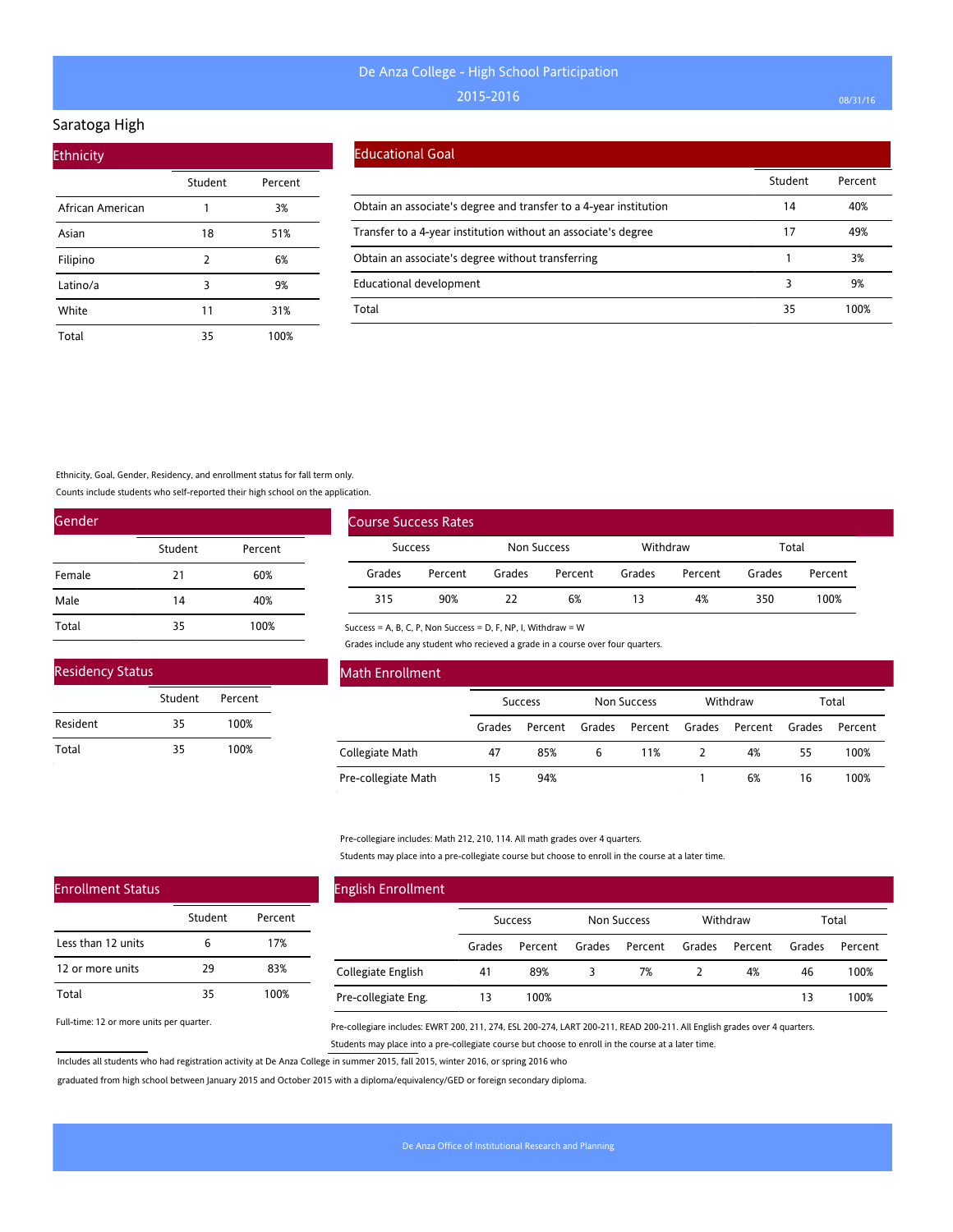# De Anza College - High School Participation

## 2015-2016

## Saratoga High

### Ethnicity

| | Student | Percent |
|---|---|---|
| African American | 1 | 3% |
| Asian | 18 | 51% |
| Filipino | 2 | 6% |
| Latino/a | 3 | 9% |
| White | 11 | 31% |
| Total | 35 | 100% |

### Educational Goal

| | Student | Percent |
|---|---|---|
| Obtain an associate's degree and transfer to a 4-year institution | 14 | 40% |
| Transfer to a 4-year institution without an associate's degree | 17 | 49% |
| Obtain an associate's degree without transferring | 1 | 3% |
| Educational development | 3 | 9% |
| Total | 35 | 100% |

Ethnicity, Goal, Gender, Residency, and enrollment status for fall term only.

Counts include students who self-reported their high school on the application.

### Gender

| | Student | Percent |
|---|---|---|
| Female | 21 | 60% |
| Male | 14 | 40% |
| Total | 35 | 100% |

### Course Success Rates

| Success | | Non Success | | Withdraw | | Total | |
|---|---|---|---|---|---|---|---|
| Grades | Percent | Grades | Percent | Grades | Percent | Grades | Percent |
| 315 | 90% | 22 | 6% | 13 | 4% | 350 | 100% |

Success = A, B, C, P, Non Success = D, F, NP, I, Withdraw = W

Grades include any student who recieved a grade in a course over four quarters.

### Residency Status

| | Student | Percent |
|---|---|---|
| Resident | 35 | 100% |
| Total | 35 | 100% |

### Math Enrollment

| | Success | | Non Success | | Withdraw | | Total | |
|---|---|---|---|---|---|---|---|---|
| | Grades | Percent | Grades | Percent | Grades | Percent | Grades | Percent |
| Collegiate Math | 47 | 85% | 6 | 11% | 2 | 4% | 55 | 100% |
| Pre-collegiate Math | 15 | 94% | | | 1 | 6% | 16 | 100% |

Pre-collegiare includes: Math 212, 210, 114. All math grades over 4 quarters.

Students may place into a pre-collegiate course but choose to enroll in the course at a later time.

### Enrollment Status

| | Student | Percent |
|---|---|---|
| Less than 12 units | 6 | 17% |
| 12 or more units | 29 | 83% |
| Total | 35 | 100% |

Full-time: 12 or more units per quarter.

### English Enrollment

| | Success | | Non Success | | Withdraw | | Total | |
|---|---|---|---|---|---|---|---|---|
| | Grades | Percent | Grades | Percent | Grades | Percent | Grades | Percent |
| Collegiate English | 41 | 89% | 3 | 7% | 2 | 4% | 46 | 100% |
| Pre-collegiate Eng. | 13 | 100% | | | | | 13 | 100% |

Pre-collegiare includes: EWRT 200, 211, 274, ESL 200-274, LART 200-211, READ 200-211. All English grades over 4 quarters.

Students may place into a pre-collegiate course but choose to enroll in the course at a later time.

Includes all students who had registration activity at De Anza College in summer 2015, fall 2015, winter 2016, or spring 2016 who graduated from high school between January 2015 and October 2015 with a diploma/equivalency/GED or foreign secondary diploma.

De Anza Office of Institutional Research and Planning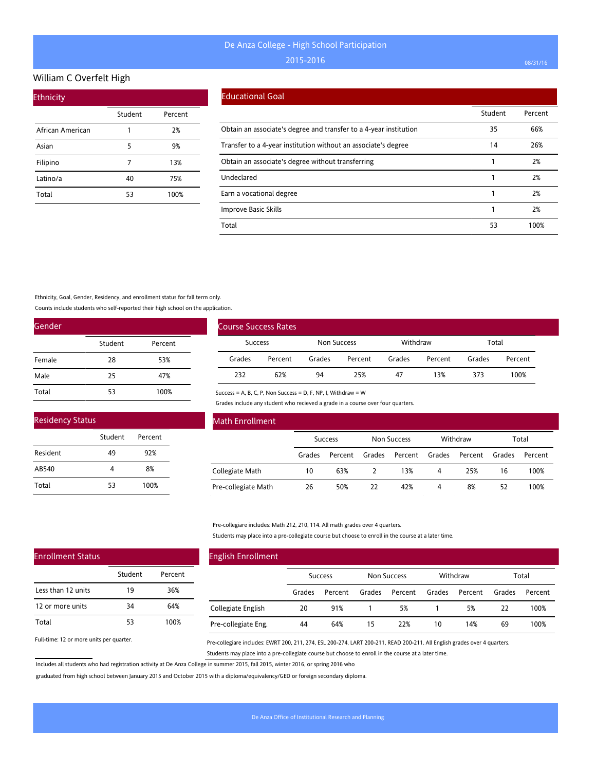# De Anza College - High School Participation
## 2015-2016

## William C Overfelt High

### Ethnicity

| | Student | Percent |
|---|---|---|
| African American | 1 | 2% |
| Asian | 5 | 9% |
| Filipino | 7 | 13% |
| Latino/a | 40 | 75% |
| Total | 53 | 100% |

### Educational Goal

| | Student | Percent |
|---|---|---|
| Obtain an associate's degree and transfer to a 4-year institution | 35 | 66% |
| Transfer to a 4-year institution without an associate's degree | 14 | 26% |
| Obtain an associate's degree without transferring | 1 | 2% |
| Undeclared | 1 | 2% |
| Earn a vocational degree | 1 | 2% |
| Improve Basic Skills | 1 | 2% |
| Total | 53 | 100% |

Ethnicity, Goal, Gender, Residency, and enrollment status for fall term only.

Counts include students who self-reported their high school on the application.

### Gender

| | Student | Percent |
|---|---|---|
| Female | 28 | 53% |
| Male | 25 | 47% |
| Total | 53 | 100% |

### Course Success Rates

| Success | | Non Success | | Withdraw | | Total | |
|---|---|---|---|---|---|---|---|
| Grades | Percent | Grades | Percent | Grades | Percent | Grades | Percent |
| 232 | 62% | 94 | 25% | 47 | 13% | 373 | 100% |

Success = A, B, C, P, Non Success = D, F, NP, I, Withdraw = W

Grades include any student who recieved a grade in a course over four quarters.

### Residency Status

| | Student | Percent |
|---|---|---|
| Resident | 49 | 92% |
| AB540 | 4 | 8% |
| Total | 53 | 100% |

### Math Enrollment

| | Success | | Non Success | | Withdraw | | Total | |
|---|---|---|---|---|---|---|---|---|
| | Grades | Percent | Grades | Percent | Grades | Percent | Grades | Percent |
| Collegiate Math | 10 | 63% | 2 | 13% | 4 | 25% | 16 | 100% |
| Pre-collegiate Math | 26 | 50% | 22 | 42% | 4 | 8% | 52 | 100% |

Pre-collegiare includes: Math 212, 210, 114. All math grades over 4 quarters.

Students may place into a pre-collegiate course but choose to enroll in the course at a later time.

### Enrollment Status

| | Student | Percent |
|---|---|---|
| Less than 12 units | 19 | 36% |
| 12 or more units | 34 | 64% |
| Total | 53 | 100% |

Full-time: 12 or more units per quarter.

### English Enrollment

| | Success | | Non Success | | Withdraw | | Total | |
|---|---|---|---|---|---|---|---|---|
| | Grades | Percent | Grades | Percent | Grades | Percent | Grades | Percent |
| Collegiate English | 20 | 91% | 1 | 5% | 1 | 5% | 22 | 100% |
| Pre-collegiate Eng. | 44 | 64% | 15 | 22% | 10 | 14% | 69 | 100% |

Pre-collegiare includes: EWRT 200, 211, 274, ESL 200-274, LART 200-211, READ 200-211. All English grades over 4 quarters.

Students may place into a pre-collegiate course but choose to enroll in the course at a later time.

Includes all students who had registration activity at De Anza College in summer 2015, fall 2015, winter 2016, or spring 2016 who graduated from high school between January 2015 and October 2015 with a diploma/equivalency/GED or foreign secondary diploma.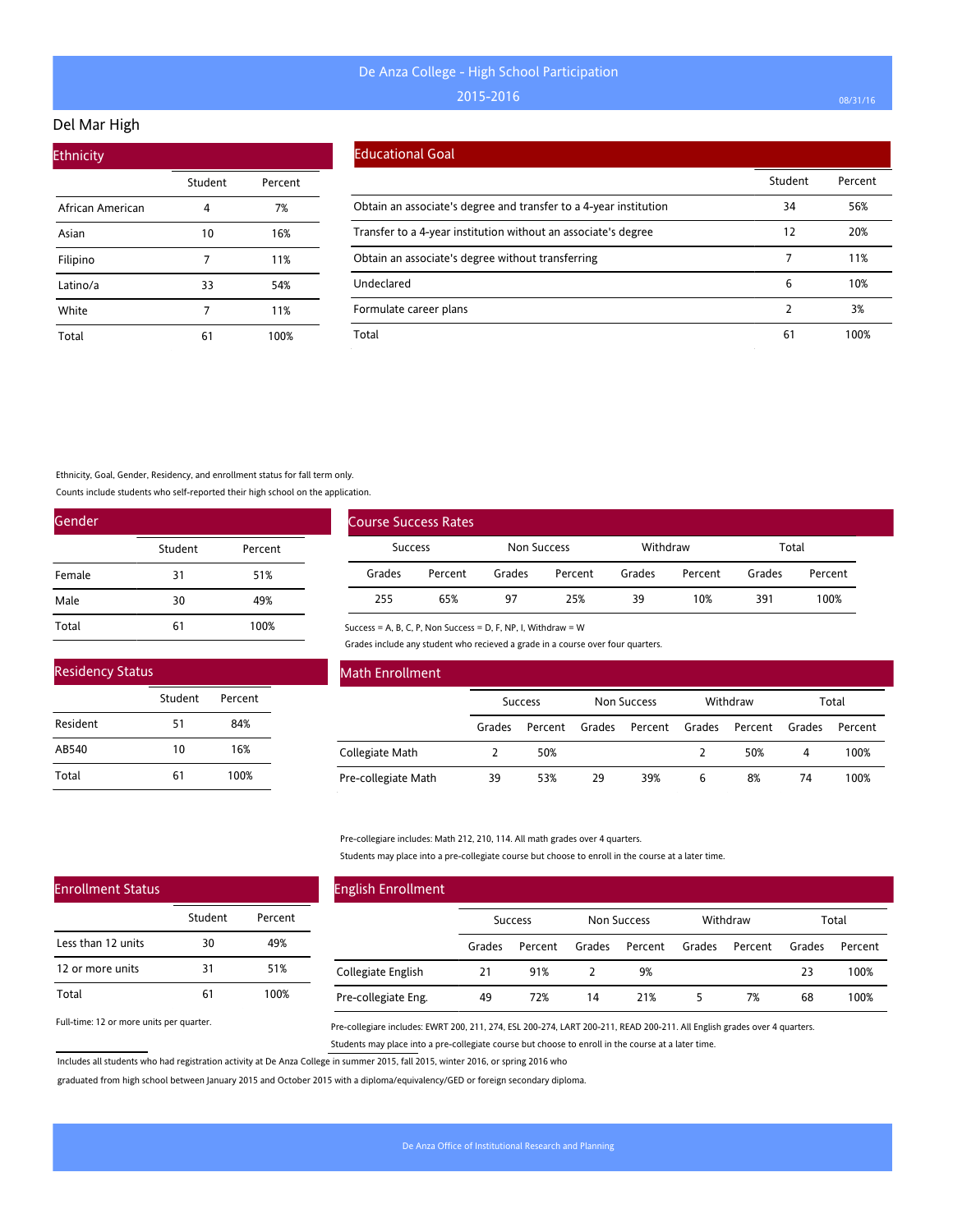# De Anza College - High School Participation

2015-2016

08/31/16

## Del Mar High

### Ethnicity

| | Student | Percent |
|---|---|---|
| African American | 4 | 7% |
| Asian | 10 | 16% |
| Filipino | 7 | 11% |
| Latino/a | 33 | 54% |
| White | 7 | 11% |
| Total | 61 | 100% |

### Educational Goal

| | Student | Percent |
|---|---|---|
| Obtain an associate's degree and transfer to a 4-year institution | 34 | 56% |
| Transfer to a 4-year institution without an associate's degree | 12 | 20% |
| Obtain an associate's degree without transferring | 7 | 11% |
| Undeclared | 6 | 10% |
| Formulate career plans | 2 | 3% |
| Total | 61 | 100% |

Ethnicity, Goal, Gender, Residency, and enrollment status for fall term only.

Counts include students who self-reported their high school on the application.

### Gender

| | Student | Percent |
|---|---|---|
| Female | 31 | 51% |
| Male | 30 | 49% |
| Total | 61 | 100% |

### Course Success Rates

| Success | | Non Success | | Withdraw | | Total | |
|---|---|---|---|---|---|---|---|
| Grades | Percent | Grades | Percent | Grades | Percent | Grades | Percent |
| 255 | 65% | 97 | 25% | 39 | 10% | 391 | 100% |

Success = A, B, C, P, Non Success = D, F, NP, I, Withdraw = W

Grades include any student who recieved a grade in a course over four quarters.

### Residency Status

| | Student | Percent |
|---|---|---|
| Resident | 51 | 84% |
| AB540 | 10 | 16% |
| Total | 61 | 100% |

### Math Enrollment

| | Success | | Non Success | | Withdraw | | Total | |
|---|---|---|---|---|---|---|---|---|
| | Grades | Percent | Grades | Percent | Grades | Percent | Grades | Percent |
| Collegiate Math | 2 | 50% | | | 2 | 50% | 4 | 100% |
| Pre-collegiate Math | 39 | 53% | 29 | 39% | 6 | 8% | 74 | 100% |

Pre-collegiare includes: Math 212, 210, 114. All math grades over 4 quarters.

Students may place into a pre-collegiate course but choose to enroll in the course at a later time.

### Enrollment Status

| | Student | Percent |
|---|---|---|
| Less than 12 units | 30 | 49% |
| 12 or more units | 31 | 51% |
| Total | 61 | 100% |

Full-time: 12 or more units per quarter.

### English Enrollment

| | Success | | Non Success | | Withdraw | | Total | |
|---|---|---|---|---|---|---|---|---|
| | Grades | Percent | Grades | Percent | Grades | Percent | Grades | Percent |
| Collegiate English | 21 | 91% | 2 | 9% | | | 23 | 100% |
| Pre-collegiate Eng. | 49 | 72% | 14 | 21% | 5 | 7% | 68 | 100% |

Pre-collegiare includes: EWRT 200, 211, 274, ESL 200-274, LART 200-211, READ 200-211. All English grades over 4 quarters.

Students may place into a pre-collegiate course but choose to enroll in the course at a later time.

Includes all students who had registration activity at De Anza College in summer 2015, fall 2015, winter 2016, or spring 2016 who graduated from high school between January 2015 and October 2015 with a diploma/equivalency/GED or foreign secondary diploma.

De Anza Office of Institutional Research and Planning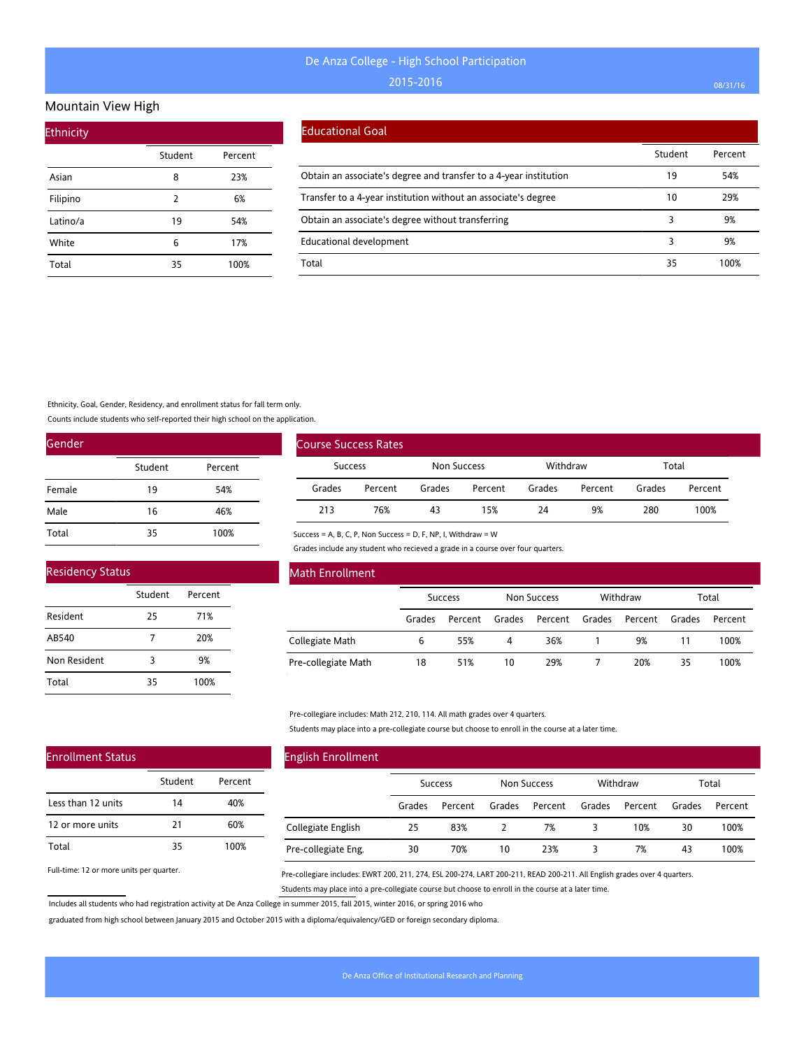# De Anza College - High School Participation

2015-2016

## Mountain View High

### Ethnicity

| | Student | Percent |
|---|---|---|
| Asian | 8 | 23% |
| Filipino | 2 | 6% |
| Latino/a | 19 | 54% |
| White | 6 | 17% |
| Total | 35 | 100% |

### Educational Goal

| | Student | Percent |
|---|---|---|
| Obtain an associate's degree and transfer to a 4-year institution | 19 | 54% |
| Transfer to a 4-year institution without an associate's degree | 10 | 29% |
| Obtain an associate's degree without transferring | 3 | 9% |
| Educational development | 3 | 9% |
| Total | 35 | 100% |

Ethnicity, Goal, Gender, Residency, and enrollment status for fall term only.

Counts include students who self-reported their high school on the application.

### Gender

| | Student | Percent |
|---|---|---|
| Female | 19 | 54% |
| Male | 16 | 46% |
| Total | 35 | 100% |

### Course Success Rates

| Success | | Non Success | | Withdraw | | Total | |
|---|---|---|---|---|---|---|---|
| Grades | Percent | Grades | Percent | Grades | Percent | Grades | Percent |
| 213 | 76% | 43 | 15% | 24 | 9% | 280 | 100% |

Success = A, B, C, P, Non Success = D, F, NP, I, Withdraw = W

Grades include any student who recieved a grade in a course over four quarters.

### Residency Status

| | Student | Percent |
|---|---|---|
| Resident | 25 | 71% |
| AB540 | 7 | 20% |
| Non Resident | 3 | 9% |
| Total | 35 | 100% |

### Math Enrollment

| | Success | | Non Success | | Withdraw | | Total | |
|---|---|---|---|---|---|---|---|---|
| | Grades | Percent | Grades | Percent | Grades | Percent | Grades | Percent |
| Collegiate Math | 6 | 55% | 4 | 36% | 1 | 9% | 11 | 100% |
| Pre-collegiate Math | 18 | 51% | 10 | 29% | 7 | 20% | 35 | 100% |

Pre-collegiare includes: Math 212, 210, 114. All math grades over 4 quarters.

Students may place into a pre-collegiate course but choose to enroll in the course at a later time.

### Enrollment Status

| | Student | Percent |
|---|---|---|
| Less than 12 units | 14 | 40% |
| 12 or more units | 21 | 60% |
| Total | 35 | 100% |

Full-time: 12 or more units per quarter.

### English Enrollment

| | Success | | Non Success | | Withdraw | | Total | |
|---|---|---|---|---|---|---|---|---|
| | Grades | Percent | Grades | Percent | Grades | Percent | Grades | Percent |
| Collegiate English | 25 | 83% | 2 | 7% | 3 | 10% | 30 | 100% |
| Pre-collegiate Eng. | 30 | 70% | 10 | 23% | 3 | 7% | 43 | 100% |

Pre-collegiare includes: EWRT 200, 211, 274, ESL 200-274, LART 200-211, READ 200-211. All English grades over 4 quarters.

Students may place into a pre-collegiate course but choose to enroll in the course at a later time.

Includes all students who had registration activity at De Anza College in summer 2015, fall 2015, winter 2016, or spring 2016 who graduated from high school between January 2015 and October 2015 with a diploma/equivalency/GED or foreign secondary diploma.

De Anza Office of Institutional Research and Planning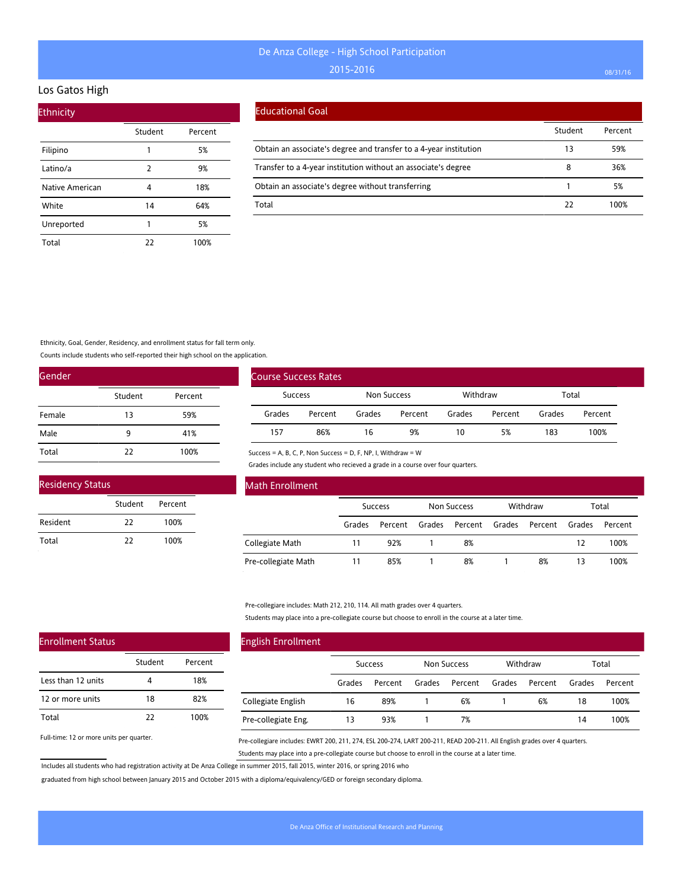# De Anza College - High School Participation

2015-2016

## Los Gatos High

### Ethnicity

| | Student | Percent |
|---|---|---|
| Filipino | 1 | 5% |
| Latino/a | 2 | 9% |
| Native American | 4 | 18% |
| White | 14 | 64% |
| Unreported | 1 | 5% |
| Total | 22 | 100% |

### Educational Goal

| | Student | Percent |
|---|---|---|
| Obtain an associate's degree and transfer to a 4-year institution | 13 | 59% |
| Transfer to a 4-year institution without an associate's degree | 8 | 36% |
| Obtain an associate's degree without transferring | 1 | 5% |
| Total | 22 | 100% |

Ethnicity, Goal, Gender, Residency, and enrollment status for fall term only.

Counts include students who self-reported their high school on the application.

### Gender

| | Student | Percent |
|---|---|---|
| Female | 13 | 59% |
| Male | 9 | 41% |
| Total | 22 | 100% |

### Course Success Rates

| Success | | Non Success | | Withdraw | | Total | |
|---|---|---|---|---|---|---|---|
| Grades | Percent | Grades | Percent | Grades | Percent | Grades | Percent |
| 157 | 86% | 16 | 9% | 10 | 5% | 183 | 100% |

Success = A, B, C, P, Non Success = D, F, NP, I, Withdraw = W

Grades include any student who recieved a grade in a course over four quarters.

### Residency Status

| | Student | Percent |
|---|---|---|
| Resident | 22 | 100% |
| Total | 22 | 100% |

### Math Enrollment

| | Success | | Non Success | | Withdraw | | Total | |
|---|---|---|---|---|---|---|---|---|
| | Grades | Percent | Grades | Percent | Grades | Percent | Grades | Percent |
| Collegiate Math | 11 | 92% | 1 | 8% | | | 12 | 100% |
| Pre-collegiate Math | 11 | 85% | 1 | 8% | 1 | 8% | 13 | 100% |

Pre-collegiare includes: Math 212, 210, 114. All math grades over 4 quarters.

Students may place into a pre-collegiate course but choose to enroll in the course at a later time.

### Enrollment Status

| | Student | Percent |
|---|---|---|
| Less than 12 units | 4 | 18% |
| 12 or more units | 18 | 82% |
| Total | 22 | 100% |

Full-time: 12 or more units per quarter.

### English Enrollment

| | Success | | Non Success | | Withdraw | | Total | |
|---|---|---|---|---|---|---|---|---|
| | Grades | Percent | Grades | Percent | Grades | Percent | Grades | Percent |
| Collegiate English | 16 | 89% | 1 | 6% | 1 | 6% | 18 | 100% |
| Pre-collegiate Eng. | 13 | 93% | 1 | 7% | | | 14 | 100% |

Pre-collegiare includes: EWRT 200, 211, 274, ESL 200-274, LART 200-211, READ 200-211. All English grades over 4 quarters.

Students may place into a pre-collegiate course but choose to enroll in the course at a later time.

Includes all students who had registration activity at De Anza College in summer 2015, fall 2015, winter 2016, or spring 2016 who graduated from high school between January 2015 and October 2015 with a diploma/equivalency/GED or foreign secondary diploma.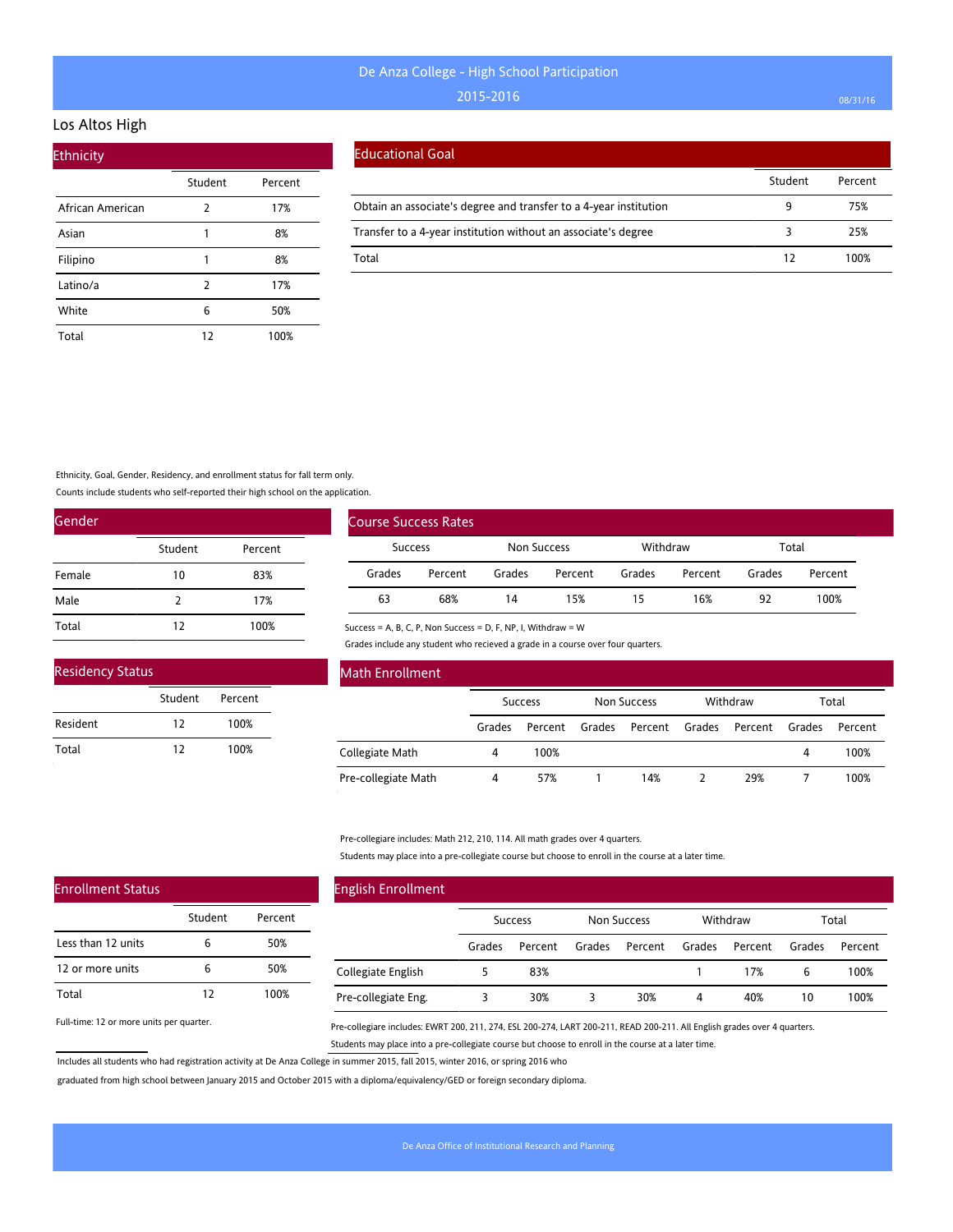# De Anza College - High School Participation

2015-2016

## Los Altos High

### Ethnicity

| | Student | Percent |
|---|---|---|
| African American | 2 | 17% |
| Asian | 1 | 8% |
| Filipino | 1 | 8% |
| Latino/a | 2 | 17% |
| White | 6 | 50% |
| Total | 12 | 100% |

### Educational Goal

| | Student | Percent |
|---|---|---|
| Obtain an associate's degree and transfer to a 4-year institution | 9 | 75% |
| Transfer to a 4-year institution without an associate's degree | 3 | 25% |
| Total | 12 | 100% |

Ethnicity, Goal, Gender, Residency, and enrollment status for fall term only.

Counts include students who self-reported their high school on the application.

### Gender

| | Student | Percent |
|---|---|---|
| Female | 10 | 83% |
| Male | 2 | 17% |
| Total | 12 | 100% |

### Course Success Rates

| Success | | Non Success | | Withdraw | | Total | |
|---|---|---|---|---|---|---|---|
| Grades | Percent | Grades | Percent | Grades | Percent | Grades | Percent |
| 63 | 68% | 14 | 15% | 15 | 16% | 92 | 100% |

Success = A, B, C, P, Non Success = D, F, NP, I, Withdraw = W

Grades include any student who recieved a grade in a course over four quarters.

### Residency Status

| | Student | Percent |
|---|---|---|
| Resident | 12 | 100% |
| Total | 12 | 100% |

### Math Enrollment

| | Success | | Non Success | | Withdraw | | Total | |
|---|---|---|---|---|---|---|---|---|
| | Grades | Percent | Grades | Percent | Grades | Percent | Grades | Percent |
| Collegiate Math | 4 | 100% | | | | | 4 | 100% |
| Pre-collegiate Math | 4 | 57% | 1 | 14% | 2 | 29% | 7 | 100% |

Pre-collegiare includes: Math 212, 210, 114. All math grades over 4 quarters.

Students may place into a pre-collegiate course but choose to enroll in the course at a later time.

### Enrollment Status

| | Student | Percent |
|---|---|---|
| Less than 12 units | 6 | 50% |
| 12 or more units | 6 | 50% |
| Total | 12 | 100% |

Full-time: 12 or more units per quarter.

### English Enrollment

| | Success | | Non Success | | Withdraw | | Total | |
|---|---|---|---|---|---|---|---|---|
| | Grades | Percent | Grades | Percent | Grades | Percent | Grades | Percent |
| Collegiate English | 5 | 83% | | | 1 | 17% | 6 | 100% |
| Pre-collegiate Eng. | 3 | 30% | 3 | 30% | 4 | 40% | 10 | 100% |

Pre-collegiare includes: EWRT 200, 211, 274, ESL 200-274, LART 200-211, READ 200-211. All English grades over 4 quarters.

Students may place into a pre-collegiate course but choose to enroll in the course at a later time.

Includes all students who had registration activity at De Anza College in summer 2015, fall 2015, winter 2016, or spring 2016 who graduated from high school between January 2015 and October 2015 with a diploma/equivalency/GED or foreign secondary diploma.

De Anza Office of Institutional Research and Planning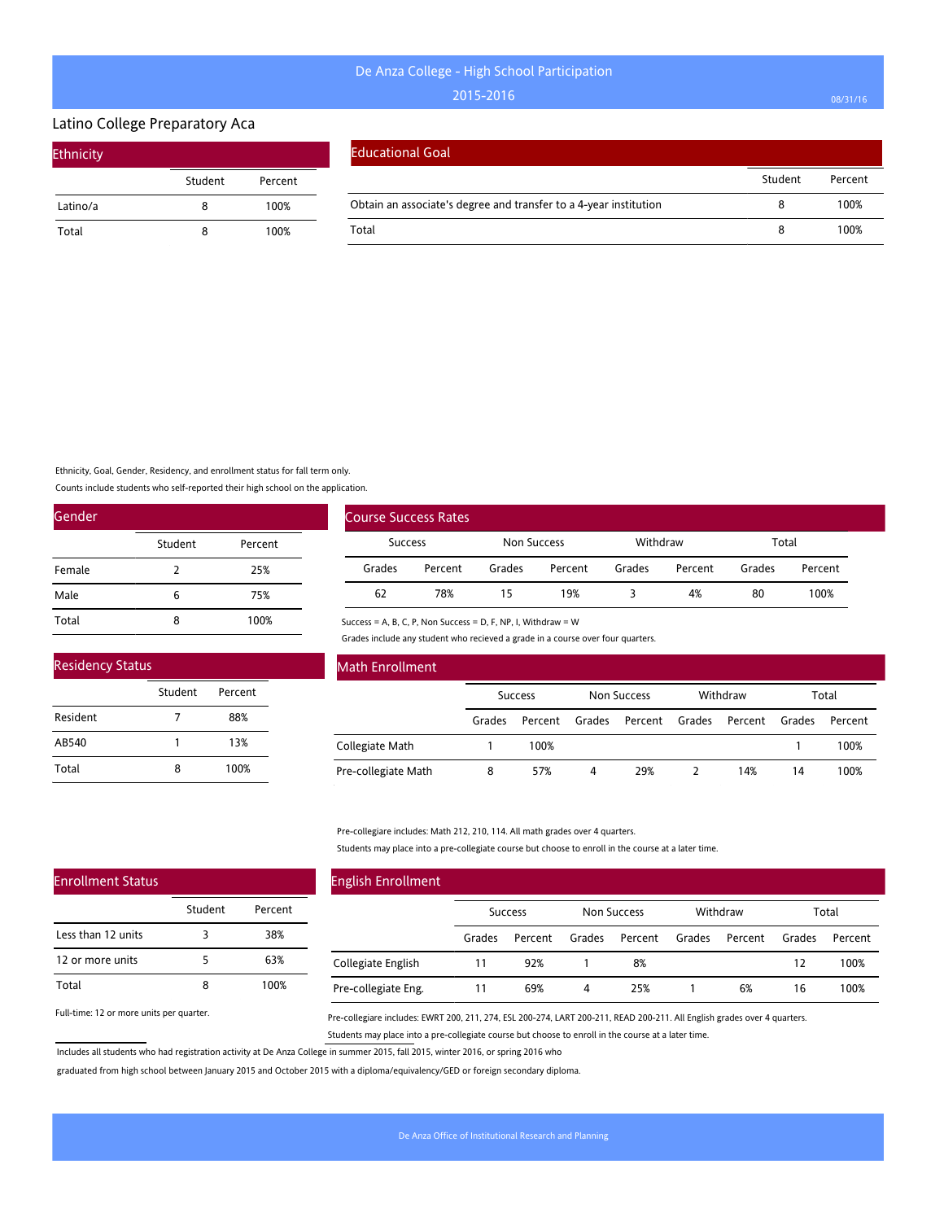# De Anza College - High School Participation

## 2015-2016

08/31/16

### Latino College Preparatory Aca

#### Ethnicity

| | Student | Percent |
|---|---|---|
| Latino/a | 8 | 100% |
| Total | 8 | 100% |

#### Educational Goal

| | Student | Percent |
|---|---|---|
| Obtain an associate's degree and transfer to a 4-year institution | 8 | 100% |
| Total | 8 | 100% |

Ethnicity, Goal, Gender, Residency, and enrollment status for fall term only.

Counts include students who self-reported their high school on the application.

#### Gender

| | Student | Percent |
|---|---|---|
| Female | 2 | 25% |
| Male | 6 | 75% |
| Total | 8 | 100% |

#### Course Success Rates

| Success | | Non Success | | Withdraw | | Total | |
|---|---|---|---|---|---|---|---|
| Grades | Percent | Grades | Percent | Grades | Percent | Grades | Percent |
| 62 | 78% | 15 | 19% | 3 | 4% | 80 | 100% |

Success = A, B, C, P, Non Success = D, F, NP, I, Withdraw = W

Grades include any student who recieved a grade in a course over four quarters.

#### Residency Status

| | Student | Percent |
|---|---|---|
| Resident | 7 | 88% |
| AB540 | 1 | 13% |
| Total | 8 | 100% |

#### Math Enrollment

| | Success | | Non Success | | Withdraw | | Total | |
|---|---|---|---|---|---|---|---|---|
| | Grades | Percent | Grades | Percent | Grades | Percent | Grades | Percent |
| Collegiate Math | 1 | 100% | | | | | 1 | 100% |
| Pre-collegiate Math | 8 | 57% | 4 | 29% | 2 | 14% | 14 | 100% |

Pre-collegiare includes: Math 212, 210, 114. All math grades over 4 quarters.

Students may place into a pre-collegiate course but choose to enroll in the course at a later time.

#### Enrollment Status

| | Student | Percent |
|---|---|---|
| Less than 12 units | 3 | 38% |
| 12 or more units | 5 | 63% |
| Total | 8 | 100% |

Full-time: 12 or more units per quarter.

#### English Enrollment

| | Success | | Non Success | | Withdraw | | Total | |
|---|---|---|---|---|---|---|---|---|
| | Grades | Percent | Grades | Percent | Grades | Percent | Grades | Percent |
| Collegiate English | 11 | 92% | 1 | 8% | | | 12 | 100% |
| Pre-collegiate Eng. | 11 | 69% | 4 | 25% | 1 | 6% | 16 | 100% |

Pre-collegiare includes: EWRT 200, 211, 274, ESL 200-274, LART 200-211, READ 200-211. All English grades over 4 quarters.

Students may place into a pre-collegiate course but choose to enroll in the course at a later time.

Includes all students who had registration activity at De Anza College in summer 2015, fall 2015, winter 2016, or spring 2016 who graduated from high school between January 2015 and October 2015 with a diploma/equivalency/GED or foreign secondary diploma.

De Anza Office of Institutional Research and Planning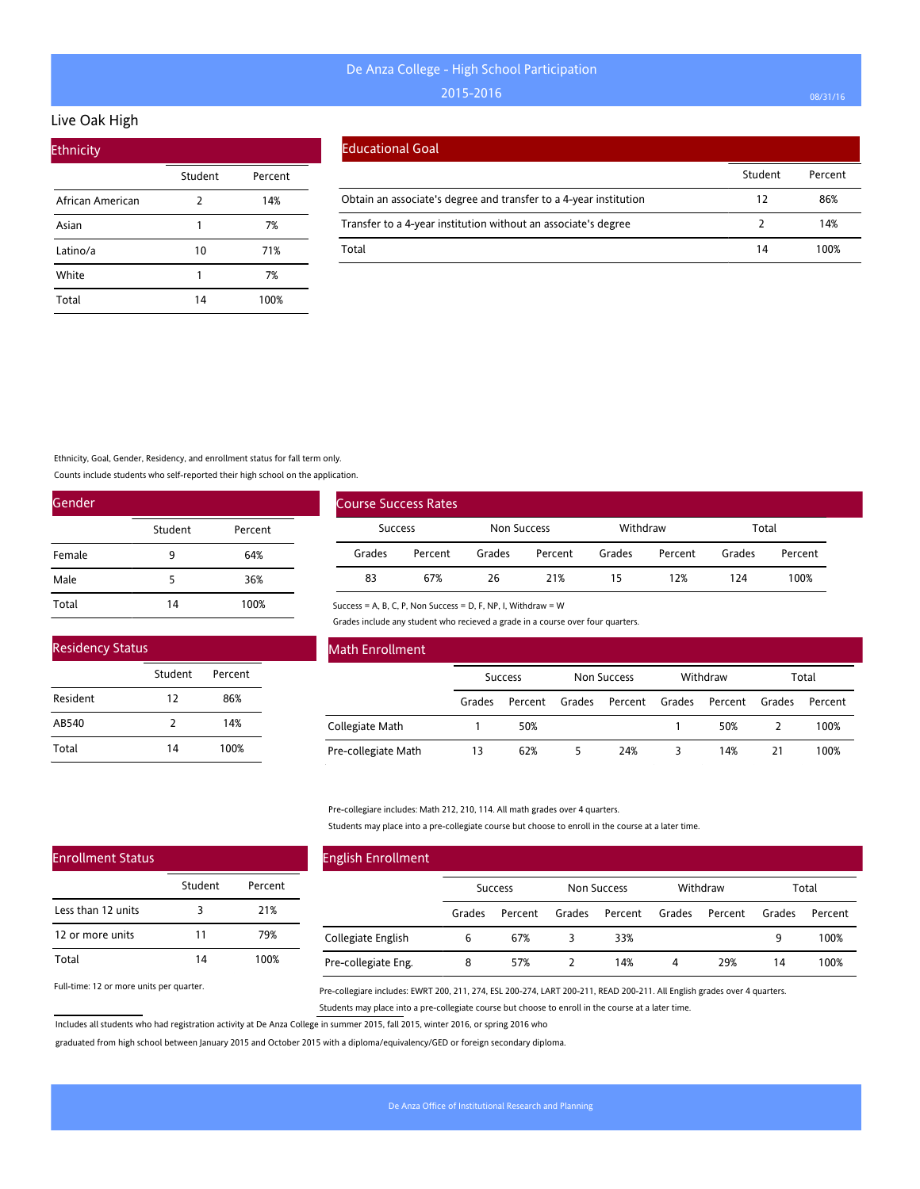# De Anza College - High School Participation

## 2015-2016

## Live Oak High

### Ethnicity

| | Student | Percent |
|---|---|---|
| African American | 2 | 14% |
| Asian | 1 | 7% |
| Latino/a | 10 | 71% |
| White | 1 | 7% |
| Total | 14 | 100% |

### Educational Goal

| | Student | Percent |
|---|---|---|
| Obtain an associate's degree and transfer to a 4-year institution | 12 | 86% |
| Transfer to a 4-year institution without an associate's degree | 2 | 14% |
| Total | 14 | 100% |

Ethnicity, Goal, Gender, Residency, and enrollment status for fall term only.

Counts include students who self-reported their high school on the application.

### Gender

| | Student | Percent |
|---|---|---|
| Female | 9 | 64% |
| Male | 5 | 36% |
| Total | 14 | 100% |

### Course Success Rates

| Success | | Non Success | | Withdraw | | Total | |
|---|---|---|---|---|---|---|---|
| Grades | Percent | Grades | Percent | Grades | Percent | Grades | Percent |
| 83 | 67% | 26 | 21% | 15 | 12% | 124 | 100% |

Success = A, B, C, P, Non Success = D, F, NP, I, Withdraw = W

Grades include any student who recieved a grade in a course over four quarters.

### Residency Status

| | Student | Percent |
|---|---|---|
| Resident | 12 | 86% |
| AB540 | 2 | 14% |
| Total | 14 | 100% |

### Math Enrollment

| | Success | | Non Success | | Withdraw | | Total | |
|---|---|---|---|---|---|---|---|---|
| | Grades | Percent | Grades | Percent | Grades | Percent | Grades | Percent |
| Collegiate Math | 1 | 50% | | | 1 | 50% | 2 | 100% |
| Pre-collegiate Math | 13 | 62% | 5 | 24% | 3 | 14% | 21 | 100% |

Pre-collegiare includes: Math 212, 210, 114. All math grades over 4 quarters.

Students may place into a pre-collegiate course but choose to enroll in the course at a later time.

### Enrollment Status

| | Student | Percent |
|---|---|---|
| Less than 12 units | 3 | 21% |
| 12 or more units | 11 | 79% |
| Total | 14 | 100% |

Full-time: 12 or more units per quarter.

### English Enrollment

| | Success | | Non Success | | Withdraw | | Total | |
|---|---|---|---|---|---|---|---|---|
| | Grades | Percent | Grades | Percent | Grades | Percent | Grades | Percent |
| Collegiate English | 6 | 67% | 3 | 33% | | | 9 | 100% |
| Pre-collegiate Eng. | 8 | 57% | 2 | 14% | 4 | 29% | 14 | 100% |

Pre-collegiare includes: EWRT 200, 211, 274, ESL 200-274, LART 200-211, READ 200-211. All English grades over 4 quarters.

Students may place into a pre-collegiate course but choose to enroll in the course at a later time.

Includes all students who had registration activity at De Anza College in summer 2015, fall 2015, winter 2016, or spring 2016 who graduated from high school between January 2015 and October 2015 with a diploma/equivalency/GED or foreign secondary diploma.

De Anza Office of Institutional Research and Planning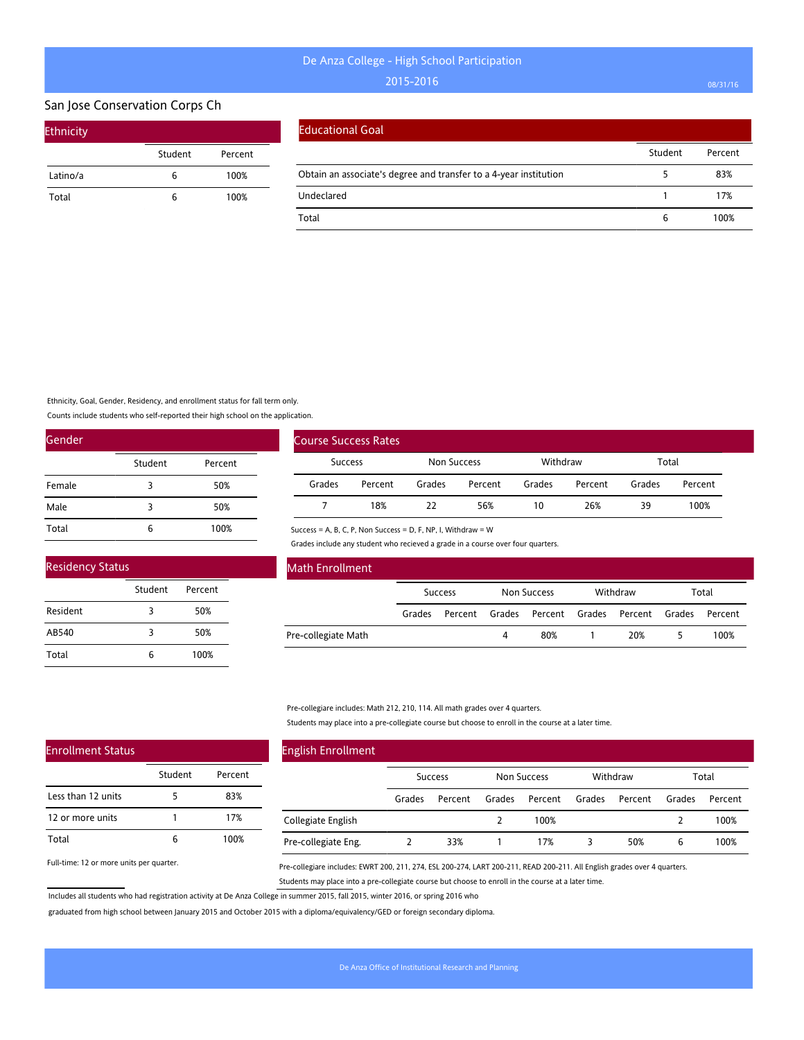# De Anza College - High School Participation

2015-2016

## San Jose Conservation Corps Ch

### Ethnicity

| | Student | Percent |
|---|---|---|
| Latino/a | 6 | 100% |
| Total | 6 | 100% |

### Educational Goal

| | Student | Percent |
|---|---|---|
| Obtain an associate's degree and transfer to a 4-year institution | 5 | 83% |
| Undeclared | 1 | 17% |
| Total | 6 | 100% |

Ethnicity, Goal, Gender, Residency, and enrollment status for fall term only.

Counts include students who self-reported their high school on the application.

### Gender

| | Student | Percent |
|---|---|---|
| Female | 3 | 50% |
| Male | 3 | 50% |
| Total | 6 | 100% |

### Course Success Rates

| Success | | Non Success | | Withdraw | | Total | |
|---|---|---|---|---|---|---|---|
| Grades | Percent | Grades | Percent | Grades | Percent | Grades | Percent |
| 7 | 18% | 22 | 56% | 10 | 26% | 39 | 100% |

Success = A, B, C, P, Non Success = D, F, NP, I, Withdraw = W

Grades include any student who recieved a grade in a course over four quarters.

### Residency Status

| | Student | Percent |
|---|---|---|
| Resident | 3 | 50% |
| AB540 | 3 | 50% |
| Total | 6 | 100% |

### Math Enrollment

| | Success | | Non Success | | Withdraw | | Total | |
|---|---|---|---|---|---|---|---|---|
| | Grades | Percent | Grades | Percent | Grades | Percent | Grades | Percent |
| Pre-collegiate Math | | | 4 | 80% | 1 | 20% | 5 | 100% |

Pre-collegiare includes: Math 212, 210, 114. All math grades over 4 quarters.

Students may place into a pre-collegiate course but choose to enroll in the course at a later time.

### Enrollment Status

| | Student | Percent |
|---|---|---|
| Less than 12 units | 5 | 83% |
| 12 or more units | 1 | 17% |
| Total | 6 | 100% |

Full-time: 12 or more units per quarter.

### English Enrollment

| | Success | | Non Success | | Withdraw | | Total | |
|---|---|---|---|---|---|---|---|---|
| | Grades | Percent | Grades | Percent | Grades | Percent | Grades | Percent |
| Collegiate English | | | 2 | 100% | | | 2 | 100% |
| Pre-collegiate Eng. | 2 | 33% | 1 | 17% | 3 | 50% | 6 | 100% |

Pre-collegiare includes: EWRT 200, 211, 274, ESL 200-274, LART 200-211, READ 200-211. All English grades over 4 quarters.

Students may place into a pre-collegiate course but choose to enroll in the course at a later time.

Includes all students who had registration activity at De Anza College in summer 2015, fall 2015, winter 2016, or spring 2016 who graduated from high school between January 2015 and October 2015 with a diploma/equivalency/GED or foreign secondary diploma.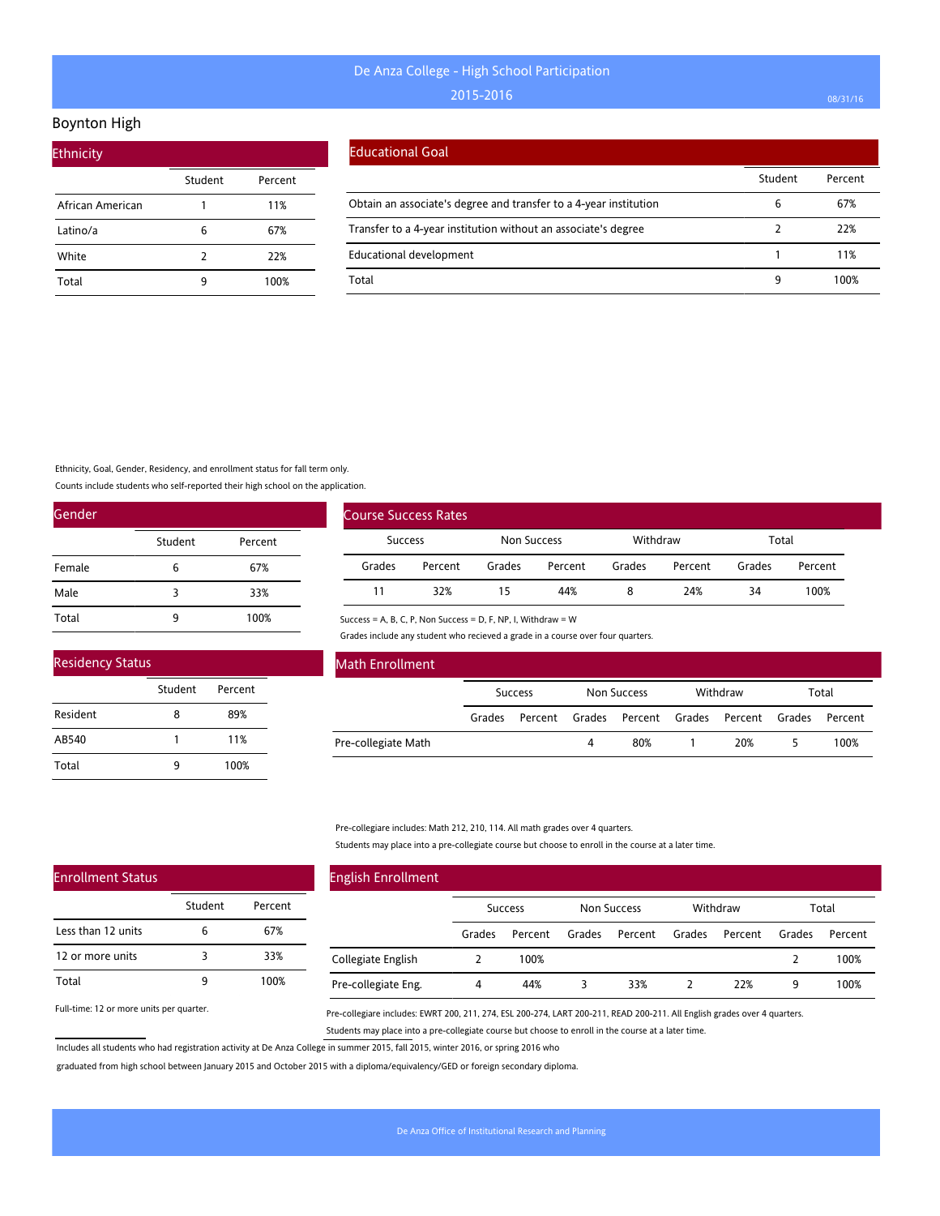# De Anza College - High School Participation

## 2015-2016

## Boynton High

### Ethnicity

| | Student | Percent |
|---|---|---|
| African American | 1 | 11% |
| Latino/a | 6 | 67% |
| White | 2 | 22% |
| Total | 9 | 100% |

### Educational Goal

| | Student | Percent |
|---|---|---|
| Obtain an associate's degree and transfer to a 4-year institution | 6 | 67% |
| Transfer to a 4-year institution without an associate's degree | 2 | 22% |
| Educational development | 1 | 11% |
| Total | 9 | 100% |

Ethnicity, Goal, Gender, Residency, and enrollment status for fall term only.

Counts include students who self-reported their high school on the application.

### Gender

| | Student | Percent |
|---|---|---|
| Female | 6 | 67% |
| Male | 3 | 33% |
| Total | 9 | 100% |

### Course Success Rates

| Success | | Non Success | | Withdraw | | Total | |
|---|---|---|---|---|---|---|---|
| Grades | Percent | Grades | Percent | Grades | Percent | Grades | Percent |
| 11 | 32% | 15 | 44% | 8 | 24% | 34 | 100% |

Success = A, B, C, P, Non Success = D, F, NP, I, Withdraw = W

Grades include any student who recieved a grade in a course over four quarters.

### Residency Status

| | Student | Percent |
|---|---|---|
| Resident | 8 | 89% |
| AB540 | 1 | 11% |
| Total | 9 | 100% |

### Math Enrollment

| | Success | | Non Success | | Withdraw | | Total | |
|---|---|---|---|---|---|---|---|---|
| | Grades | Percent | Grades | Percent | Grades | Percent | Grades | Percent |
| Pre-collegiate Math | | | 4 | 80% | 1 | 20% | 5 | 100% |

Pre-collegiare includes: Math 212, 210, 114. All math grades over 4 quarters.

Students may place into a pre-collegiate course but choose to enroll in the course at a later time.

### Enrollment Status

| | Student | Percent |
|---|---|---|
| Less than 12 units | 6 | 67% |
| 12 or more units | 3 | 33% |
| Total | 9 | 100% |

Full-time: 12 or more units per quarter.

### English Enrollment

| | Success | | Non Success | | Withdraw | | Total | |
|---|---|---|---|---|---|---|---|---|
| | Grades | Percent | Grades | Percent | Grades | Percent | Grades | Percent |
| Collegiate English | 2 | 100% | | | | | 2 | 100% |
| Pre-collegiate Eng. | 4 | 44% | 3 | 33% | 2 | 22% | 9 | 100% |

Pre-collegiare includes: EWRT 200, 211, 274, ESL 200-274, LART 200-211, READ 200-211. All English grades over 4 quarters.

Students may place into a pre-collegiate course but choose to enroll in the course at a later time.

Includes all students who had registration activity at De Anza College in summer 2015, fall 2015, winter 2016, or spring 2016 who graduated from high school between January 2015 and October 2015 with a diploma/equivalency/GED or foreign secondary diploma.

De Anza Office of Institutional Research and Planning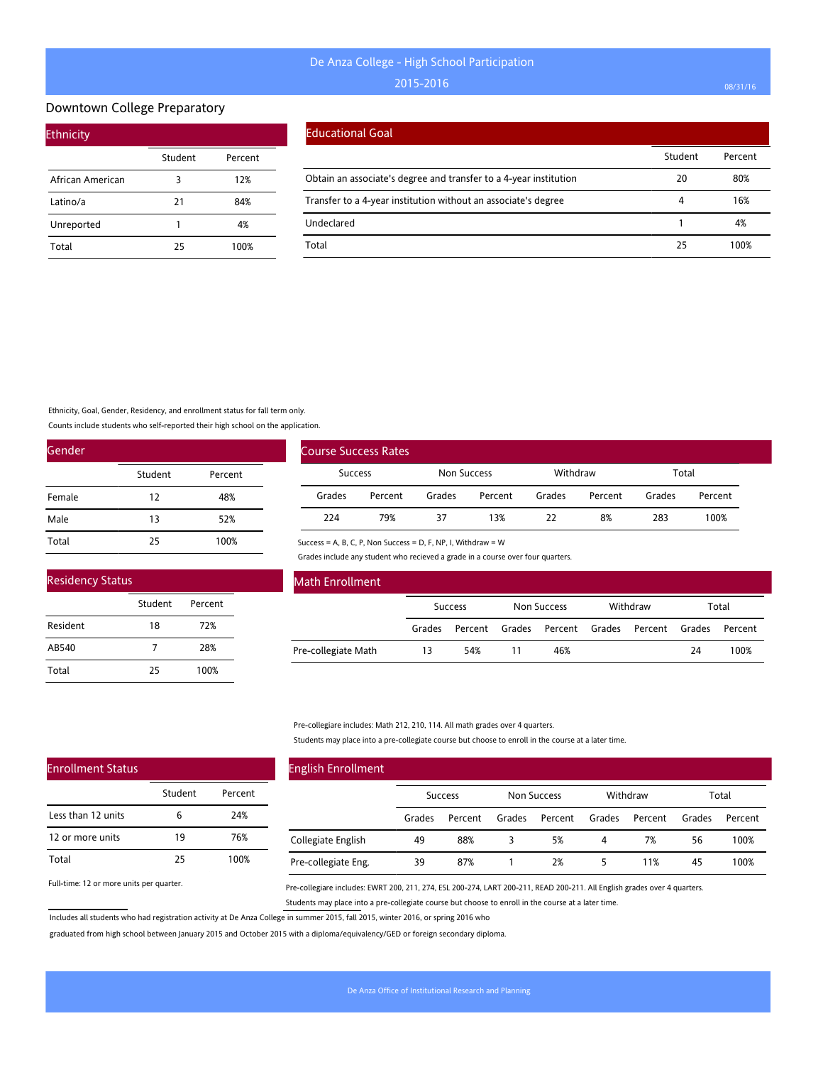# De Anza College - High School Participation

2015-2016

## Downtown College Preparatory

### Ethnicity

| | Student | Percent |
|---|---|---|
| African American | 3 | 12% |
| Latino/a | 21 | 84% |
| Unreported | 1 | 4% |
| Total | 25 | 100% |

### Educational Goal

| | Student | Percent |
|---|---|---|
| Obtain an associate's degree and transfer to a 4-year institution | 20 | 80% |
| Transfer to a 4-year institution without an associate's degree | 4 | 16% |
| Undeclared | 1 | 4% |
| Total | 25 | 100% |

Ethnicity, Goal, Gender, Residency, and enrollment status for fall term only.

Counts include students who self-reported their high school on the application.

### Gender

| | Student | Percent |
|---|---|---|
| Female | 12 | 48% |
| Male | 13 | 52% |
| Total | 25 | 100% |

### Course Success Rates

| Success | | Non Success | | Withdraw | | Total | |
|---|---|---|---|---|---|---|---|
| Grades | Percent | Grades | Percent | Grades | Percent | Grades | Percent |
| 224 | 79% | 37 | 13% | 22 | 8% | 283 | 100% |

Success = A, B, C, P, Non Success = D, F, NP, I, Withdraw = W

Grades include any student who recieved a grade in a course over four quarters.

### Residency Status

| | Student | Percent |
|---|---|---|
| Resident | 18 | 72% |
| AB540 | 7 | 28% |
| Total | 25 | 100% |

### Math Enrollment

| | Success | | Non Success | | Withdraw | | Total | |
|---|---|---|---|---|---|---|---|---|
| | Grades | Percent | Grades | Percent | Grades | Percent | Grades | Percent |
| Pre-collegiate Math | 13 | 54% | 11 | 46% | | | 24 | 100% |

Pre-collegiare includes: Math 212, 210, 114. All math grades over 4 quarters.

Students may place into a pre-collegiate course but choose to enroll in the course at a later time.

### Enrollment Status

| | Student | Percent |
|---|---|---|
| Less than 12 units | 6 | 24% |
| 12 or more units | 19 | 76% |
| Total | 25 | 100% |

Full-time: 12 or more units per quarter.

### English Enrollment

| | Success | | Non Success | | Withdraw | | Total | |
|---|---|---|---|---|---|---|---|---|
| | Grades | Percent | Grades | Percent | Grades | Percent | Grades | Percent |
| Collegiate English | 49 | 88% | 3 | 5% | 4 | 7% | 56 | 100% |
| Pre-collegiate Eng. | 39 | 87% | 1 | 2% | 5 | 11% | 45 | 100% |

Pre-collegiare includes: EWRT 200, 211, 274, ESL 200-274, LART 200-211, READ 200-211. All English grades over 4 quarters.

Students may place into a pre-collegiate course but choose to enroll in the course at a later time.

Includes all students who had registration activity at De Anza College in summer 2015, fall 2015, winter 2016, or spring 2016 who graduated from high school between January 2015 and October 2015 with a diploma/equivalency/GED or foreign secondary diploma.

De Anza Office of Institutional Research and Planning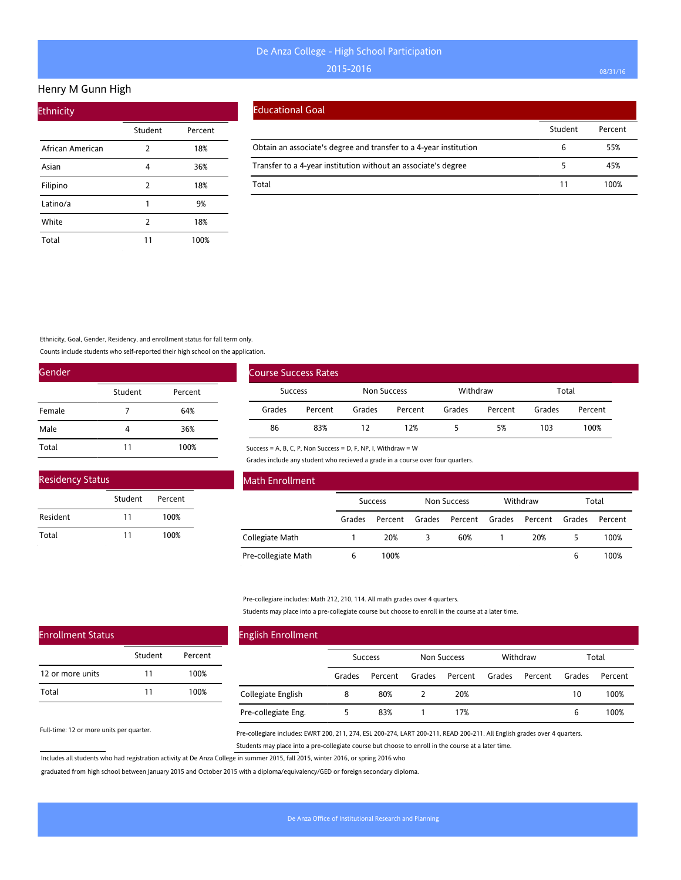# De Anza College - High School Participation

2015-2016

## Henry M Gunn High

### Ethnicity

| | Student | Percent |
|---|---|---|
| African American | 2 | 18% |
| Asian | 4 | 36% |
| Filipino | 2 | 18% |
| Latino/a | 1 | 9% |
| White | 2 | 18% |
| Total | 11 | 100% |

### Educational Goal

| | Student | Percent |
|---|---|---|
| Obtain an associate's degree and transfer to a 4-year institution | 6 | 55% |
| Transfer to a 4-year institution without an associate's degree | 5 | 45% |
| Total | 11 | 100% |

Ethnicity, Goal, Gender, Residency, and enrollment status for fall term only.

Counts include students who self-reported their high school on the application.

### Gender

| | Student | Percent |
|---|---|---|
| Female | 7 | 64% |
| Male | 4 | 36% |
| Total | 11 | 100% |

### Course Success Rates

| Success | | Non Success | | Withdraw | | Total | |
|---|---|---|---|---|---|---|---|
| Grades | Percent | Grades | Percent | Grades | Percent | Grades | Percent |
| 86 | 83% | 12 | 12% | 5 | 5% | 103 | 100% |

Success = A, B, C, P, Non Success = D, F, NP, I, Withdraw = W

Grades include any student who recieved a grade in a course over four quarters.

### Residency Status

| | Student | Percent |
|---|---|---|
| Resident | 11 | 100% |
| Total | 11 | 100% |

### Math Enrollment

| | Success | | Non Success | | Withdraw | | Total | |
|---|---|---|---|---|---|---|---|---|
| | Grades | Percent | Grades | Percent | Grades | Percent | Grades | Percent |
| Collegiate Math | 1 | 20% | 3 | 60% | 1 | 20% | 5 | 100% |
| Pre-collegiate Math | 6 | 100% | | | | | 6 | 100% |

Pre-collegiare includes: Math 212, 210, 114. All math grades over 4 quarters.

Students may place into a pre-collegiate course but choose to enroll in the course at a later time.

### Enrollment Status

| | Student | Percent |
|---|---|---|
| 12 or more units | 11 | 100% |
| Total | 11 | 100% |

Full-time: 12 or more units per quarter.

### English Enrollment

| | Success | | Non Success | | Withdraw | | Total | |
|---|---|---|---|---|---|---|---|---|
| | Grades | Percent | Grades | Percent | Grades | Percent | Grades | Percent |
| Collegiate English | 8 | 80% | 2 | 20% | | | 10 | 100% |
| Pre-collegiate Eng. | 5 | 83% | 1 | 17% | | | 6 | 100% |

Pre-collegiare includes: EWRT 200, 211, 274, ESL 200-274, LART 200-211, READ 200-211. All English grades over 4 quarters.

Students may place into a pre-collegiate course but choose to enroll in the course at a later time.

Includes all students who had registration activity at De Anza College in summer 2015, fall 2015, winter 2016, or spring 2016 who graduated from high school between January 2015 and October 2015 with a diploma/equivalency/GED or foreign secondary diploma.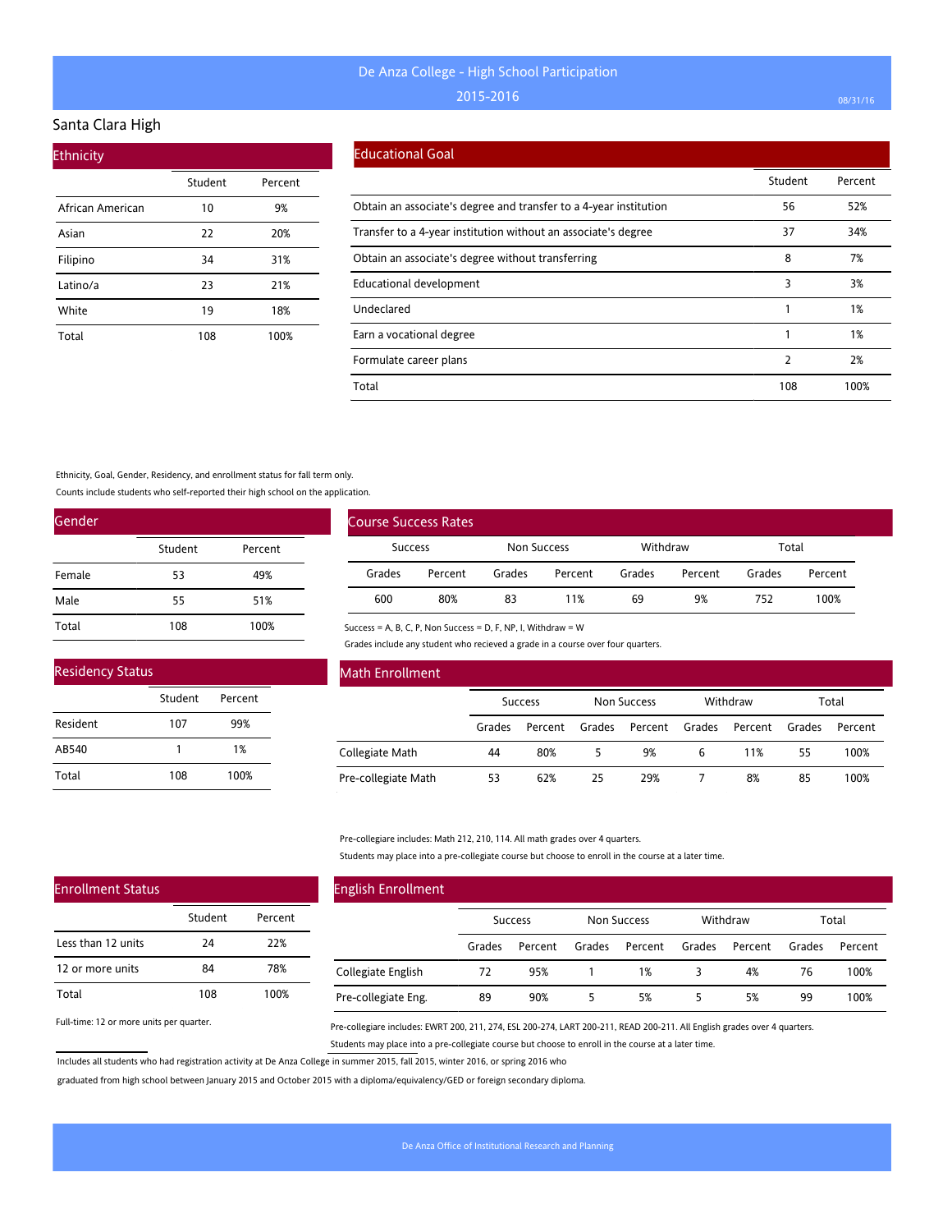# De Anza College - High School Participation

## 2015-2016

## Santa Clara High

### Ethnicity

| | Student | Percent |
|---|---|---|
| African American | 10 | 9% |
| Asian | 22 | 20% |
| Filipino | 34 | 31% |
| Latino/a | 23 | 21% |
| White | 19 | 18% |
| Total | 108 | 100% |

### Educational Goal

| | Student | Percent |
|---|---|---|
| Obtain an associate's degree and transfer to a 4-year institution | 56 | 52% |
| Transfer to a 4-year institution without an associate's degree | 37 | 34% |
| Obtain an associate's degree without transferring | 8 | 7% |
| Educational development | 3 | 3% |
| Undeclared | 1 | 1% |
| Earn a vocational degree | 1 | 1% |
| Formulate career plans | 2 | 2% |
| Total | 108 | 100% |

Ethnicity, Goal, Gender, Residency, and enrollment status for fall term only.

Counts include students who self-reported their high school on the application.

### Gender

| | Student | Percent |
|---|---|---|
| Female | 53 | 49% |
| Male | 55 | 51% |
| Total | 108 | 100% |

### Course Success Rates

| Success | | Non Success | | Withdraw | | Total | |
|---|---|---|---|---|---|---|---|
| Grades | Percent | Grades | Percent | Grades | Percent | Grades | Percent |
| 600 | 80% | 83 | 11% | 69 | 9% | 752 | 100% |

Success = A, B, C, P, Non Success = D, F, NP, I, Withdraw = W

Grades include any student who recieved a grade in a course over four quarters.

### Residency Status

| | Student | Percent |
|---|---|---|
| Resident | 107 | 99% |
| AB540 | 1 | 1% |
| Total | 108 | 100% |

### Math Enrollment

| | Success | | Non Success | | Withdraw | | Total | |
|---|---|---|---|---|---|---|---|---|
| | Grades | Percent | Grades | Percent | Grades | Percent | Grades | Percent |
| Collegiate Math | 44 | 80% | 5 | 9% | 6 | 11% | 55 | 100% |
| Pre-collegiate Math | 53 | 62% | 25 | 29% | 7 | 8% | 85 | 100% |

Pre-collegiare includes: Math 212, 210, 114. All math grades over 4 quarters.

Students may place into a pre-collegiate course but choose to enroll in the course at a later time.

### Enrollment Status

| | Student | Percent |
|---|---|---|
| Less than 12 units | 24 | 22% |
| 12 or more units | 84 | 78% |
| Total | 108 | 100% |

Full-time: 12 or more units per quarter.

### English Enrollment

| | Success | | Non Success | | Withdraw | | Total | |
|---|---|---|---|---|---|---|---|---|
| | Grades | Percent | Grades | Percent | Grades | Percent | Grades | Percent |
| Collegiate English | 72 | 95% | 1 | 1% | 3 | 4% | 76 | 100% |
| Pre-collegiate Eng. | 89 | 90% | 5 | 5% | 5 | 5% | 99 | 100% |

Pre-collegiare includes: EWRT 200, 211, 274, ESL 200-274, LART 200-211, READ 200-211. All English grades over 4 quarters.

Students may place into a pre-collegiate course but choose to enroll in the course at a later time.

Includes all students who had registration activity at De Anza College in summer 2015, fall 2015, winter 2016, or spring 2016 who graduated from high school between January 2015 and October 2015 with a diploma/equivalency/GED or foreign secondary diploma.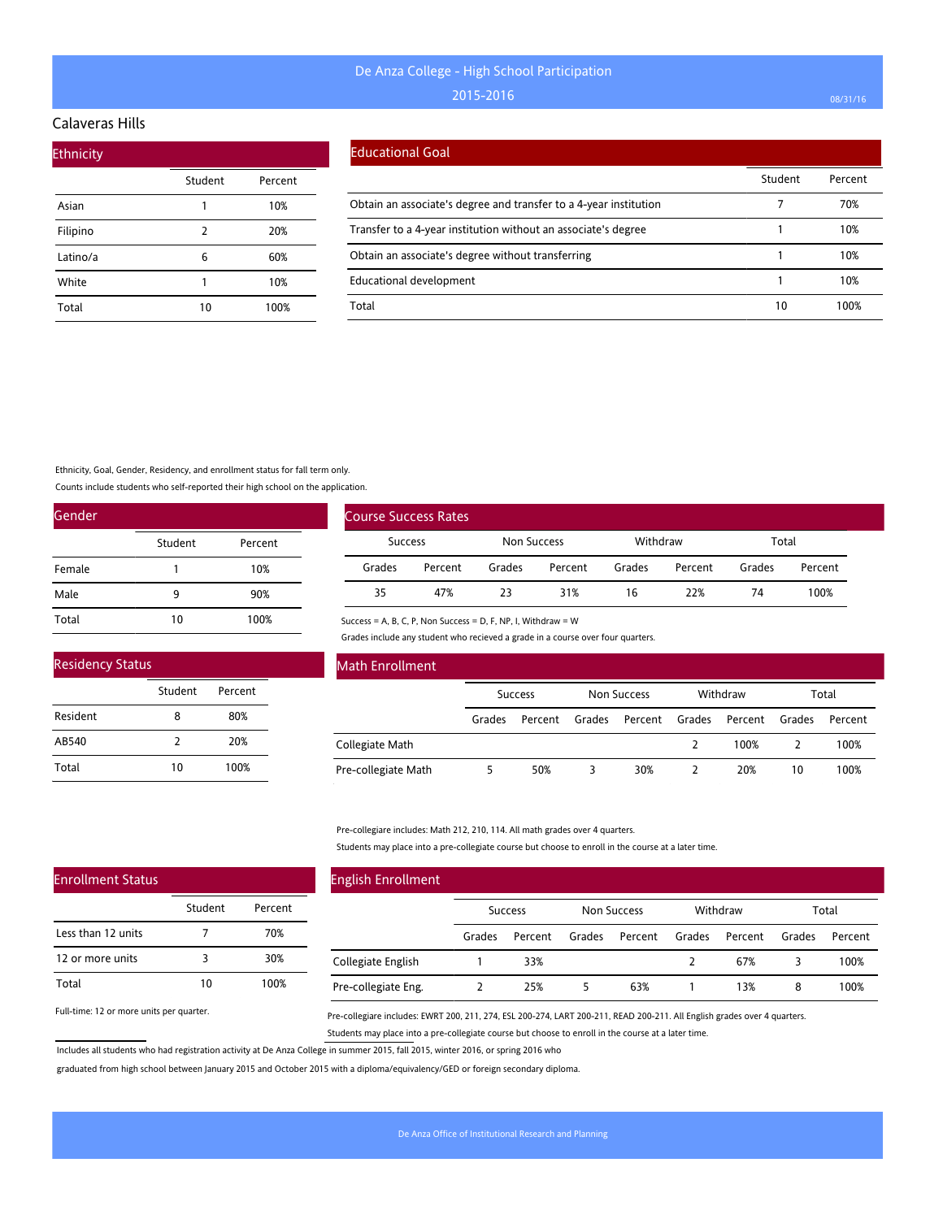# De Anza College - High School Participation
## 2015-2016

08/31/16

### Calaveras Hills

#### Ethnicity

| | Student | Percent |
|---|---|---|
| Asian | 1 | 10% |
| Filipino | 2 | 20% |
| Latino/a | 6 | 60% |
| White | 1 | 10% |
| Total | 10 | 100% |

#### Educational Goal

| | Student | Percent |
|---|---|---|
| Obtain an associate's degree and transfer to a 4-year institution | 7 | 70% |
| Transfer to a 4-year institution without an associate's degree | 1 | 10% |
| Obtain an associate's degree without transferring | 1 | 10% |
| Educational development | 1 | 10% |
| Total | 10 | 100% |

Ethnicity, Goal, Gender, Residency, and enrollment status for fall term only.

Counts include students who self-reported their high school on the application.

#### Gender

| | Student | Percent |
|---|---|---|
| Female | 1 | 10% |
| Male | 9 | 90% |
| Total | 10 | 100% |

#### Course Success Rates

| Success | | Non Success | | Withdraw | | Total | |
|---|---|---|---|---|---|---|---|
| Grades | Percent | Grades | Percent | Grades | Percent | Grades | Percent |
| 35 | 47% | 23 | 31% | 16 | 22% | 74 | 100% |

Success = A, B, C, P, Non Success = D, F, NP, I, Withdraw = W

Grades include any student who recieved a grade in a course over four quarters.

#### Residency Status

| | Student | Percent |
|---|---|---|
| Resident | 8 | 80% |
| AB540 | 2 | 20% |
| Total | 10 | 100% |

#### Math Enrollment

| | Success | | Non Success | | Withdraw | | Total | |
|---|---|---|---|---|---|---|---|---|
| | Grades | Percent | Grades | Percent | Grades | Percent | Grades | Percent |
| Collegiate Math | | | | | 2 | 100% | 2 | 100% |
| Pre-collegiate Math | 5 | 50% | 3 | 30% | 2 | 20% | 10 | 100% |

Pre-collegiare includes: Math 212, 210, 114. All math grades over 4 quarters.

Students may place into a pre-collegiate course but choose to enroll in the course at a later time.

#### Enrollment Status

| | Student | Percent |
|---|---|---|
| Less than 12 units | 7 | 70% |
| 12 or more units | 3 | 30% |
| Total | 10 | 100% |

Full-time: 12 or more units per quarter.

#### English Enrollment

| | Success | | Non Success | | Withdraw | | Total | |
|---|---|---|---|---|---|---|---|---|
| | Grades | Percent | Grades | Percent | Grades | Percent | Grades | Percent |
| Collegiate English | 1 | 33% | | | 2 | 67% | 3 | 100% |
| Pre-collegiate Eng. | 2 | 25% | 5 | 63% | 1 | 13% | 8 | 100% |

Pre-collegiare includes: EWRT 200, 211, 274, ESL 200-274, LART 200-211, READ 200-211. All English grades over 4 quarters.

Students may place into a pre-collegiate course but choose to enroll in the course at a later time.

Includes all students who had registration activity at De Anza College in summer 2015, fall 2015, winter 2016, or spring 2016 who graduated from high school between January 2015 and October 2015 with a diploma/equivalency/GED or foreign secondary diploma.

De Anza Office of Institutional Research and Planning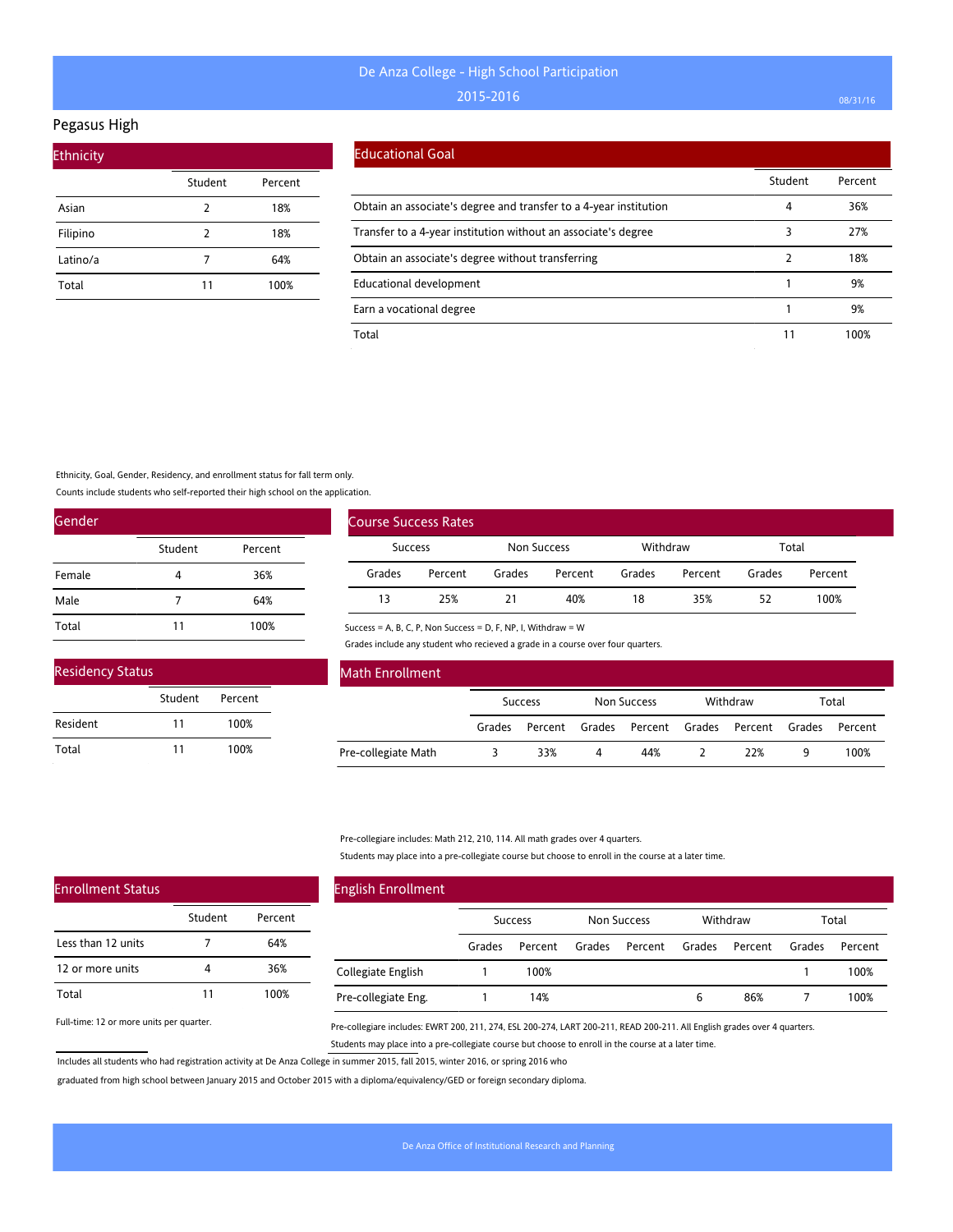# De Anza College - High School Participation

## 2015-2016

## Pegasus High

### Ethnicity

| | Student | Percent |
|---|---|---|
| Asian | 2 | 18% |
| Filipino | 2 | 18% |
| Latino/a | 7 | 64% |
| Total | 11 | 100% |

### Educational Goal

| | Student | Percent |
|---|---|---|
| Obtain an associate's degree and transfer to a 4-year institution | 4 | 36% |
| Transfer to a 4-year institution without an associate's degree | 3 | 27% |
| Obtain an associate's degree without transferring | 2 | 18% |
| Educational development | 1 | 9% |
| Earn a vocational degree | 1 | 9% |
| Total | 11 | 100% |

Ethnicity, Goal, Gender, Residency, and enrollment status for fall term only.

Counts include students who self-reported their high school on the application.

### Gender

| | Student | Percent |
|---|---|---|
| Female | 4 | 36% |
| Male | 7 | 64% |
| Total | 11 | 100% |

### Course Success Rates

| Success | | Non Success | | Withdraw | | Total | |
|---|---|---|---|---|---|---|---|
| Grades | Percent | Grades | Percent | Grades | Percent | Grades | Percent |
| 13 | 25% | 21 | 40% | 18 | 35% | 52 | 100% |

Success = A, B, C, P, Non Success = D, F, NP, I, Withdraw = W

Grades include any student who recieved a grade in a course over four quarters.

### Residency Status

| | Student | Percent |
|---|---|---|
| Resident | 11 | 100% |
| Total | 11 | 100% |

### Math Enrollment

| | Success | | Non Success | | Withdraw | | Total | |
|---|---|---|---|---|---|---|---|---|
| | Grades | Percent | Grades | Percent | Grades | Percent | Grades | Percent |
| Pre-collegiate Math | 3 | 33% | 4 | 44% | 2 | 22% | 9 | 100% |

Pre-collegiare includes: Math 212, 210, 114. All math grades over 4 quarters.

Students may place into a pre-collegiate course but choose to enroll in the course at a later time.

### Enrollment Status

| | Student | Percent |
|---|---|---|
| Less than 12 units | 7 | 64% |
| 12 or more units | 4 | 36% |
| Total | 11 | 100% |

Full-time: 12 or more units per quarter.

### English Enrollment

| | Success | | Non Success | | Withdraw | | Total | |
|---|---|---|---|---|---|---|---|---|
| | Grades | Percent | Grades | Percent | Grades | Percent | Grades | Percent |
| Collegiate English | 1 | 100% | | | | | 1 | 100% |
| Pre-collegiate Eng. | 1 | 14% | | | 6 | 86% | 7 | 100% |

Pre-collegiare includes: EWRT 200, 211, 274, ESL 200-274, LART 200-211, READ 200-211. All English grades over 4 quarters.

Students may place into a pre-collegiate course but choose to enroll in the course at a later time.

Includes all students who had registration activity at De Anza College in summer 2015, fall 2015, winter 2016, or spring 2016 who graduated from high school between January 2015 and October 2015 with a diploma/equivalency/GED or foreign secondary diploma.

De Anza Office of Institutional Research and Planning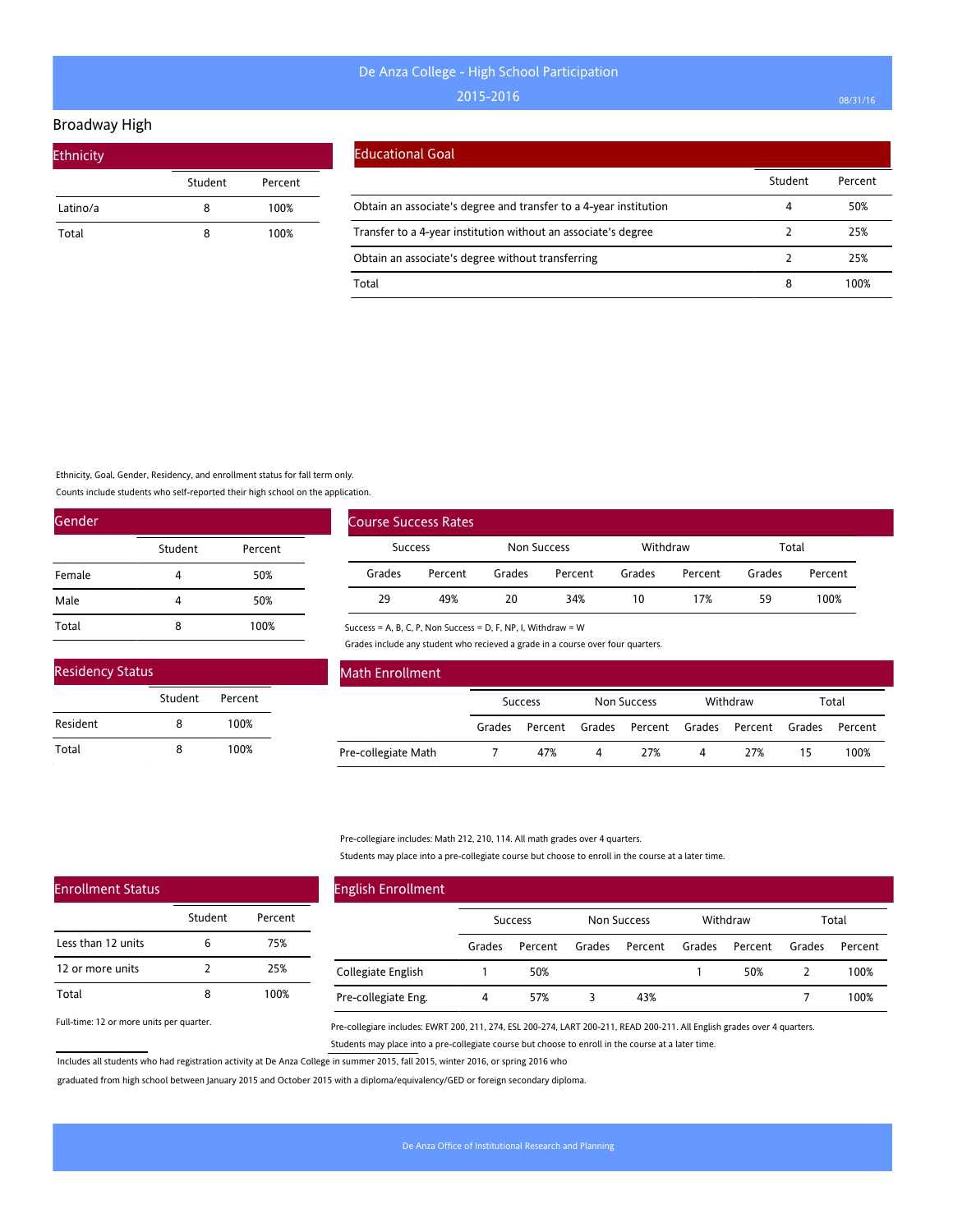# De Anza College - High School Participation

## 2015-2016

08/31/16

## Broadway High

### Ethnicity

| | Student | Percent |
|---|---|---|
| Latino/a | 8 | 100% |
| Total | 8 | 100% |

### Educational Goal

| | Student | Percent |
|---|---|---|
| Obtain an associate's degree and transfer to a 4-year institution | 4 | 50% |
| Transfer to a 4-year institution without an associate's degree | 2 | 25% |
| Obtain an associate's degree without transferring | 2 | 25% |
| Total | 8 | 100% |

Ethnicity, Goal, Gender, Residency, and enrollment status for fall term only.

Counts include students who self-reported their high school on the application.

### Gender

| | Student | Percent |
|---|---|---|
| Female | 4 | 50% |
| Male | 4 | 50% |
| Total | 8 | 100% |

### Course Success Rates

| Success | | Non Success | | Withdraw | | Total | |
|---|---|---|---|---|---|---|---|
| Grades | Percent | Grades | Percent | Grades | Percent | Grades | Percent |
| 29 | 49% | 20 | 34% | 10 | 17% | 59 | 100% |

Success = A, B, C, P, Non Success = D, F, NP, I, Withdraw = W

Grades include any student who recieved a grade in a course over four quarters.

### Residency Status

| | Student | Percent |
|---|---|---|
| Resident | 8 | 100% |
| Total | 8 | 100% |

### Math Enrollment

| | Success | | Non Success | | Withdraw | | Total | |
|---|---|---|---|---|---|---|---|---|
| | Grades | Percent | Grades | Percent | Grades | Percent | Grades | Percent |
| Pre-collegiate Math | 7 | 47% | 4 | 27% | 4 | 27% | 15 | 100% |

Pre-collegiare includes: Math 212, 210, 114. All math grades over 4 quarters.

Students may place into a pre-collegiate course but choose to enroll in the course at a later time.

### Enrollment Status

| | Student | Percent |
|---|---|---|
| Less than 12 units | 6 | 75% |
| 12 or more units | 2 | 25% |
| Total | 8 | 100% |

Full-time: 12 or more units per quarter.

### English Enrollment

| | Success | | Non Success | | Withdraw | | Total | |
|---|---|---|---|---|---|---|---|---|
| | Grades | Percent | Grades | Percent | Grades | Percent | Grades | Percent |
| Collegiate English | 1 | 50% | | | 1 | 50% | 2 | 100% |
| Pre-collegiate Eng. | 4 | 57% | 3 | 43% | | | 7 | 100% |

Pre-collegiare includes: EWRT 200, 211, 274, ESL 200-274, LART 200-211, READ 200-211. All English grades over 4 quarters.

Students may place into a pre-collegiate course but choose to enroll in the course at a later time.

Includes all students who had registration activity at De Anza College in summer 2015, fall 2015, winter 2016, or spring 2016 who graduated from high school between January 2015 and October 2015 with a diploma/equivalency/GED or foreign secondary diploma.

De Anza Office of Institutional Research and Planning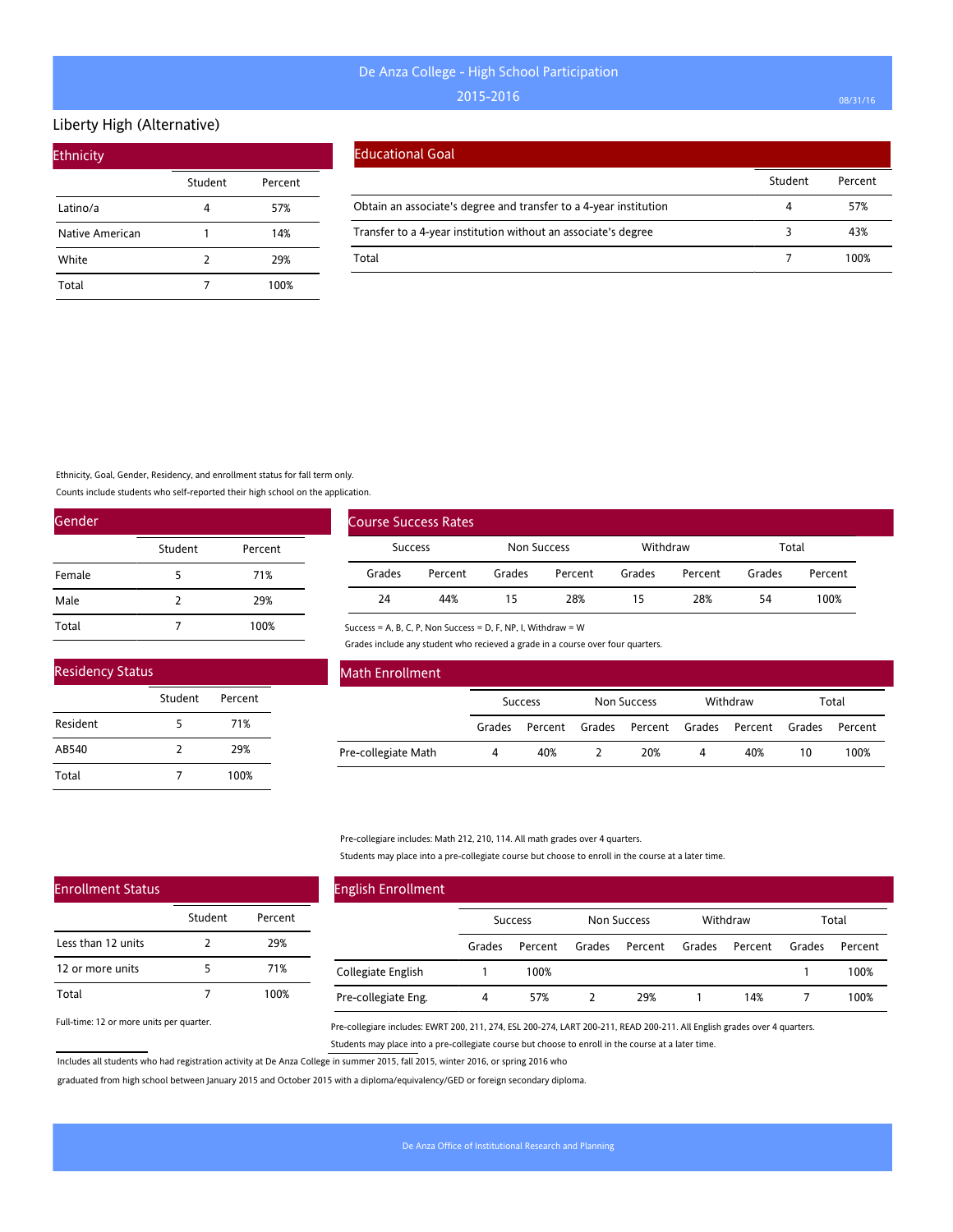# De Anza College - High School Participation

## 2015-2016

### Liberty High (Alternative)

#### Ethnicity

| | Student | Percent |
|---|---|---|
| Latino/a | 4 | 57% |
| Native American | 1 | 14% |
| White | 2 | 29% |
| Total | 7 | 100% |

#### Educational Goal

| | Student | Percent |
|---|---|---|
| Obtain an associate's degree and transfer to a 4-year institution | 4 | 57% |
| Transfer to a 4-year institution without an associate's degree | 3 | 43% |
| Total | 7 | 100% |

Ethnicity, Goal, Gender, Residency, and enrollment status for fall term only.

Counts include students who self-reported their high school on the application.

#### Gender

| | Student | Percent |
|---|---|---|
| Female | 5 | 71% |
| Male | 2 | 29% |
| Total | 7 | 100% |

#### Course Success Rates

| Success | | Non Success | | Withdraw | | Total | |
|---|---|---|---|---|---|---|---|
| Grades | Percent | Grades | Percent | Grades | Percent | Grades | Percent |
| 24 | 44% | 15 | 28% | 15 | 28% | 54 | 100% |

Success = A, B, C, P, Non Success = D, F, NP, I, Withdraw = W

Grades include any student who recieved a grade in a course over four quarters.

#### Residency Status

| | Student | Percent |
|---|---|---|
| Resident | 5 | 71% |
| AB540 | 2 | 29% |
| Total | 7 | 100% |

#### Math Enrollment

| | Success | | Non Success | | Withdraw | | Total | |
|---|---|---|---|---|---|---|---|---|
| | Grades | Percent | Grades | Percent | Grades | Percent | Grades | Percent |
| Pre-collegiate Math | 4 | 40% | 2 | 20% | 4 | 40% | 10 | 100% |

Pre-collegiare includes: Math 212, 210, 114. All math grades over 4 quarters.

Students may place into a pre-collegiate course but choose to enroll in the course at a later time.

#### Enrollment Status

| | Student | Percent |
|---|---|---|
| Less than 12 units | 2 | 29% |
| 12 or more units | 5 | 71% |
| Total | 7 | 100% |

Full-time: 12 or more units per quarter.

#### English Enrollment

| | Success | | Non Success | | Withdraw | | Total | |
|---|---|---|---|---|---|---|---|---|
| | Grades | Percent | Grades | Percent | Grades | Percent | Grades | Percent |
| Collegiate English | 1 | 100% | | | | | 1 | 100% |
| Pre-collegiate Eng. | 4 | 57% | 2 | 29% | 1 | 14% | 7 | 100% |

Pre-collegiare includes: EWRT 200, 211, 274, ESL 200-274, LART 200-211, READ 200-211. All English grades over 4 quarters.

Students may place into a pre-collegiate course but choose to enroll in the course at a later time.

Includes all students who had registration activity at De Anza College in summer 2015, fall 2015, winter 2016, or spring 2016 who graduated from high school between January 2015 and October 2015 with a diploma/equivalency/GED or foreign secondary diploma.

De Anza Office of Institutional Research and Planning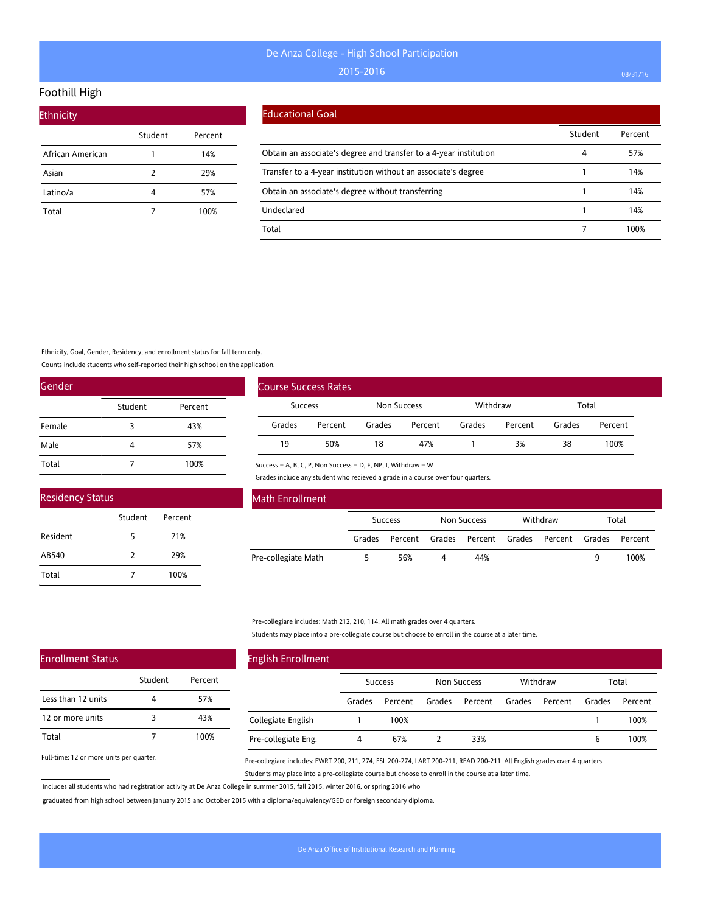# De Anza College - High School Participation

## 2015-2016

## Foothill High

### Ethnicity

| | Student | Percent |
|---|---|---|
| African American | 1 | 14% |
| Asian | 2 | 29% |
| Latino/a | 4 | 57% |
| Total | 7 | 100% |

### Educational Goal

| | Student | Percent |
|---|---|---|
| Obtain an associate's degree and transfer to a 4-year institution | 4 | 57% |
| Transfer to a 4-year institution without an associate's degree | 1 | 14% |
| Obtain an associate's degree without transferring | 1 | 14% |
| Undeclared | 1 | 14% |
| Total | 7 | 100% |

Ethnicity, Goal, Gender, Residency, and enrollment status for fall term only.

Counts include students who self-reported their high school on the application.

### Gender

| | Student | Percent |
|---|---|---|
| Female | 3 | 43% |
| Male | 4 | 57% |
| Total | 7 | 100% |

### Course Success Rates

| Success | | Non Success | | Withdraw | | Total | |
|---|---|---|---|---|---|---|---|
| Grades | Percent | Grades | Percent | Grades | Percent | Grades | Percent |
| 19 | 50% | 18 | 47% | 1 | 3% | 38 | 100% |

Success = A, B, C, P, Non Success = D, F, NP, I, Withdraw = W

Grades include any student who recieved a grade in a course over four quarters.

### Residency Status

| | Student | Percent |
|---|---|---|
| Resident | 5 | 71% |
| AB540 | 2 | 29% |
| Total | 7 | 100% |

### Math Enrollment

| | Success | | Non Success | | Withdraw | | Total | |
|---|---|---|---|---|---|---|---|---|
| | Grades | Percent | Grades | Percent | Grades | Percent | Grades | Percent |
| Pre-collegiate Math | 5 | 56% | 4 | 44% | | | 9 | 100% |

Pre-collegiare includes: Math 212, 210, 114. All math grades over 4 quarters.

Students may place into a pre-collegiate course but choose to enroll in the course at a later time.

### Enrollment Status

| | Student | Percent |
|---|---|---|
| Less than 12 units | 4 | 57% |
| 12 or more units | 3 | 43% |
| Total | 7 | 100% |

Full-time: 12 or more units per quarter.

### English Enrollment

| | Success | | Non Success | | Withdraw | | Total | |
|---|---|---|---|---|---|---|---|---|
| | Grades | Percent | Grades | Percent | Grades | Percent | Grades | Percent |
| Collegiate English | 1 | 100% | | | | | 1 | 100% |
| Pre-collegiate Eng. | 4 | 67% | 2 | 33% | | | 6 | 100% |

Pre-collegiare includes: EWRT 200, 211, 274, ESL 200-274, LART 200-211, READ 200-211. All English grades over 4 quarters.

Students may place into a pre-collegiate course but choose to enroll in the course at a later time.

Includes all students who had registration activity at De Anza College in summer 2015, fall 2015, winter 2016, or spring 2016 who graduated from high school between January 2015 and October 2015 with a diploma/equivalency/GED or foreign secondary diploma.

De Anza Office of Institutional Research and Planning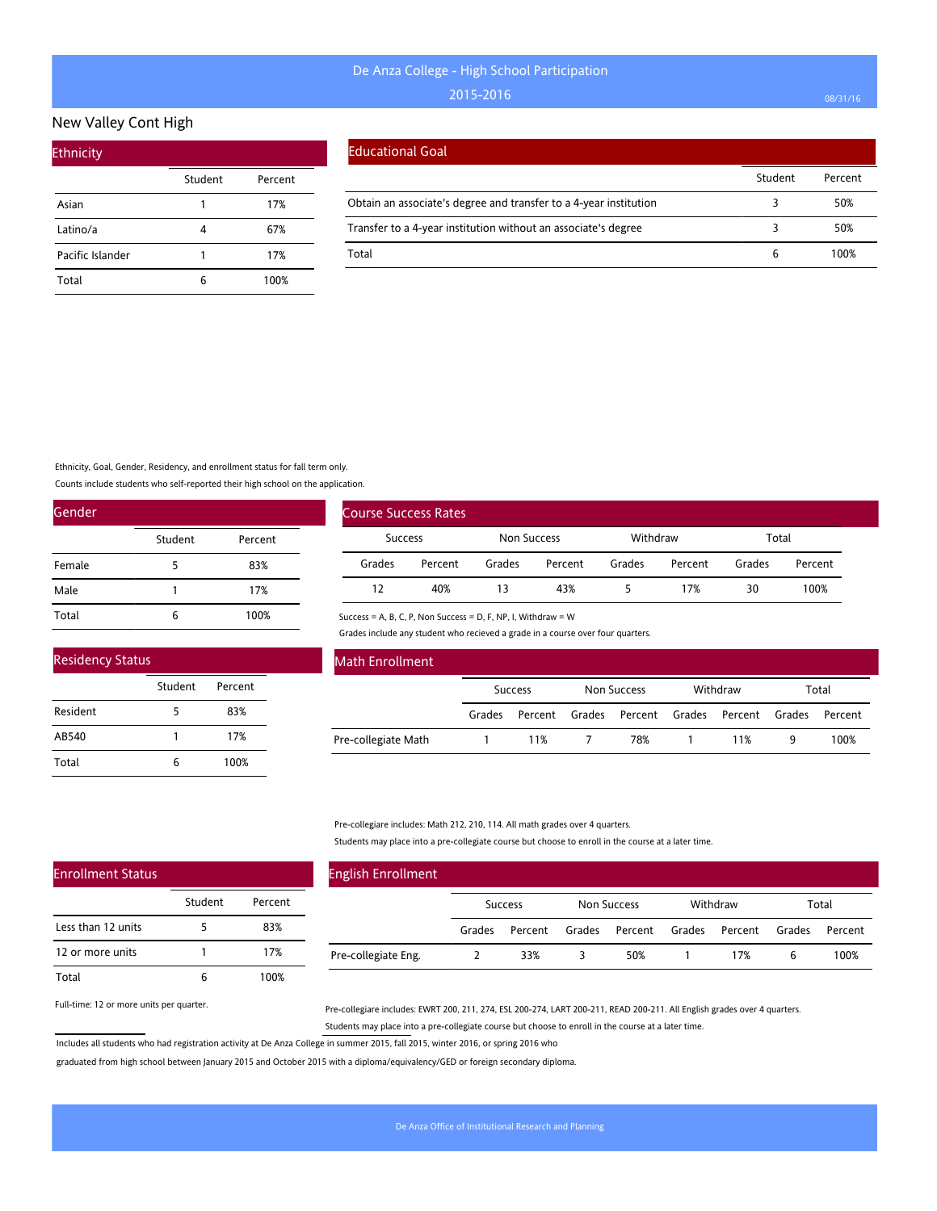# De Anza College - High School Participation
## 2015-2016

### New Valley Cont High

#### Ethnicity

| | Student | Percent |
|---|---|---|
| Asian | 1 | 17% |
| Latino/a | 4 | 67% |
| Pacific Islander | 1 | 17% |
| Total | 6 | 100% |

#### Educational Goal

| | Student | Percent |
|---|---|---|
| Obtain an associate's degree and transfer to a 4-year institution | 3 | 50% |
| Transfer to a 4-year institution without an associate's degree | 3 | 50% |
| Total | 6 | 100% |

Ethnicity, Goal, Gender, Residency, and enrollment status for fall term only.

Counts include students who self-reported their high school on the application.

#### Gender

| | Student | Percent |
|---|---|---|
| Female | 5 | 83% |
| Male | 1 | 17% |
| Total | 6 | 100% |

#### Course Success Rates

| Success | | Non Success | | Withdraw | | Total | |
|---|---|---|---|---|---|---|---|
| Grades | Percent | Grades | Percent | Grades | Percent | Grades | Percent |
| 12 | 40% | 13 | 43% | 5 | 17% | 30 | 100% |

Success = A, B, C, P, Non Success = D, F, NP, I, Withdraw = W

Grades include any student who recieved a grade in a course over four quarters.

#### Residency Status

| | Student | Percent |
|---|---|---|
| Resident | 5 | 83% |
| AB540 | 1 | 17% |
| Total | 6 | 100% |

#### Math Enrollment

| | Success | | Non Success | | Withdraw | | Total | |
|---|---|---|---|---|---|---|---|---|
| | Grades | Percent | Grades | Percent | Grades | Percent | Grades | Percent |
| Pre-collegiate Math | 1 | 11% | 7 | 78% | 1 | 11% | 9 | 100% |

Pre-collegiare includes: Math 212, 210, 114. All math grades over 4 quarters.

Students may place into a pre-collegiate course but choose to enroll in the course at a later time.

#### Enrollment Status

| | Student | Percent |
|---|---|---|
| Less than 12 units | 5 | 83% |
| 12 or more units | 1 | 17% |
| Total | 6 | 100% |

Full-time: 12 or more units per quarter.

#### English Enrollment

| | Success | | Non Success | | Withdraw | | Total | |
|---|---|---|---|---|---|---|---|---|
| | Grades | Percent | Grades | Percent | Grades | Percent | Grades | Percent |
| Pre-collegiate Eng. | 2 | 33% | 3 | 50% | 1 | 17% | 6 | 100% |

Pre-collegiare includes: EWRT 200, 211, 274, ESL 200-274, LART 200-211, READ 200-211. All English grades over 4 quarters.

Students may place into a pre-collegiate course but choose to enroll in the course at a later time.

Includes all students who had registration activity at De Anza College in summer 2015, fall 2015, winter 2016, or spring 2016 who graduated from high school between January 2015 and October 2015 with a diploma/equivalency/GED or foreign secondary diploma.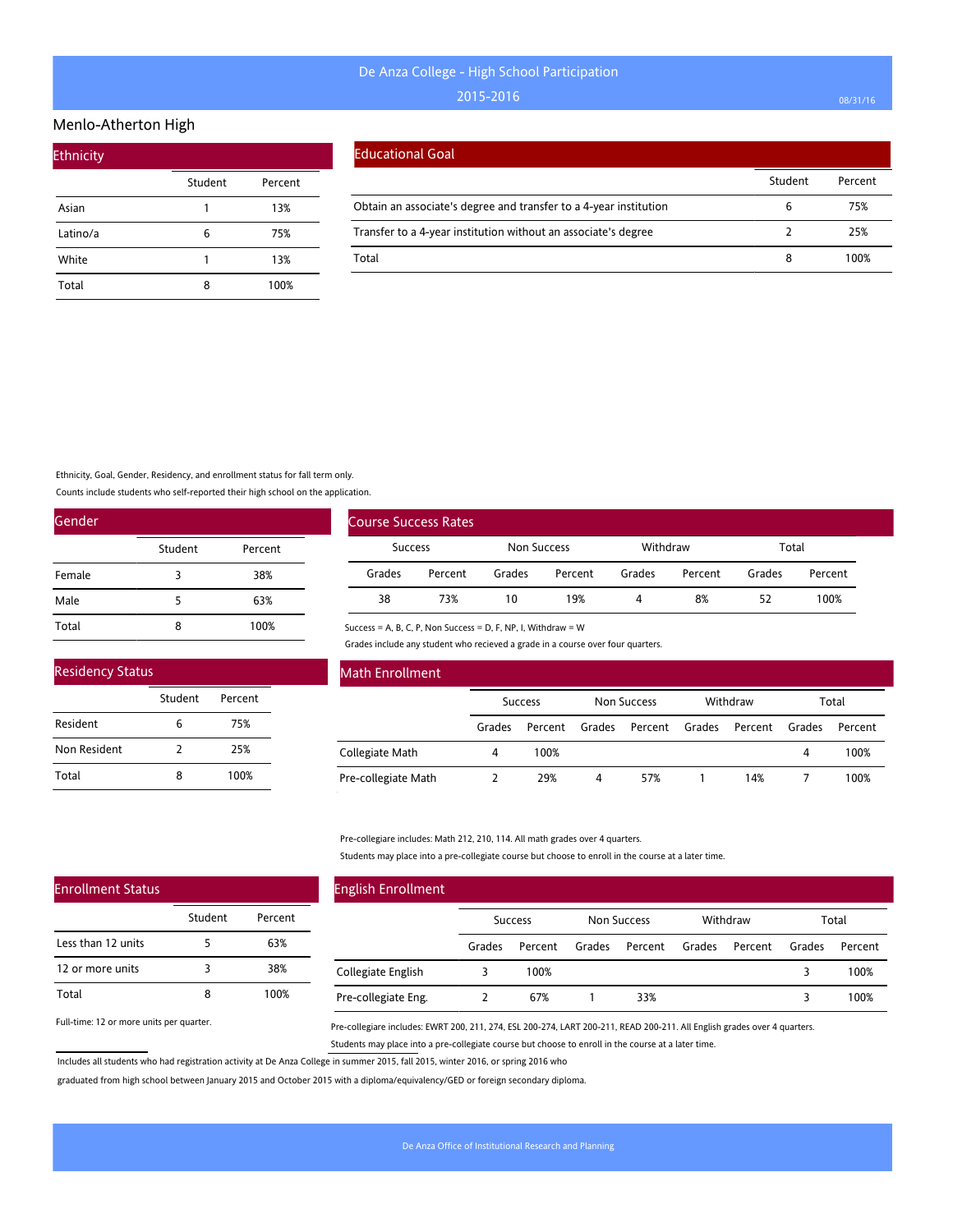# De Anza College - High School Participation

## 2015-2016

## Menlo-Atherton High

### Ethnicity

| | Student | Percent |
|---|---|---|
| Asian | 1 | 13% |
| Latino/a | 6 | 75% |
| White | 1 | 13% |
| Total | 8 | 100% |

### Educational Goal

| | Student | Percent |
|---|---|---|
| Obtain an associate's degree and transfer to a 4-year institution | 6 | 75% |
| Transfer to a 4-year institution without an associate's degree | 2 | 25% |
| Total | 8 | 100% |

Ethnicity, Goal, Gender, Residency, and enrollment status for fall term only.

Counts include students who self-reported their high school on the application.

### Gender

| | Student | Percent |
|---|---|---|
| Female | 3 | 38% |
| Male | 5 | 63% |
| Total | 8 | 100% |

### Course Success Rates

| Success | | Non Success | | Withdraw | | Total | |
|---|---|---|---|---|---|---|---|
| Grades | Percent | Grades | Percent | Grades | Percent | Grades | Percent |
| 38 | 73% | 10 | 19% | 4 | 8% | 52 | 100% |

Success = A, B, C, P, Non Success = D, F, NP, I, Withdraw = W

Grades include any student who recieved a grade in a course over four quarters.

### Residency Status

| | Student | Percent |
|---|---|---|
| Resident | 6 | 75% |
| Non Resident | 2 | 25% |
| Total | 8 | 100% |

### Math Enrollment

| | Success | | Non Success | | Withdraw | | Total | |
|---|---|---|---|---|---|---|---|---|
| | Grades | Percent | Grades | Percent | Grades | Percent | Grades | Percent |
| Collegiate Math | 4 | 100% | | | | | 4 | 100% |
| Pre-collegiate Math | 2 | 29% | 4 | 57% | 1 | 14% | 7 | 100% |

Pre-collegiare includes: Math 212, 210, 114. All math grades over 4 quarters.

Students may place into a pre-collegiate course but choose to enroll in the course at a later time.

### Enrollment Status

| | Student | Percent |
|---|---|---|
| Less than 12 units | 5 | 63% |
| 12 or more units | 3 | 38% |
| Total | 8 | 100% |

Full-time: 12 or more units per quarter.

### English Enrollment

| | Success | | Non Success | | Withdraw | | Total | |
|---|---|---|---|---|---|---|---|---|
| | Grades | Percent | Grades | Percent | Grades | Percent | Grades | Percent |
| Collegiate English | 3 | 100% | | | | | 3 | 100% |
| Pre-collegiate Eng. | 2 | 67% | 1 | 33% | | | 3 | 100% |

Pre-collegiare includes: EWRT 200, 211, 274, ESL 200-274, LART 200-211, READ 200-211. All English grades over 4 quarters.

Students may place into a pre-collegiate course but choose to enroll in the course at a later time.

Includes all students who had registration activity at De Anza College in summer 2015, fall 2015, winter 2016, or spring 2016 who graduated from high school between January 2015 and October 2015 with a diploma/equivalency/GED or foreign secondary diploma.